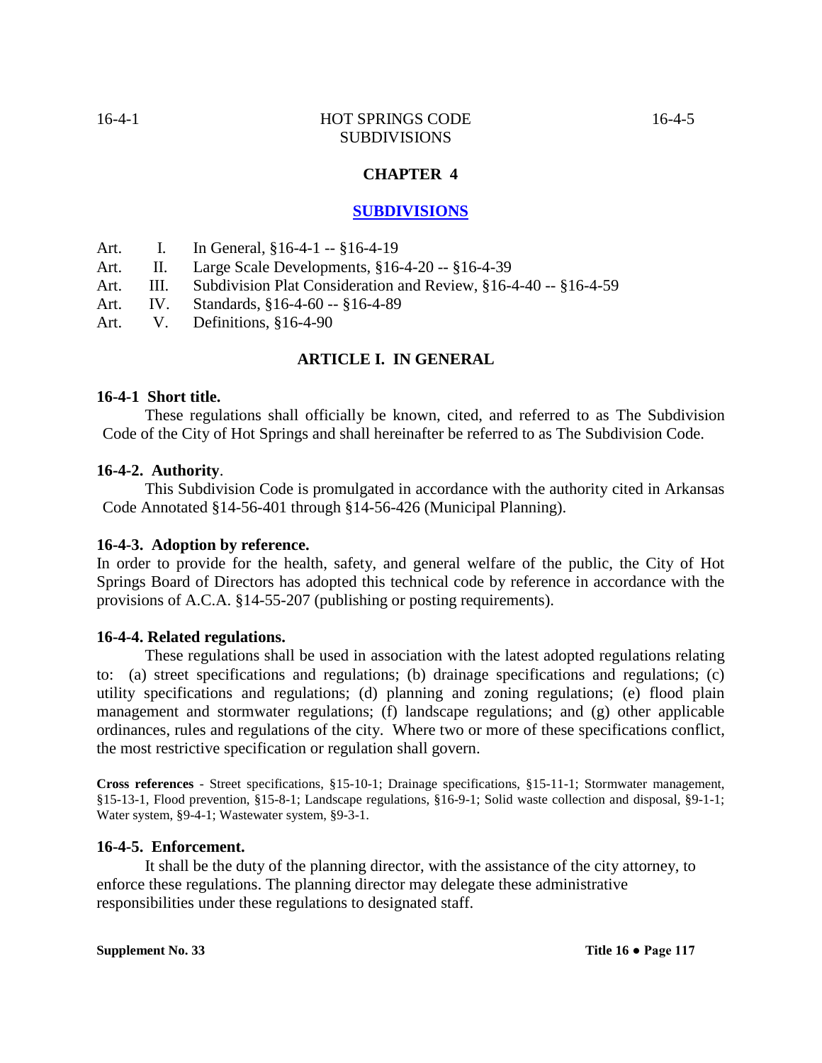# CHAPTER 4

## SUBDIVISIONS

Art. I. In General, §16-4-1 -- §16-4-19
Art. II. Large Scale Developments, §16-4-20 -- §16-4-39
Art. III. Subdivision Plat Consideration and Review, §16-4-40 -- §16-4-59
Art. IV. Standards, §16-4-60 -- §16-4-89
Art. V. Definitions, §16-4-90

### ARTICLE I. IN GENERAL

**16-4-1 Short title.**

These regulations shall officially be known, cited, and referred to as The Subdivision Code of the City of Hot Springs and shall hereinafter be referred to as The Subdivision Code.

**16-4-2. Authority**.

This Subdivision Code is promulgated in accordance with the authority cited in Arkansas Code Annotated §14-56-401 through §14-56-426 (Municipal Planning).

**16-4-3. Adoption by reference.**

In order to provide for the health, safety, and general welfare of the public, the City of Hot Springs Board of Directors has adopted this technical code by reference in accordance with the provisions of A.C.A. §14-55-207 (publishing or posting requirements).

**16-4-4. Related regulations.**

These regulations shall be used in association with the latest adopted regulations relating to: (a) street specifications and regulations; (b) drainage specifications and regulations; (c) utility specifications and regulations; (d) planning and zoning regulations; (e) flood plain management and stormwater regulations; (f) landscape regulations; and (g) other applicable ordinances, rules and regulations of the city. Where two or more of these specifications conflict, the most restrictive specification or regulation shall govern.

**Cross references** - Street specifications, §15-10-1; Drainage specifications, §15-11-1; Stormwater management, §15-13-1, Flood prevention, §15-8-1; Landscape regulations, §16-9-1; Solid waste collection and disposal, §9-1-1; Water system, §9-4-1; Wastewater system, §9-3-1.

**16-4-5. Enforcement.**

It shall be the duty of the planning director, with the assistance of the city attorney, to enforce these regulations. The planning director may delegate these administrative responsibilities under these regulations to designated staff.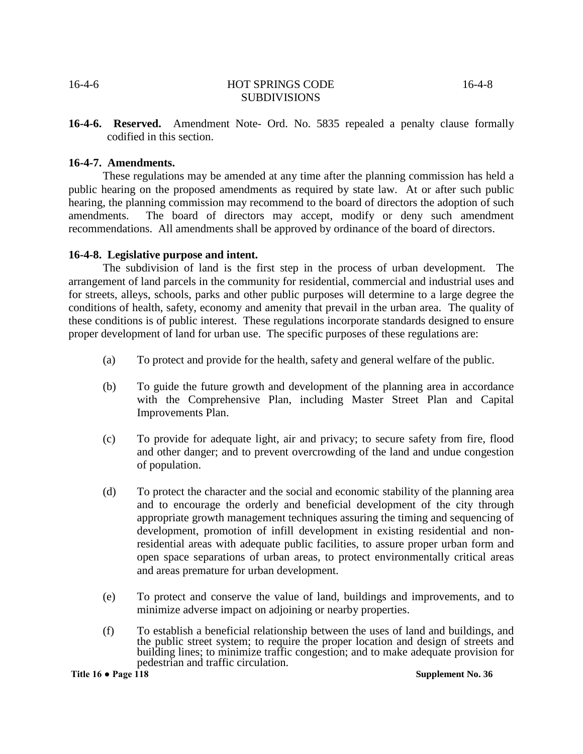**16-4-6. Reserved.** Amendment Note- Ord. No. 5835 repealed a penalty clause formally codified in this section.

**16-4-7. Amendments.**

These regulations may be amended at any time after the planning commission has held a public hearing on the proposed amendments as required by state law. At or after such public hearing, the planning commission may recommend to the board of directors the adoption of such amendments. The board of directors may accept, modify or deny such amendment recommendations. All amendments shall be approved by ordinance of the board of directors.

**16-4-8. Legislative purpose and intent.**

The subdivision of land is the first step in the process of urban development. The arrangement of land parcels in the community for residential, commercial and industrial uses and for streets, alleys, schools, parks and other public purposes will determine to a large degree the conditions of health, safety, economy and amenity that prevail in the urban area. The quality of these conditions is of public interest. These regulations incorporate standards designed to ensure proper development of land for urban use. The specific purposes of these regulations are:

(a) To protect and provide for the health, safety and general welfare of the public.

(b) To guide the future growth and development of the planning area in accordance with the Comprehensive Plan, including Master Street Plan and Capital Improvements Plan.

(c) To provide for adequate light, air and privacy; to secure safety from fire, flood and other danger; and to prevent overcrowding of the land and undue congestion of population.

(d) To protect the character and the social and economic stability of the planning area and to encourage the orderly and beneficial development of the city through appropriate growth management techniques assuring the timing and sequencing of development, promotion of infill development in existing residential and non-residential areas with adequate public facilities, to assure proper urban form and open space separations of urban areas, to protect environmentally critical areas and areas premature for urban development.

(e) To protect and conserve the value of land, buildings and improvements, and to minimize adverse impact on adjoining or nearby properties.

(f) To establish a beneficial relationship between the uses of land and buildings, and the public street system; to require the proper location and design of streets and building lines; to minimize traffic congestion; and to make adequate provision for pedestrian and traffic circulation.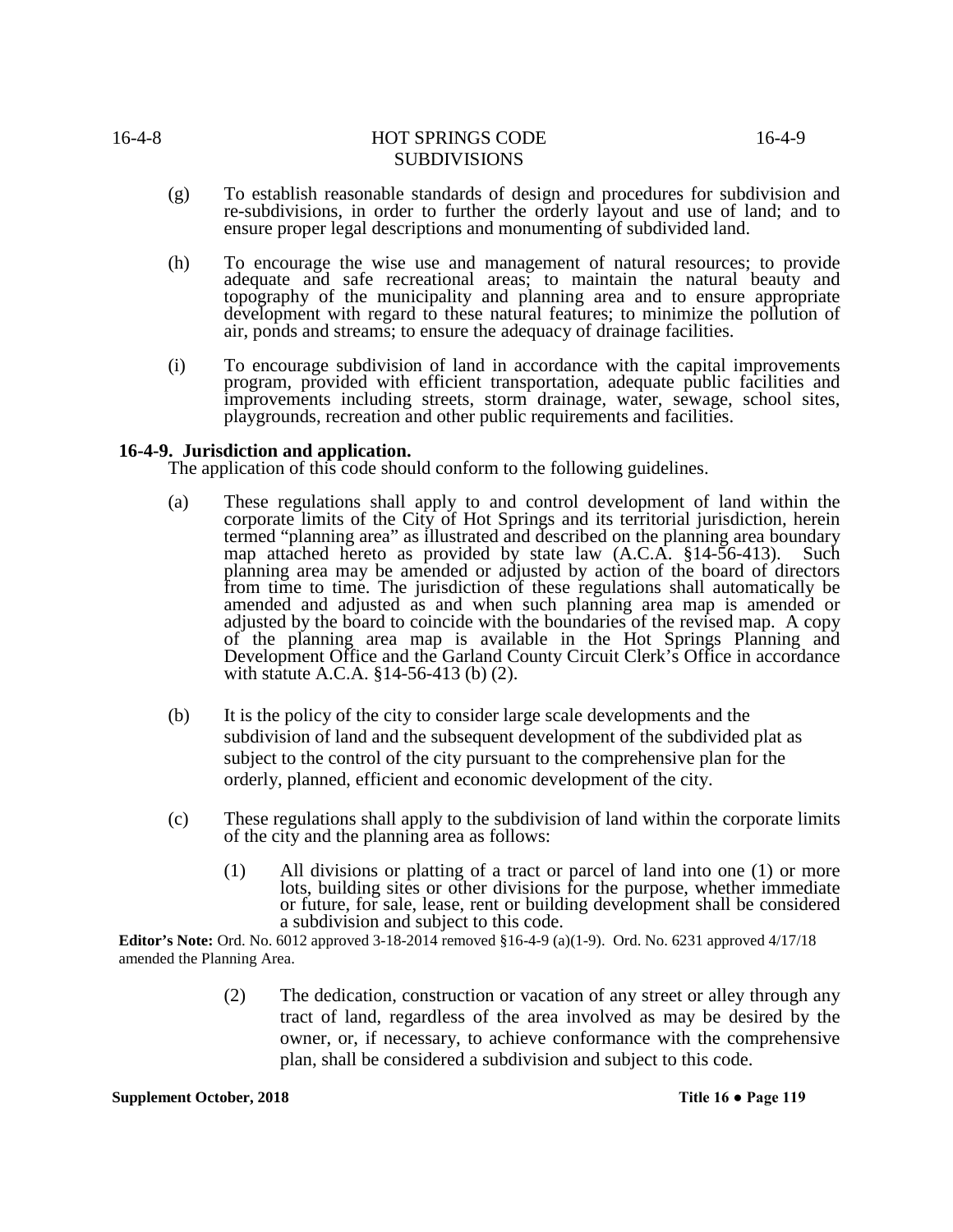(g) To establish reasonable standards of design and procedures for subdivision and re-subdivisions, in order to further the orderly layout and use of land; and to ensure proper legal descriptions and monumenting of subdivided land.

(h) To encourage the wise use and management of natural resources; to provide adequate and safe recreational areas; to maintain the natural beauty and topography of the municipality and planning area and to ensure appropriate development with regard to these natural features; to minimize the pollution of air, ponds and streams; to ensure the adequacy of drainage facilities.

(i) To encourage subdivision of land in accordance with the capital improvements program, provided with efficient transportation, adequate public facilities and improvements including streets, storm drainage, water, sewage, school sites, playgrounds, recreation and other public requirements and facilities.

**16-4-9. Jurisdiction and application.**

The application of this code should conform to the following guidelines.

(a) These regulations shall apply to and control development of land within the corporate limits of the City of Hot Springs and its territorial jurisdiction, herein termed "planning area" as illustrated and described on the planning area boundary map attached hereto as provided by state law (A.C.A. §14-56-413). Such planning area may be amended or adjusted by action of the board of directors from time to time. The jurisdiction of these regulations shall automatically be amended and adjusted as and when such planning area map is amended or adjusted by the board to coincide with the boundaries of the revised map. A copy of the planning area map is available in the Hot Springs Planning and Development Office and the Garland County Circuit Clerk's Office in accordance with statute A.C.A. §14-56-413 (b) (2).

(b) It is the policy of the city to consider large scale developments and the subdivision of land and the subsequent development of the subdivided plat as subject to the control of the city pursuant to the comprehensive plan for the orderly, planned, efficient and economic development of the city.

(c) These regulations shall apply to the subdivision of land within the corporate limits of the city and the planning area as follows:

(1) All divisions or platting of a tract or parcel of land into one (1) or more lots, building sites or other divisions for the purpose, whether immediate or future, for sale, lease, rent or building development shall be considered a subdivision and subject to this code.

**Editor's Note:** Ord. No. 6012 approved 3-18-2014 removed §16-4-9 (a)(1-9). Ord. No. 6231 approved 4/17/18 amended the Planning Area.

(2) The dedication, construction or vacation of any street or alley through any tract of land, regardless of the area involved as may be desired by the owner, or, if necessary, to achieve conformance with the comprehensive plan, shall be considered a subdivision and subject to this code.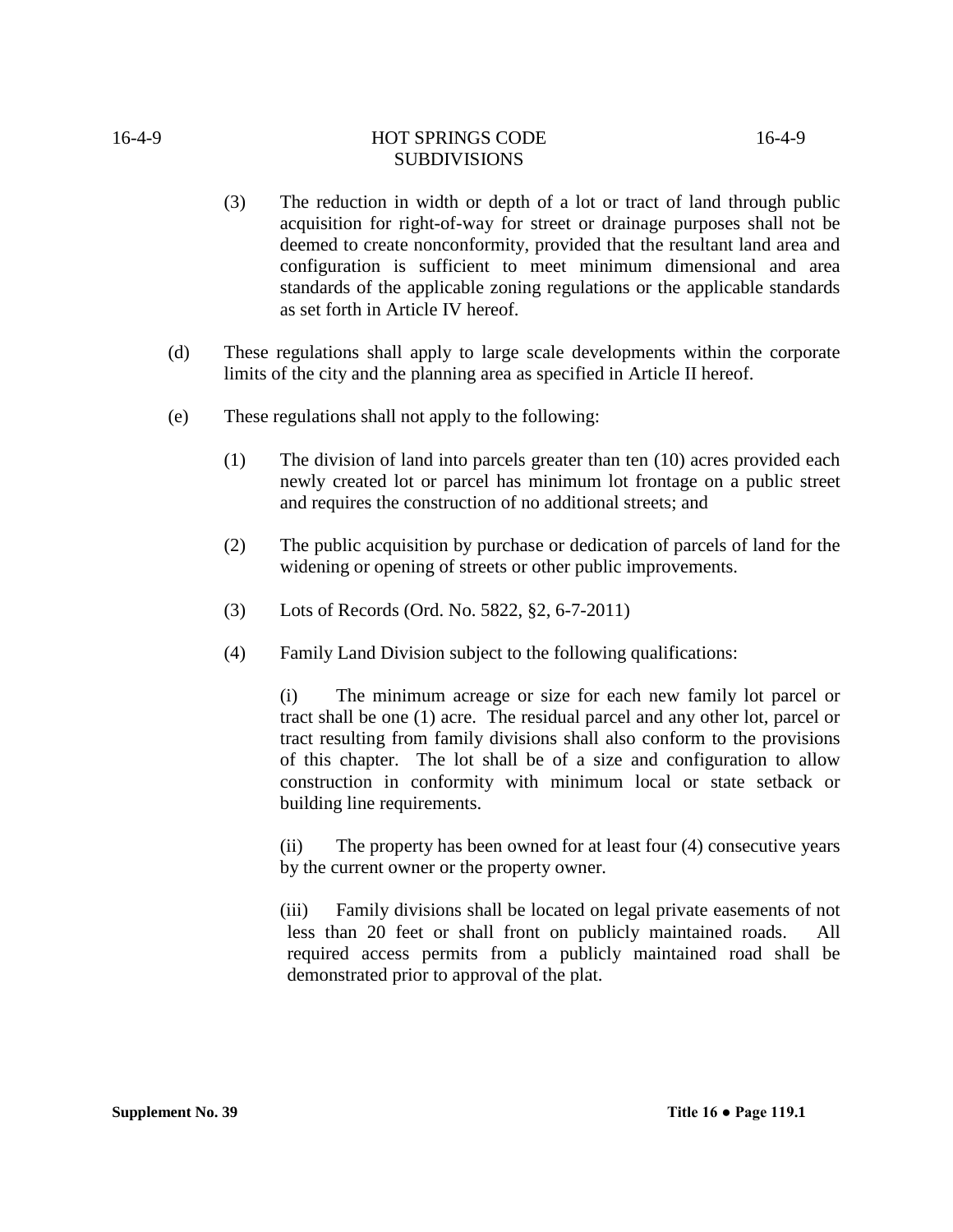(3) The reduction in width or depth of a lot or tract of land through public acquisition for right-of-way for street or drainage purposes shall not be deemed to create nonconformity, provided that the resultant land area and configuration is sufficient to meet minimum dimensional and area standards of the applicable zoning regulations or the applicable standards as set forth in Article IV hereof.

(d) These regulations shall apply to large scale developments within the corporate limits of the city and the planning area as specified in Article II hereof.

(e) These regulations shall not apply to the following:

(1) The division of land into parcels greater than ten (10) acres provided each newly created lot or parcel has minimum lot frontage on a public street and requires the construction of no additional streets; and

(2) The public acquisition by purchase or dedication of parcels of land for the widening or opening of streets or other public improvements.

(3) Lots of Records (Ord. No. 5822, §2, 6-7-2011)

(4) Family Land Division subject to the following qualifications:

(i) The minimum acreage or size for each new family lot parcel or tract shall be one (1) acre. The residual parcel and any other lot, parcel or tract resulting from family divisions shall also conform to the provisions of this chapter. The lot shall be of a size and configuration to allow construction in conformity with minimum local or state setback or building line requirements.

(ii) The property has been owned for at least four (4) consecutive years by the current owner or the property owner.

(iii) Family divisions shall be located on legal private easements of not less than 20 feet or shall front on publicly maintained roads. All required access permits from a publicly maintained road shall be demonstrated prior to approval of the plat.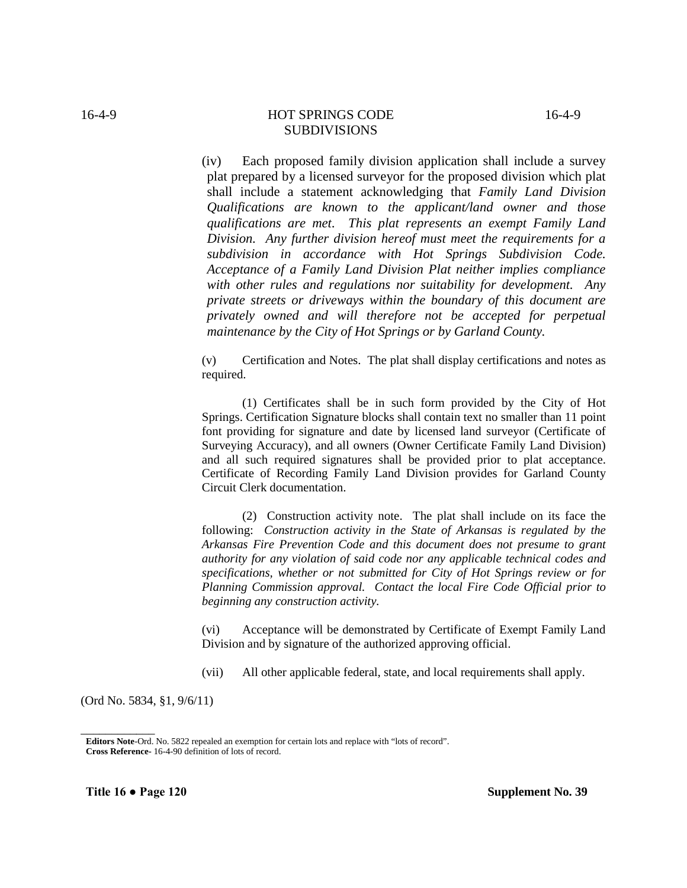(iv) Each proposed family division application shall include a survey plat prepared by a licensed surveyor for the proposed division which plat shall include a statement acknowledging that *Family Land Division Qualifications are known to the applicant/land owner and those qualifications are met. This plat represents an exempt Family Land Division. Any further division hereof must meet the requirements for a subdivision in accordance with Hot Springs Subdivision Code. Acceptance of a Family Land Division Plat neither implies compliance with other rules and regulations nor suitability for development. Any private streets or driveways within the boundary of this document are privately owned and will therefore not be accepted for perpetual maintenance by the City of Hot Springs or by Garland County.*

(v) Certification and Notes. The plat shall display certifications and notes as required.

(1) Certificates shall be in such form provided by the City of Hot Springs. Certification Signature blocks shall contain text no smaller than 11 point font providing for signature and date by licensed land surveyor (Certificate of Surveying Accuracy), and all owners (Owner Certificate Family Land Division) and all such required signatures shall be provided prior to plat acceptance. Certificate of Recording Family Land Division provides for Garland County Circuit Clerk documentation.

(2) Construction activity note. The plat shall include on its face the following: *Construction activity in the State of Arkansas is regulated by the Arkansas Fire Prevention Code and this document does not presume to grant authority for any violation of said code nor any applicable technical codes and specifications, whether or not submitted for City of Hot Springs review or for Planning Commission approval. Contact the local Fire Code Official prior to beginning any construction activity.*

(vi) Acceptance will be demonstrated by Certificate of Exempt Family Land Division and by signature of the authorized approving official.

(vii) All other applicable federal, state, and local requirements shall apply.

(Ord No. 5834, §1, 9/6/11)

---

**Editors Note**-Ord. No. 5822 repealed an exemption for certain lots and replace with "lots of record".
**Cross Reference**- 16-4-90 definition of lots of record.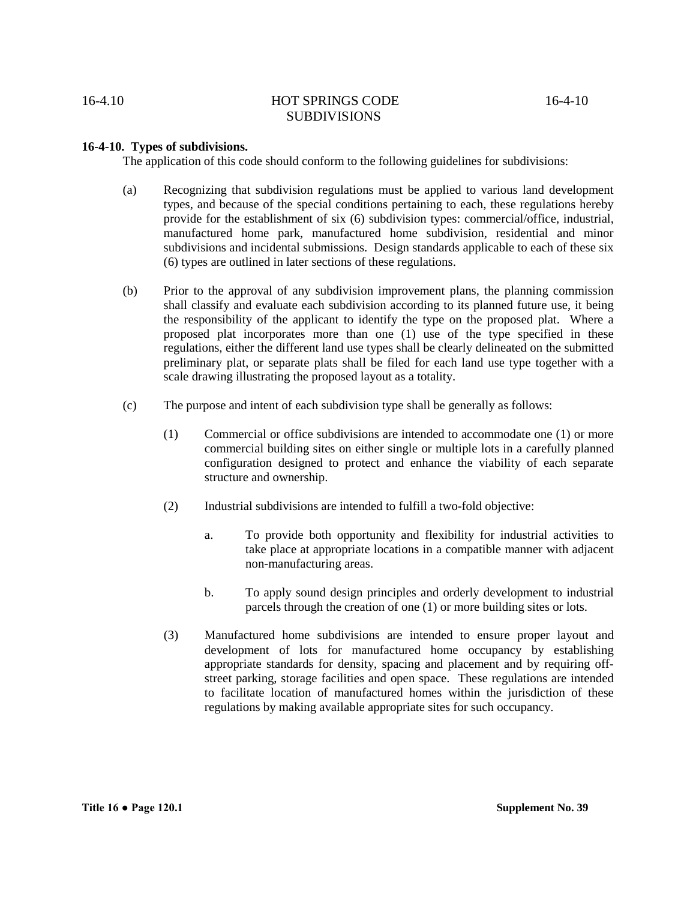**16-4-10. Types of subdivisions.**

The application of this code should conform to the following guidelines for subdivisions:

(a) Recognizing that subdivision regulations must be applied to various land development types, and because of the special conditions pertaining to each, these regulations hereby provide for the establishment of six (6) subdivision types: commercial/office, industrial, manufactured home park, manufactured home subdivision, residential and minor subdivisions and incidental submissions. Design standards applicable to each of these six (6) types are outlined in later sections of these regulations.

(b) Prior to the approval of any subdivision improvement plans, the planning commission shall classify and evaluate each subdivision according to its planned future use, it being the responsibility of the applicant to identify the type on the proposed plat. Where a proposed plat incorporates more than one (1) use of the type specified in these regulations, either the different land use types shall be clearly delineated on the submitted preliminary plat, or separate plats shall be filed for each land use type together with a scale drawing illustrating the proposed layout as a totality.

(c) The purpose and intent of each subdivision type shall be generally as follows:

(1) Commercial or office subdivisions are intended to accommodate one (1) or more commercial building sites on either single or multiple lots in a carefully planned configuration designed to protect and enhance the viability of each separate structure and ownership.

(2) Industrial subdivisions are intended to fulfill a two-fold objective:

a. To provide both opportunity and flexibility for industrial activities to take place at appropriate locations in a compatible manner with adjacent non-manufacturing areas.

b. To apply sound design principles and orderly development to industrial parcels through the creation of one (1) or more building sites or lots.

(3) Manufactured home subdivisions are intended to ensure proper layout and development of lots for manufactured home occupancy by establishing appropriate standards for density, spacing and placement and by requiring off-street parking, storage facilities and open space. These regulations are intended to facilitate location of manufactured homes within the jurisdiction of these regulations by making available appropriate sites for such occupancy.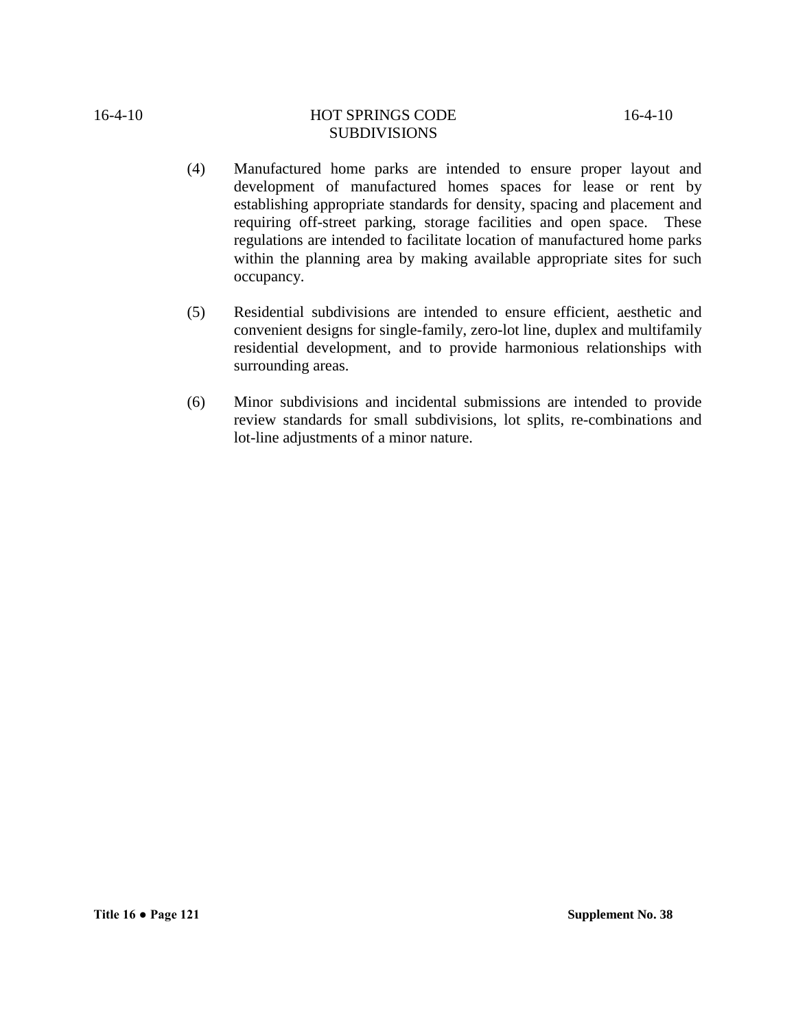(4) Manufactured home parks are intended to ensure proper layout and development of manufactured homes spaces for lease or rent by establishing appropriate standards for density, spacing and placement and requiring off-street parking, storage facilities and open space. These regulations are intended to facilitate location of manufactured home parks within the planning area by making available appropriate sites for such occupancy.

(5) Residential subdivisions are intended to ensure efficient, aesthetic and convenient designs for single-family, zero-lot line, duplex and multifamily residential development, and to provide harmonious relationships with surrounding areas.

(6) Minor subdivisions and incidental submissions are intended to provide review standards for small subdivisions, lot splits, re-combinations and lot-line adjustments of a minor nature.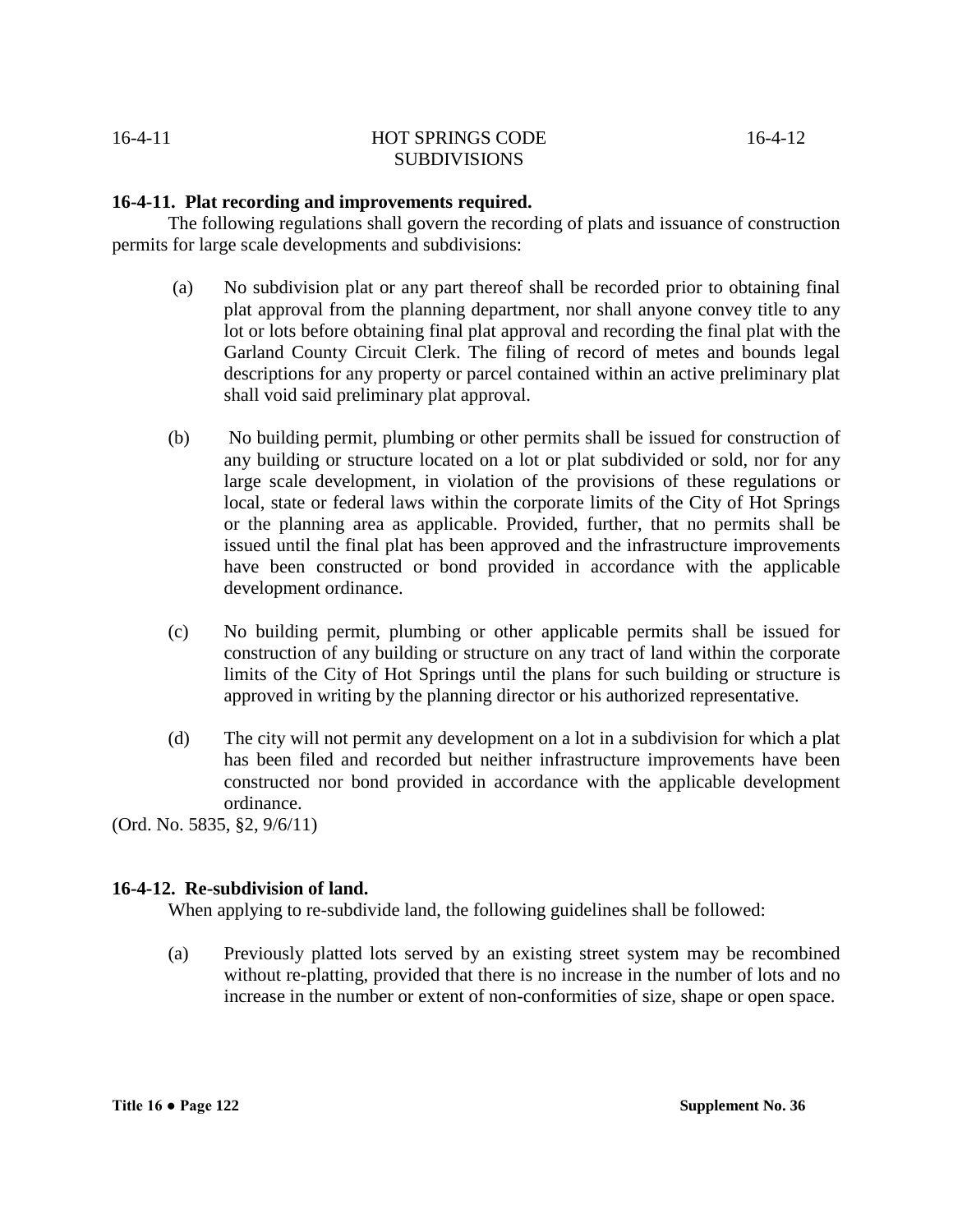**16-4-11. Plat recording and improvements required.**

The following regulations shall govern the recording of plats and issuance of construction permits for large scale developments and subdivisions:

(a) No subdivision plat or any part thereof shall be recorded prior to obtaining final plat approval from the planning department, nor shall anyone convey title to any lot or lots before obtaining final plat approval and recording the final plat with the Garland County Circuit Clerk. The filing of record of metes and bounds legal descriptions for any property or parcel contained within an active preliminary plat shall void said preliminary plat approval.

(b) No building permit, plumbing or other permits shall be issued for construction of any building or structure located on a lot or plat subdivided or sold, nor for any large scale development, in violation of the provisions of these regulations or local, state or federal laws within the corporate limits of the City of Hot Springs or the planning area as applicable. Provided, further, that no permits shall be issued until the final plat has been approved and the infrastructure improvements have been constructed or bond provided in accordance with the applicable development ordinance.

(c) No building permit, plumbing or other applicable permits shall be issued for construction of any building or structure on any tract of land within the corporate limits of the City of Hot Springs until the plans for such building or structure is approved in writing by the planning director or his authorized representative.

(d) The city will not permit any development on a lot in a subdivision for which a plat has been filed and recorded but neither infrastructure improvements have been constructed nor bond provided in accordance with the applicable development ordinance.

(Ord. No. 5835, §2, 9/6/11)

**16-4-12. Re-subdivision of land.**

When applying to re-subdivide land, the following guidelines shall be followed:

(a) Previously platted lots served by an existing street system may be recombined without re-platting, provided that there is no increase in the number of lots and no increase in the number or extent of non-conformities of size, shape or open space.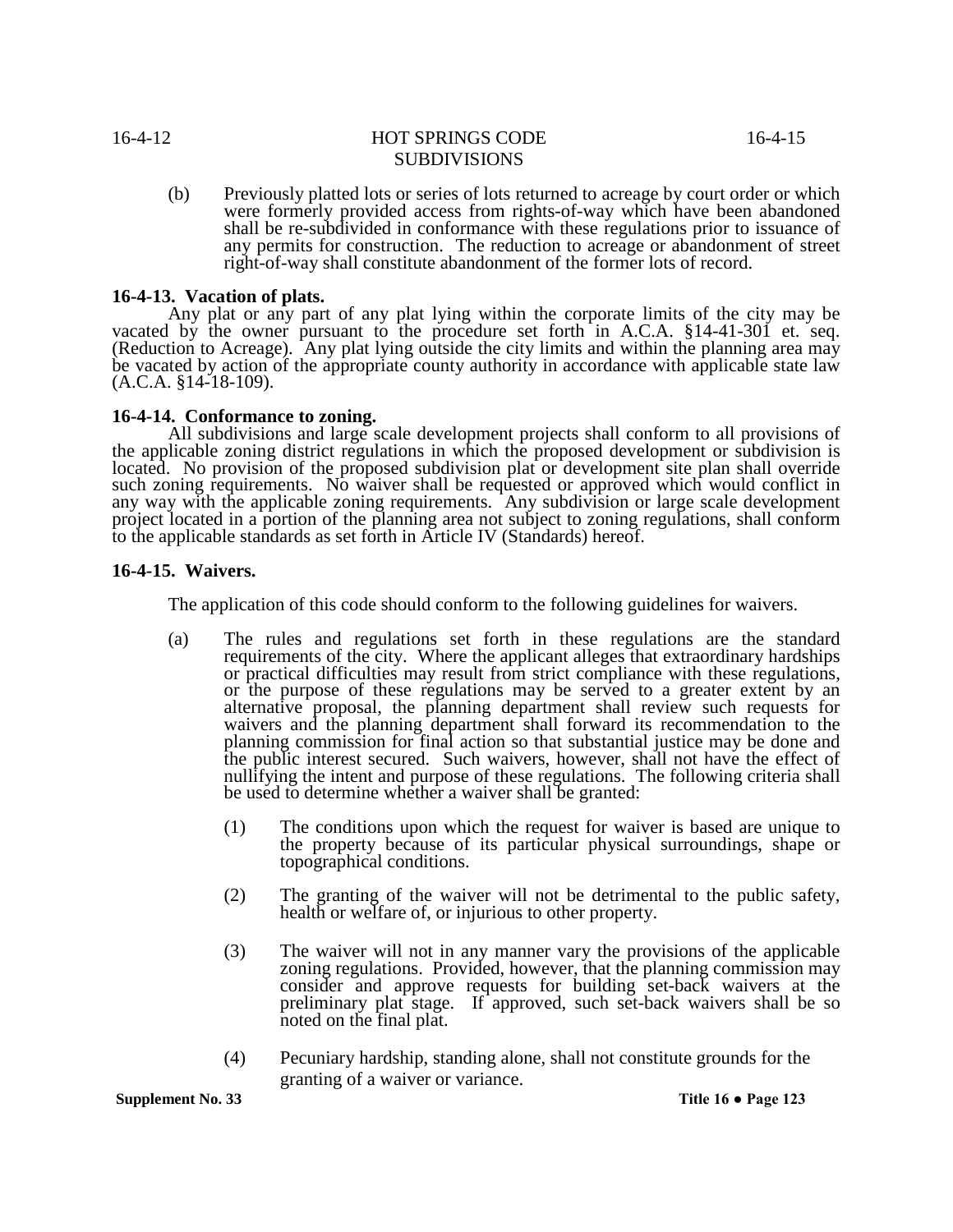(b) Previously platted lots or series of lots returned to acreage by court order or which were formerly provided access from rights-of-way which have been abandoned shall be re-subdivided in conformance with these regulations prior to issuance of any permits for construction. The reduction to acreage or abandonment of street right-of-way shall constitute abandonment of the former lots of record.

**16-4-13. Vacation of plats.**

Any plat or any part of any plat lying within the corporate limits of the city may be vacated by the owner pursuant to the procedure set forth in A.C.A. §14-41-301 et. seq. (Reduction to Acreage). Any plat lying outside the city limits and within the planning area may be vacated by action of the appropriate county authority in accordance with applicable state law (A.C.A. §14-18-109).

**16-4-14. Conformance to zoning.**

All subdivisions and large scale development projects shall conform to all provisions of the applicable zoning district regulations in which the proposed development or subdivision is located. No provision of the proposed subdivision plat or development site plan shall override such zoning requirements. No waiver shall be requested or approved which would conflict in any way with the applicable zoning requirements. Any subdivision or large scale development project located in a portion of the planning area not subject to zoning regulations, shall conform to the applicable standards as set forth in Article IV (Standards) hereof.

**16-4-15. Waivers.**

The application of this code should conform to the following guidelines for waivers.

(a) The rules and regulations set forth in these regulations are the standard requirements of the city. Where the applicant alleges that extraordinary hardships or practical difficulties may result from strict compliance with these regulations, or the purpose of these regulations may be served to a greater extent by an alternative proposal, the planning department shall review such requests for waivers and the planning department shall forward its recommendation to the planning commission for final action so that substantial justice may be done and the public interest secured. Such waivers, however, shall not have the effect of nullifying the intent and purpose of these regulations. The following criteria shall be used to determine whether a waiver shall be granted:

(1) The conditions upon which the request for waiver is based are unique to the property because of its particular physical surroundings, shape or topographical conditions.

(2) The granting of the waiver will not be detrimental to the public safety, health or welfare of, or injurious to other property.

(3) The waiver will not in any manner vary the provisions of the applicable zoning regulations. Provided, however, that the planning commission may consider and approve requests for building set-back waivers at the preliminary plat stage. If approved, such set-back waivers shall be so noted on the final plat.

(4) Pecuniary hardship, standing alone, shall not constitute grounds for the granting of a waiver or variance.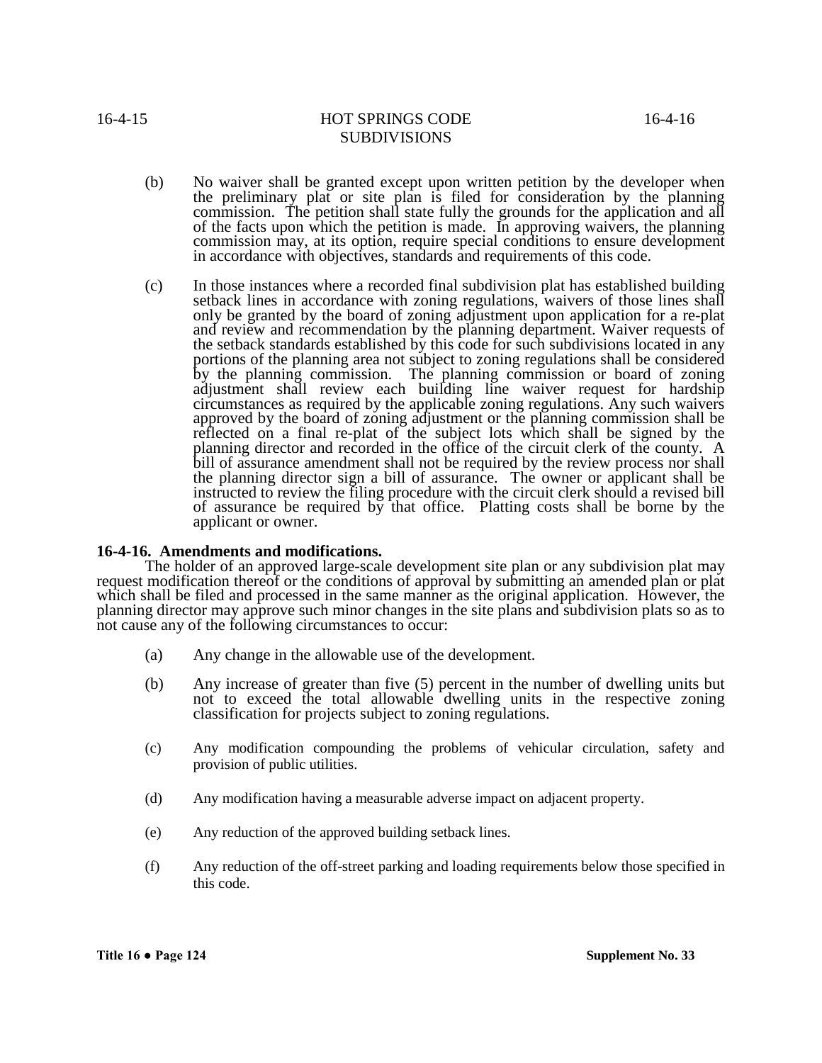(b) No waiver shall be granted except upon written petition by the developer when the preliminary plat or site plan is filed for consideration by the planning commission. The petition shall state fully the grounds for the application and all of the facts upon which the petition is made. In approving waivers, the planning commission may, at its option, require special conditions to ensure development in accordance with objectives, standards and requirements of this code.

(c) In those instances where a recorded final subdivision plat has established building setback lines in accordance with zoning regulations, waivers of those lines shall only be granted by the board of zoning adjustment upon application for a re-plat and review and recommendation by the planning department. Waiver requests of the setback standards established by this code for such subdivisions located in any portions of the planning area not subject to zoning regulations shall be considered by the planning commission. The planning commission or board of zoning adjustment shall review each building line waiver request for hardship circumstances as required by the applicable zoning regulations. Any such waivers approved by the board of zoning adjustment or the planning commission shall be reflected on a final re-plat of the subject lots which shall be signed by the planning director and recorded in the office of the circuit clerk of the county. A bill of assurance amendment shall not be required by the review process nor shall the planning director sign a bill of assurance. The owner or applicant shall be instructed to review the filing procedure with the circuit clerk should a revised bill of assurance be required by that office. Platting costs shall be borne by the applicant or owner.

**16-4-16. Amendments and modifications.**

The holder of an approved large-scale development site plan or any subdivision plat may request modification thereof or the conditions of approval by submitting an amended plan or plat which shall be filed and processed in the same manner as the original application. However, the planning director may approve such minor changes in the site plans and subdivision plats so as to not cause any of the following circumstances to occur:

(a) Any change in the allowable use of the development.

(b) Any increase of greater than five (5) percent in the number of dwelling units but not to exceed the total allowable dwelling units in the respective zoning classification for projects subject to zoning regulations.

(c) Any modification compounding the problems of vehicular circulation, safety and provision of public utilities.

(d) Any modification having a measurable adverse impact on adjacent property.

(e) Any reduction of the approved building setback lines.

(f) Any reduction of the off-street parking and loading requirements below those specified in this code.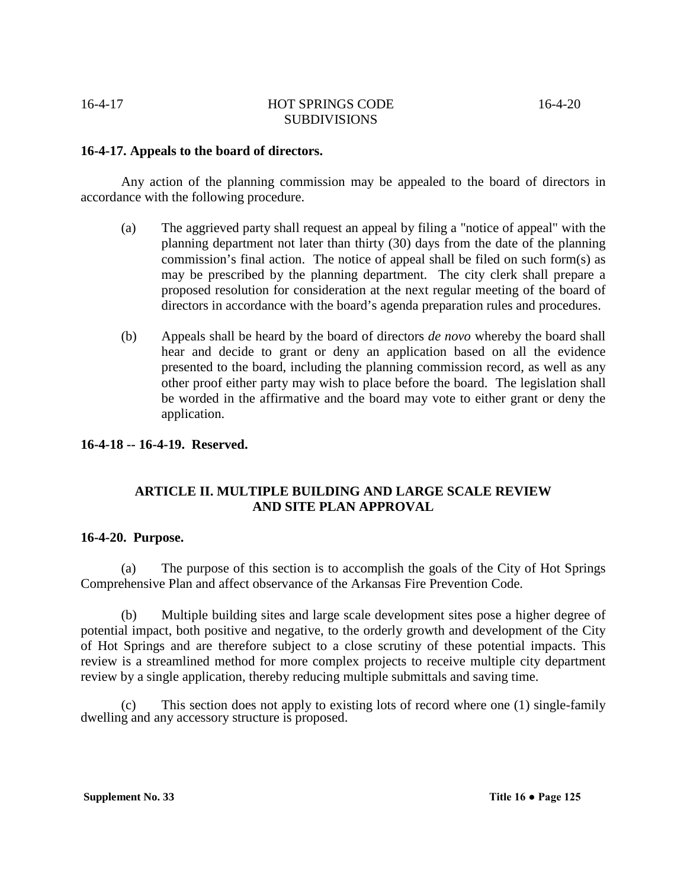**16-4-17. Appeals to the board of directors.**

Any action of the planning commission may be appealed to the board of directors in accordance with the following procedure.

(a) The aggrieved party shall request an appeal by filing a "notice of appeal" with the planning department not later than thirty (30) days from the date of the planning commission's final action. The notice of appeal shall be filed on such form(s) as may be prescribed by the planning department. The city clerk shall prepare a proposed resolution for consideration at the next regular meeting of the board of directors in accordance with the board's agenda preparation rules and procedures.

(b) Appeals shall be heard by the board of directors *de novo* whereby the board shall hear and decide to grant or deny an application based on all the evidence presented to the board, including the planning commission record, as well as any other proof either party may wish to place before the board. The legislation shall be worded in the affirmative and the board may vote to either grant or deny the application.

**16-4-18 -- 16-4-19. Reserved.**

## ARTICLE II. MULTIPLE BUILDING AND LARGE SCALE REVIEW AND SITE PLAN APPROVAL

**16-4-20. Purpose.**

(a) The purpose of this section is to accomplish the goals of the City of Hot Springs Comprehensive Plan and affect observance of the Arkansas Fire Prevention Code.

(b) Multiple building sites and large scale development sites pose a higher degree of potential impact, both positive and negative, to the orderly growth and development of the City of Hot Springs and are therefore subject to a close scrutiny of these potential impacts. This review is a streamlined method for more complex projects to receive multiple city department review by a single application, thereby reducing multiple submittals and saving time.

(c) This section does not apply to existing lots of record where one (1) single-family dwelling and any accessory structure is proposed.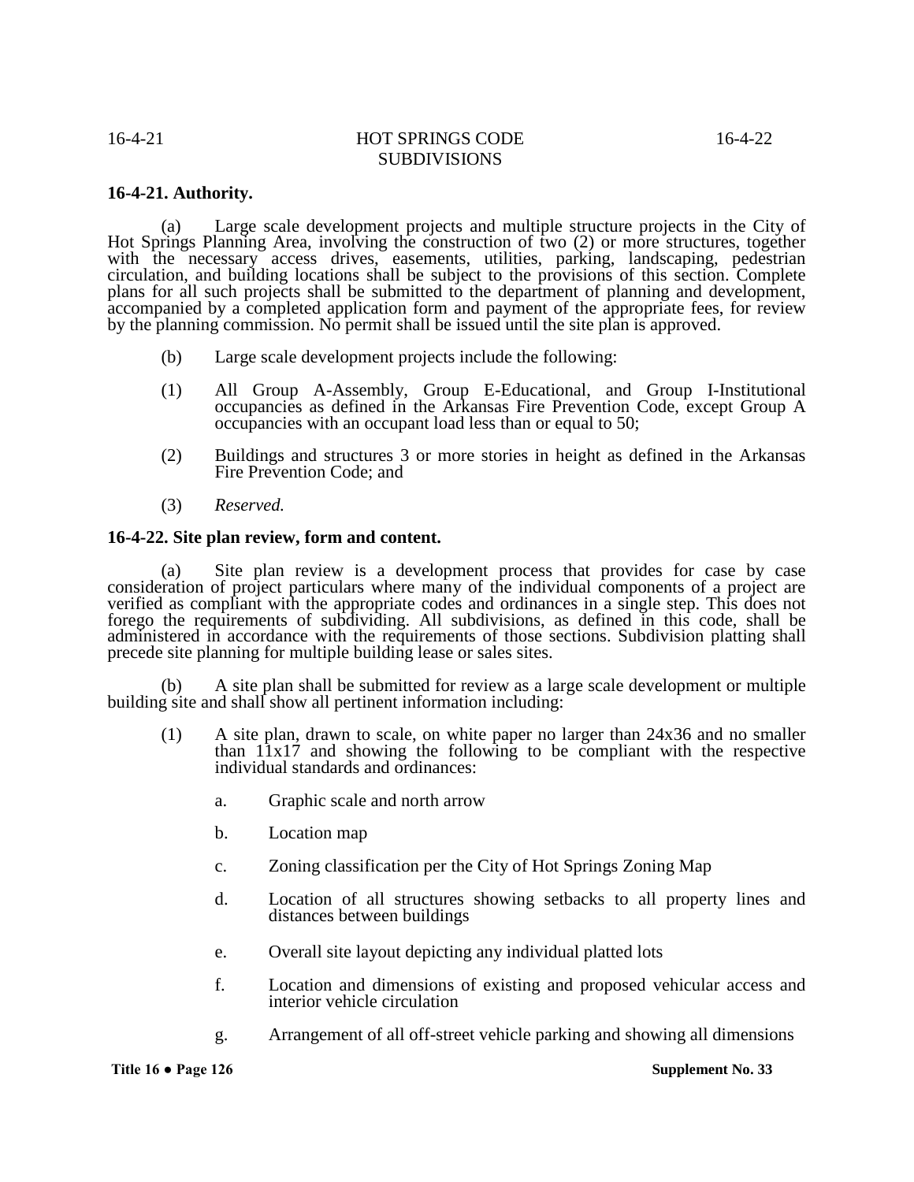**16-4-21. Authority.**

(a) Large scale development projects and multiple structure projects in the City of Hot Springs Planning Area, involving the construction of two (2) or more structures, together with the necessary access drives, easements, utilities, parking, landscaping, pedestrian circulation, and building locations shall be subject to the provisions of this section. Complete plans for all such projects shall be submitted to the department of planning and development, accompanied by a completed application form and payment of the appropriate fees, for review by the planning commission. No permit shall be issued until the site plan is approved.

(b) Large scale development projects include the following:

(1) All Group A-Assembly, Group E-Educational, and Group I-Institutional occupancies as defined in the Arkansas Fire Prevention Code, except Group A occupancies with an occupant load less than or equal to 50;

(2) Buildings and structures 3 or more stories in height as defined in the Arkansas Fire Prevention Code; and

(3) *Reserved.*

**16-4-22. Site plan review, form and content.**

(a) Site plan review is a development process that provides for case by case consideration of project particulars where many of the individual components of a project are verified as compliant with the appropriate codes and ordinances in a single step. This does not forego the requirements of subdividing. All subdivisions, as defined in this code, shall be administered in accordance with the requirements of those sections. Subdivision platting shall precede site planning for multiple building lease or sales sites.

(b) A site plan shall be submitted for review as a large scale development or multiple building site and shall show all pertinent information including:

(1) A site plan, drawn to scale, on white paper no larger than 24x36 and no smaller than 11x17 and showing the following to be compliant with the respective individual standards and ordinances:

a. Graphic scale and north arrow

b. Location map

c. Zoning classification per the City of Hot Springs Zoning Map

d. Location of all structures showing setbacks to all property lines and distances between buildings

e. Overall site layout depicting any individual platted lots

f. Location and dimensions of existing and proposed vehicular access and interior vehicle circulation

g. Arrangement of all off-street vehicle parking and showing all dimensions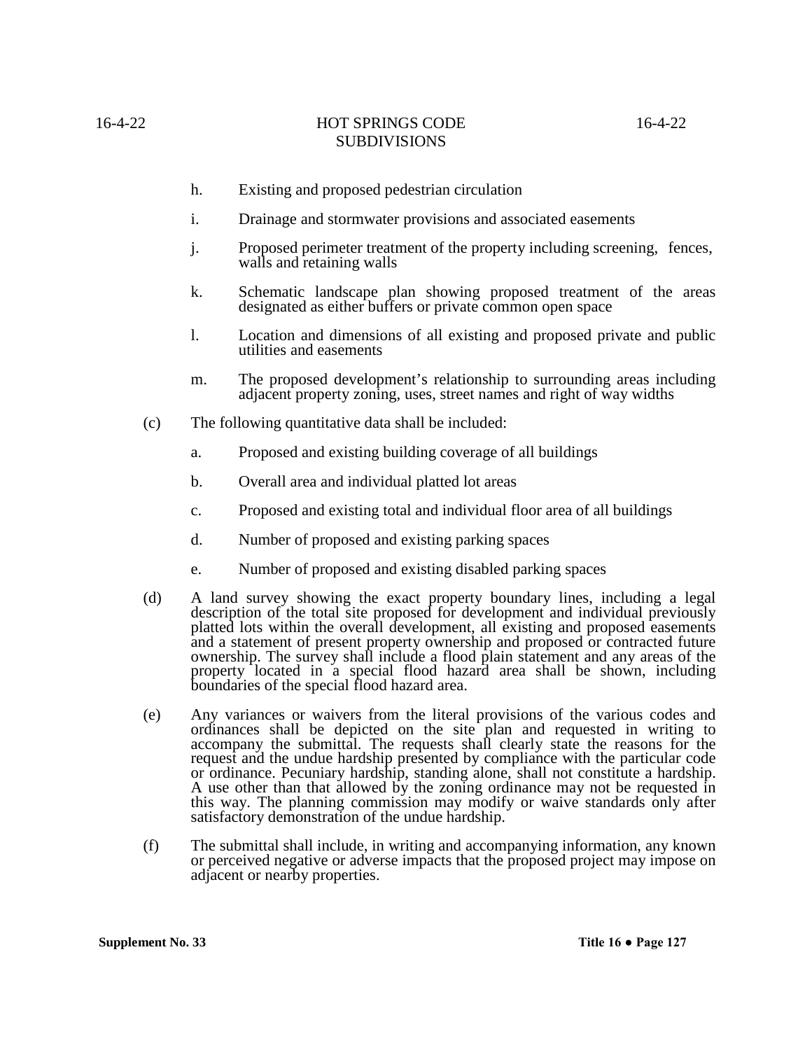h. Existing and proposed pedestrian circulation

i. Drainage and stormwater provisions and associated easements

j. Proposed perimeter treatment of the property including screening, fences, walls and retaining walls

k. Schematic landscape plan showing proposed treatment of the areas designated as either buffers or private common open space

l. Location and dimensions of all existing and proposed private and public utilities and easements

m. The proposed development's relationship to surrounding areas including adjacent property zoning, uses, street names and right of way widths

(c) The following quantitative data shall be included:

a. Proposed and existing building coverage of all buildings

b. Overall area and individual platted lot areas

c. Proposed and existing total and individual floor area of all buildings

d. Number of proposed and existing parking spaces

e. Number of proposed and existing disabled parking spaces

(d) A land survey showing the exact property boundary lines, including a legal description of the total site proposed for development and individual previously platted lots within the overall development, all existing and proposed easements and a statement of present property ownership and proposed or contracted future ownership. The survey shall include a flood plain statement and any areas of the property located in a special flood hazard area shall be shown, including boundaries of the special flood hazard area.

(e) Any variances or waivers from the literal provisions of the various codes and ordinances shall be depicted on the site plan and requested in writing to accompany the submittal. The requests shall clearly state the reasons for the request and the undue hardship presented by compliance with the particular code or ordinance. Pecuniary hardship, standing alone, shall not constitute a hardship. A use other than that allowed by the zoning ordinance may not be requested in this way. The planning commission may modify or waive standards only after satisfactory demonstration of the undue hardship.

(f) The submittal shall include, in writing and accompanying information, any known or perceived negative or adverse impacts that the proposed project may impose on adjacent or nearby properties.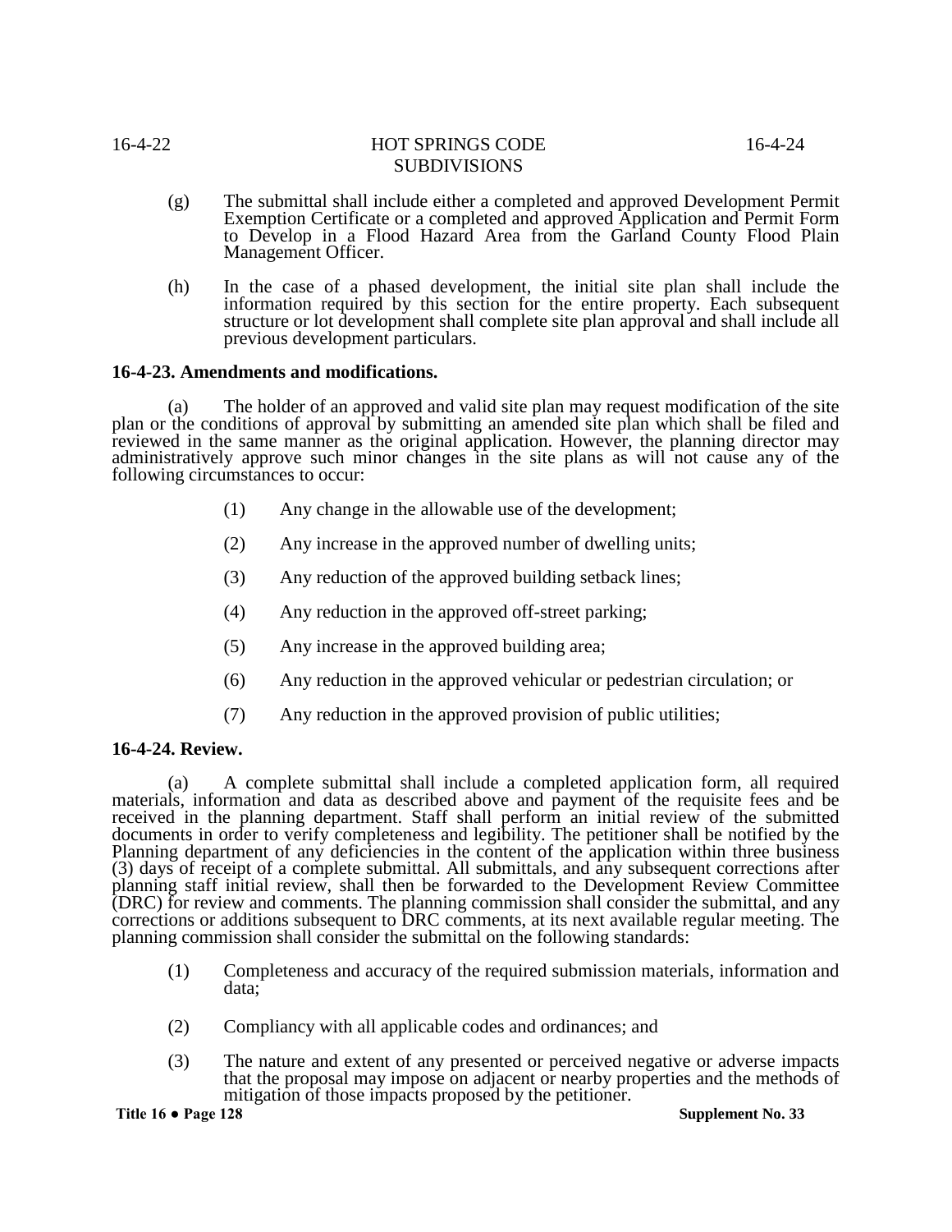(g) The submittal shall include either a completed and approved Development Permit Exemption Certificate or a completed and approved Application and Permit Form to Develop in a Flood Hazard Area from the Garland County Flood Plain Management Officer.

(h) In the case of a phased development, the initial site plan shall include the information required by this section for the entire property. Each subsequent structure or lot development shall complete site plan approval and shall include all previous development particulars.

**16-4-23. Amendments and modifications.**

(a) The holder of an approved and valid site plan may request modification of the site plan or the conditions of approval by submitting an amended site plan which shall be filed and reviewed in the same manner as the original application. However, the planning director may administratively approve such minor changes in the site plans as will not cause any of the following circumstances to occur:

(1) Any change in the allowable use of the development;

(2) Any increase in the approved number of dwelling units;

(3) Any reduction of the approved building setback lines;

(4) Any reduction in the approved off-street parking;

(5) Any increase in the approved building area;

(6) Any reduction in the approved vehicular or pedestrian circulation; or

(7) Any reduction in the approved provision of public utilities;

**16-4-24. Review.**

(a) A complete submittal shall include a completed application form, all required materials, information and data as described above and payment of the requisite fees and be received in the planning department. Staff shall perform an initial review of the submitted documents in order to verify completeness and legibility. The petitioner shall be notified by the Planning department of any deficiencies in the content of the application within three business (3) days of receipt of a complete submittal. All submittals, and any subsequent corrections after planning staff initial review, shall then be forwarded to the Development Review Committee (DRC) for review and comments. The planning commission shall consider the submittal, and any corrections or additions subsequent to DRC comments, at its next available regular meeting. The planning commission shall consider the submittal on the following standards:

(1) Completeness and accuracy of the required submission materials, information and data;

(2) Compliancy with all applicable codes and ordinances; and

(3) The nature and extent of any presented or perceived negative or adverse impacts that the proposal may impose on adjacent or nearby properties and the methods of mitigation of those impacts proposed by the petitioner.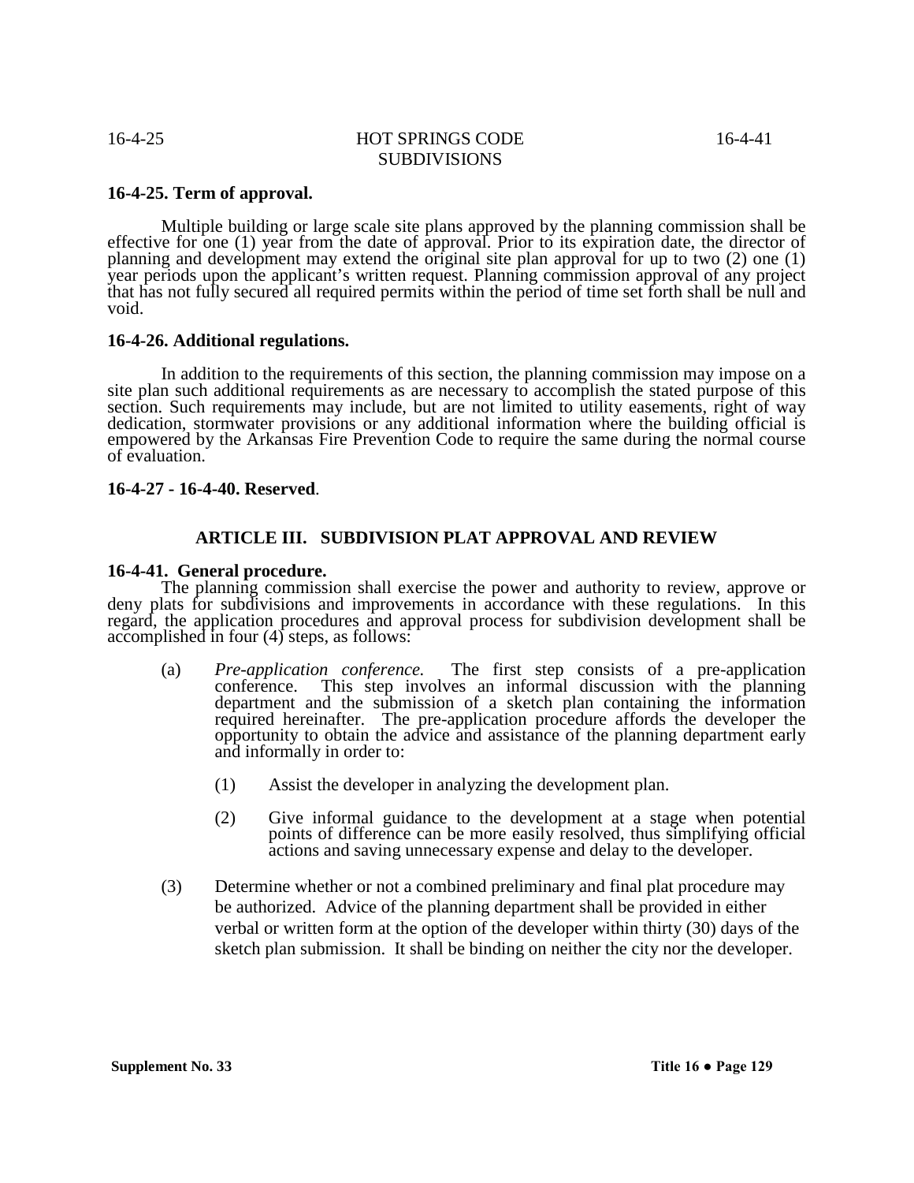**16-4-25. Term of approval.**

Multiple building or large scale site plans approved by the planning commission shall be effective for one (1) year from the date of approval. Prior to its expiration date, the director of planning and development may extend the original site plan approval for up to two (2) one (1) year periods upon the applicant's written request. Planning commission approval of any project that has not fully secured all required permits within the period of time set forth shall be null and void.

**16-4-26. Additional regulations.**

In addition to the requirements of this section, the planning commission may impose on a site plan such additional requirements as are necessary to accomplish the stated purpose of this section. Such requirements may include, but are not limited to utility easements, right of way dedication, stormwater provisions or any additional information where the building official is empowered by the Arkansas Fire Prevention Code to require the same during the normal course of evaluation.

**16-4-27 - 16-4-40. Reserved**.

## ARTICLE III. SUBDIVISION PLAT APPROVAL AND REVIEW

**16-4-41. General procedure.**

The planning commission shall exercise the power and authority to review, approve or deny plats for subdivisions and improvements in accordance with these regulations. In this regard, the application procedures and approval process for subdivision development shall be accomplished in four (4) steps, as follows:

(a) *Pre-application conference.* The first step consists of a pre-application conference. This step involves an informal discussion with the planning department and the submission of a sketch plan containing the information required hereinafter. The pre-application procedure affords the developer the opportunity to obtain the advice and assistance of the planning department early and informally in order to:

(1) Assist the developer in analyzing the development plan.

(2) Give informal guidance to the development at a stage when potential points of difference can be more easily resolved, thus simplifying official actions and saving unnecessary expense and delay to the developer.

(3) Determine whether or not a combined preliminary and final plat procedure may be authorized. Advice of the planning department shall be provided in either verbal or written form at the option of the developer within thirty (30) days of the sketch plan submission. It shall be binding on neither the city nor the developer.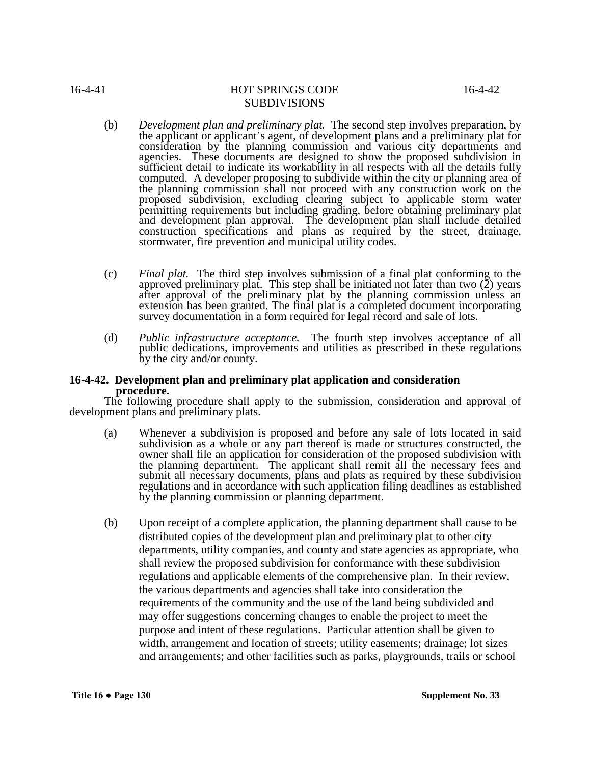(b) *Development plan and preliminary plat.* The second step involves preparation, by the applicant or applicant's agent, of development plans and a preliminary plat for consideration by the planning commission and various city departments and agencies. These documents are designed to show the proposed subdivision in sufficient detail to indicate its workability in all respects with all the details fully computed. A developer proposing to subdivide within the city or planning area of the planning commission shall not proceed with any construction work on the proposed subdivision, excluding clearing subject to applicable storm water permitting requirements but including grading, before obtaining preliminary plat and development plan approval. The development plan shall include detailed construction specifications and plans as required by the street, drainage, stormwater, fire prevention and municipal utility codes.

(c) *Final plat.* The third step involves submission of a final plat conforming to the approved preliminary plat. This step shall be initiated not later than two (2) years after approval of the preliminary plat by the planning commission unless an extension has been granted. The final plat is a completed document incorporating survey documentation in a form required for legal record and sale of lots.

(d) *Public infrastructure acceptance.* The fourth step involves acceptance of all public dedications, improvements and utilities as prescribed in these regulations by the city and/or county.

**16-4-42. Development plan and preliminary plat application and consideration procedure.**

The following procedure shall apply to the submission, consideration and approval of development plans and preliminary plats.

(a) Whenever a subdivision is proposed and before any sale of lots located in said subdivision as a whole or any part thereof is made or structures constructed, the owner shall file an application for consideration of the proposed subdivision with the planning department. The applicant shall remit all the necessary fees and submit all necessary documents, plans and plats as required by these subdivision regulations and in accordance with such application filing deadlines as established by the planning commission or planning department.

(b) Upon receipt of a complete application, the planning department shall cause to be distributed copies of the development plan and preliminary plat to other city departments, utility companies, and county and state agencies as appropriate, who shall review the proposed subdivision for conformance with these subdivision regulations and applicable elements of the comprehensive plan. In their review, the various departments and agencies shall take into consideration the requirements of the community and the use of the land being subdivided and may offer suggestions concerning changes to enable the project to meet the purpose and intent of these regulations. Particular attention shall be given to width, arrangement and location of streets; utility easements; drainage; lot sizes and arrangements; and other facilities such as parks, playgrounds, trails or school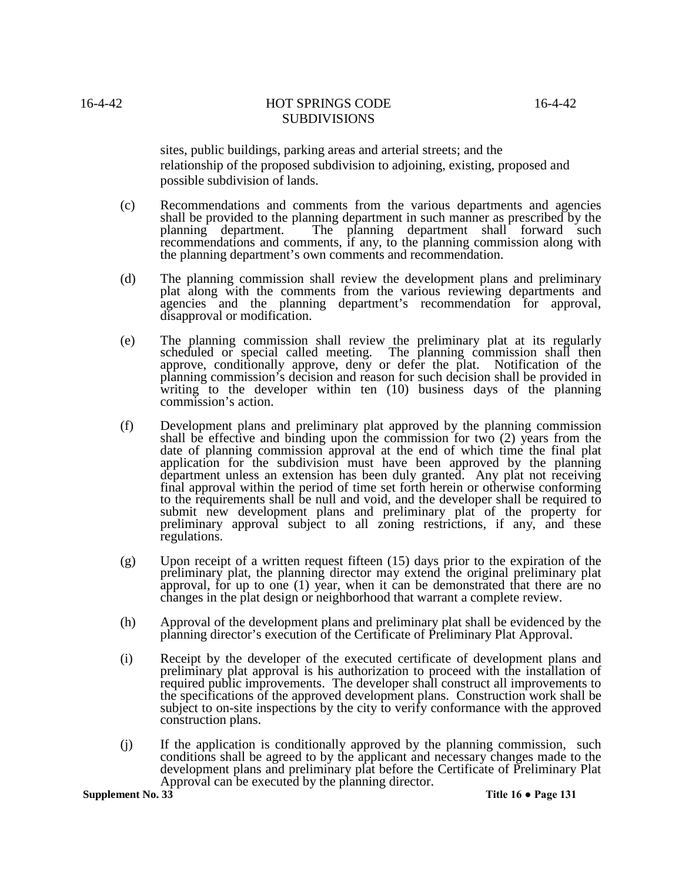sites, public buildings, parking areas and arterial streets; and the relationship of the proposed subdivision to adjoining, existing, proposed and possible subdivision of lands.

(c) Recommendations and comments from the various departments and agencies shall be provided to the planning department in such manner as prescribed by the planning department. The planning department shall forward such recommendations and comments, if any, to the planning commission along with the planning department's own comments and recommendation.

(d) The planning commission shall review the development plans and preliminary plat along with the comments from the various reviewing departments and agencies and the planning department's recommendation for approval, disapproval or modification.

(e) The planning commission shall review the preliminary plat at its regularly scheduled or special called meeting. The planning commission shall then approve, conditionally approve, deny or defer the plat. Notification of the planning commission's decision and reason for such decision shall be provided in writing to the developer within ten (10) business days of the planning commission's action.

(f) Development plans and preliminary plat approved by the planning commission shall be effective and binding upon the commission for two (2) years from the date of planning commission approval at the end of which time the final plat application for the subdivision must have been approved by the planning department unless an extension has been duly granted. Any plat not receiving final approval within the period of time set forth herein or otherwise conforming to the requirements shall be null and void, and the developer shall be required to submit new development plans and preliminary plat of the property for preliminary approval subject to all zoning restrictions, if any, and these regulations.

(g) Upon receipt of a written request fifteen (15) days prior to the expiration of the preliminary plat, the planning director may extend the original preliminary plat approval, for up to one (1) year, when it can be demonstrated that there are no changes in the plat design or neighborhood that warrant a complete review.

(h) Approval of the development plans and preliminary plat shall be evidenced by the planning director's execution of the Certificate of Preliminary Plat Approval.

(i) Receipt by the developer of the executed certificate of development plans and preliminary plat approval is his authorization to proceed with the installation of required public improvements. The developer shall construct all improvements to the specifications of the approved development plans. Construction work shall be subject to on-site inspections by the city to verify conformance with the approved construction plans.

(j) If the application is conditionally approved by the planning commission, such conditions shall be agreed to by the applicant and necessary changes made to the development plans and preliminary plat before the Certificate of Preliminary Plat Approval can be executed by the planning director.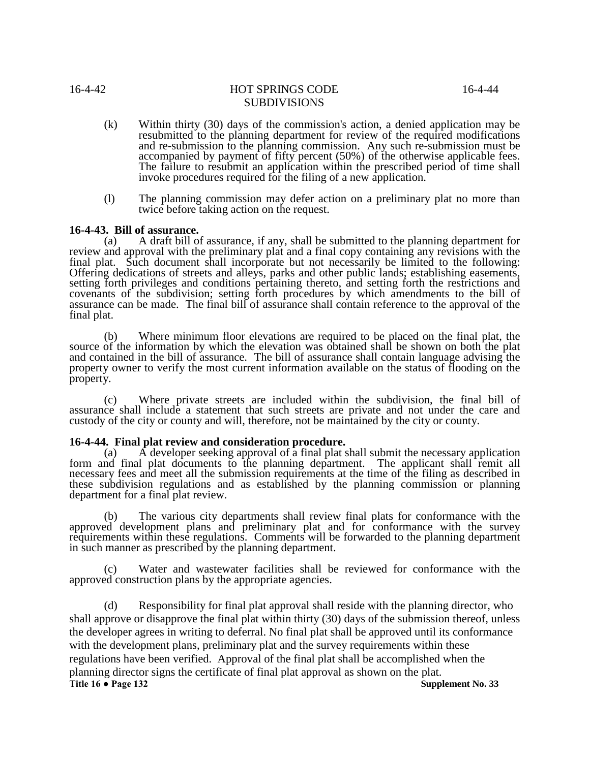(k) Within thirty (30) days of the commission's action, a denied application may be resubmitted to the planning department for review of the required modifications and re-submission to the planning commission. Any such re-submission must be accompanied by payment of fifty percent (50%) of the otherwise applicable fees. The failure to resubmit an application within the prescribed period of time shall invoke procedures required for the filing of a new application.

(l) The planning commission may defer action on a preliminary plat no more than twice before taking action on the request.

**16-4-43. Bill of assurance.**

(a) A draft bill of assurance, if any, shall be submitted to the planning department for review and approval with the preliminary plat and a final copy containing any revisions with the final plat. Such document shall incorporate but not necessarily be limited to the following: Offering dedications of streets and alleys, parks and other public lands; establishing easements, setting forth privileges and conditions pertaining thereto, and setting forth the restrictions and covenants of the subdivision; setting forth procedures by which amendments to the bill of assurance can be made. The final bill of assurance shall contain reference to the approval of the final plat.

(b) Where minimum floor elevations are required to be placed on the final plat, the source of the information by which the elevation was obtained shall be shown on both the plat and contained in the bill of assurance. The bill of assurance shall contain language advising the property owner to verify the most current information available on the status of flooding on the property.

(c) Where private streets are included within the subdivision, the final bill of assurance shall include a statement that such streets are private and not under the care and custody of the city or county and will, therefore, not be maintained by the city or county.

**16-4-44. Final plat review and consideration procedure.**

(a) A developer seeking approval of a final plat shall submit the necessary application form and final plat documents to the planning department. The applicant shall remit all necessary fees and meet all the submission requirements at the time of the filing as described in these subdivision regulations and as established by the planning commission or planning department for a final plat review.

(b) The various city departments shall review final plats for conformance with the approved development plans and preliminary plat and for conformance with the survey requirements within these regulations. Comments will be forwarded to the planning department in such manner as prescribed by the planning department.

(c) Water and wastewater facilities shall be reviewed for conformance with the approved construction plans by the appropriate agencies.

(d) Responsibility for final plat approval shall reside with the planning director, who shall approve or disapprove the final plat within thirty (30) days of the submission thereof, unless the developer agrees in writing to deferral. No final plat shall be approved until its conformance with the development plans, preliminary plat and the survey requirements within these regulations have been verified. Approval of the final plat shall be accomplished when the planning director signs the certificate of final plat approval as shown on the plat.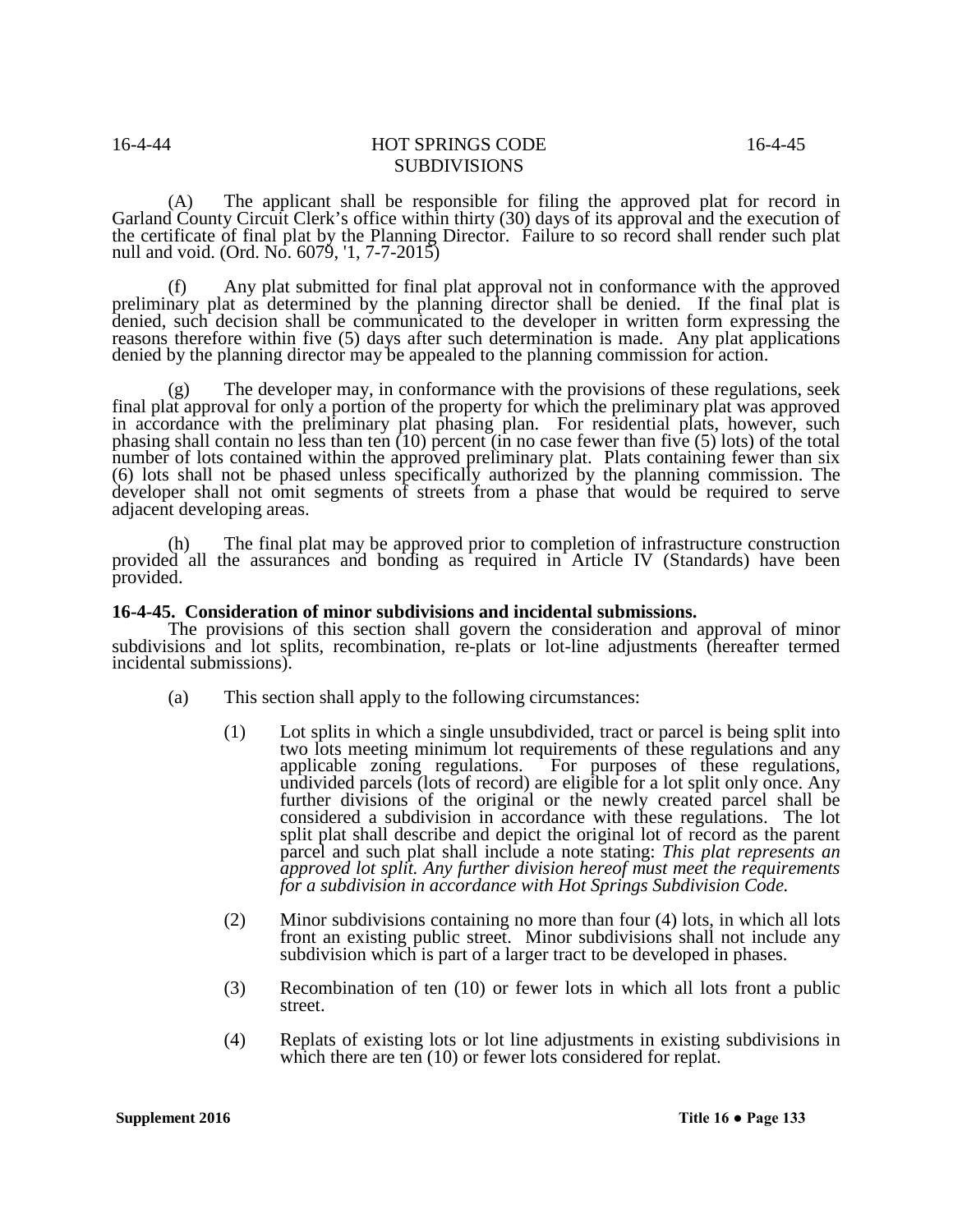(A) The applicant shall be responsible for filing the approved plat for record in Garland County Circuit Clerk's office within thirty (30) days of its approval and the execution of the certificate of final plat by the Planning Director. Failure to so record shall render such plat null and void. (Ord. No. 6079, '1, 7-7-2015)

(f) Any plat submitted for final plat approval not in conformance with the approved preliminary plat as determined by the planning director shall be denied. If the final plat is denied, such decision shall be communicated to the developer in written form expressing the reasons therefore within five (5) days after such determination is made. Any plat applications denied by the planning director may be appealed to the planning commission for action.

(g) The developer may, in conformance with the provisions of these regulations, seek final plat approval for only a portion of the property for which the preliminary plat was approved in accordance with the preliminary plat phasing plan. For residential plats, however, such phasing shall contain no less than ten (10) percent (in no case fewer than five (5) lots) of the total number of lots contained within the approved preliminary plat. Plats containing fewer than six (6) lots shall not be phased unless specifically authorized by the planning commission. The developer shall not omit segments of streets from a phase that would be required to serve adjacent developing areas.

(h) The final plat may be approved prior to completion of infrastructure construction provided all the assurances and bonding as required in Article IV (Standards) have been provided.

**16-4-45. Consideration of minor subdivisions and incidental submissions.**

The provisions of this section shall govern the consideration and approval of minor subdivisions and lot splits, recombination, re-plats or lot-line adjustments (hereafter termed incidental submissions).

(a) This section shall apply to the following circumstances:

(1) Lot splits in which a single unsubdivided, tract or parcel is being split into two lots meeting minimum lot requirements of these regulations and any applicable zoning regulations. For purposes of these regulations, undivided parcels (lots of record) are eligible for a lot split only once. Any further divisions of the original or the newly created parcel shall be considered a subdivision in accordance with these regulations. The lot split plat shall describe and depict the original lot of record as the parent parcel and such plat shall include a note stating: *This plat represents an approved lot split. Any further division hereof must meet the requirements for a subdivision in accordance with Hot Springs Subdivision Code.*

(2) Minor subdivisions containing no more than four (4) lots, in which all lots front an existing public street. Minor subdivisions shall not include any subdivision which is part of a larger tract to be developed in phases.

(3) Recombination of ten (10) or fewer lots in which all lots front a public street.

(4) Replats of existing lots or lot line adjustments in existing subdivisions in which there are ten (10) or fewer lots considered for replat.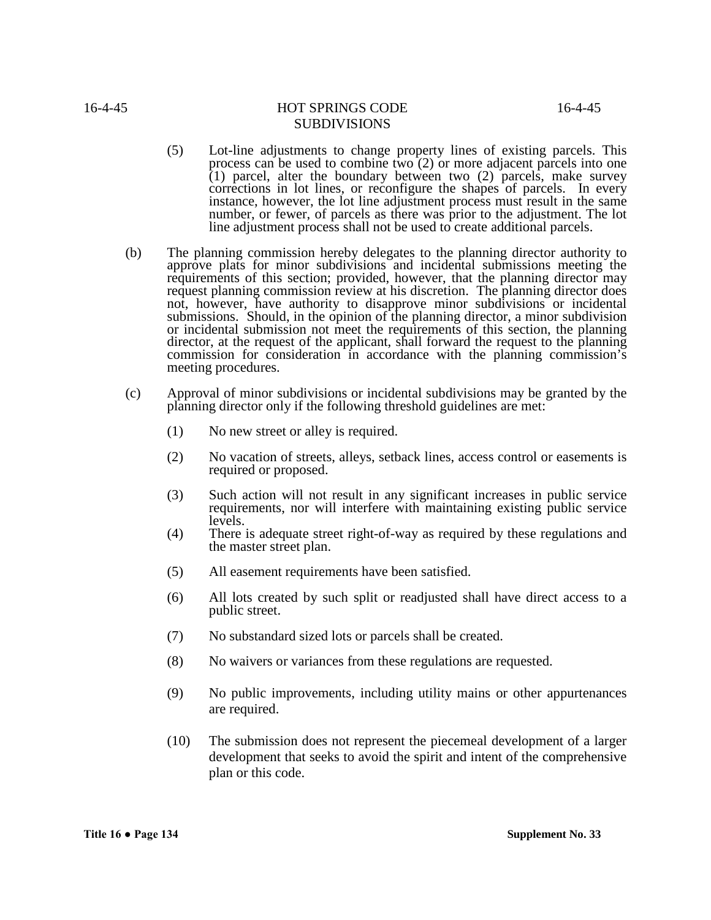(5) Lot-line adjustments to change property lines of existing parcels. This process can be used to combine two (2) or more adjacent parcels into one (1) parcel, alter the boundary between two (2) parcels, make survey corrections in lot lines, or reconfigure the shapes of parcels. In every instance, however, the lot line adjustment process must result in the same number, or fewer, of parcels as there was prior to the adjustment. The lot line adjustment process shall not be used to create additional parcels.

(b) The planning commission hereby delegates to the planning director authority to approve plats for minor subdivisions and incidental submissions meeting the requirements of this section; provided, however, that the planning director may request planning commission review at his discretion. The planning director does not, however, have authority to disapprove minor subdivisions or incidental submissions. Should, in the opinion of the planning director, a minor subdivision or incidental submission not meet the requirements of this section, the planning director, at the request of the applicant, shall forward the request to the planning commission for consideration in accordance with the planning commission's meeting procedures.

(c) Approval of minor subdivisions or incidental subdivisions may be granted by the planning director only if the following threshold guidelines are met:

(1) No new street or alley is required.

(2) No vacation of streets, alleys, setback lines, access control or easements is required or proposed.

(3) Such action will not result in any significant increases in public service requirements, nor will interfere with maintaining existing public service levels.

(4) There is adequate street right-of-way as required by these regulations and the master street plan.

(5) All easement requirements have been satisfied.

(6) All lots created by such split or readjusted shall have direct access to a public street.

(7) No substandard sized lots or parcels shall be created.

(8) No waivers or variances from these regulations are requested.

(9) No public improvements, including utility mains or other appurtenances are required.

(10) The submission does not represent the piecemeal development of a larger development that seeks to avoid the spirit and intent of the comprehensive plan or this code.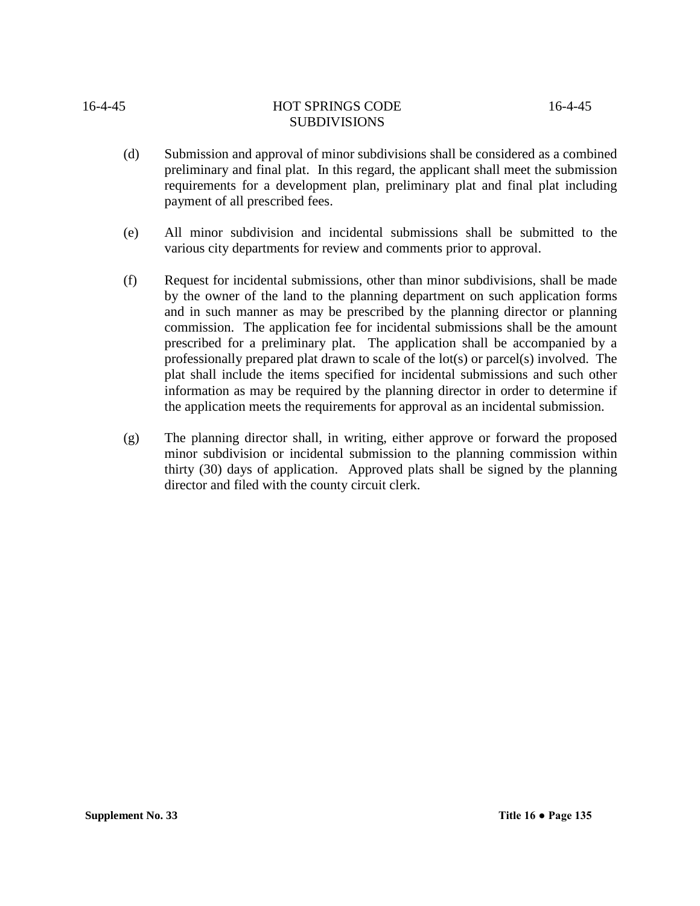(d) Submission and approval of minor subdivisions shall be considered as a combined preliminary and final plat. In this regard, the applicant shall meet the submission requirements for a development plan, preliminary plat and final plat including payment of all prescribed fees.

(e) All minor subdivision and incidental submissions shall be submitted to the various city departments for review and comments prior to approval.

(f) Request for incidental submissions, other than minor subdivisions, shall be made by the owner of the land to the planning department on such application forms and in such manner as may be prescribed by the planning director or planning commission. The application fee for incidental submissions shall be the amount prescribed for a preliminary plat. The application shall be accompanied by a professionally prepared plat drawn to scale of the lot(s) or parcel(s) involved. The plat shall include the items specified for incidental submissions and such other information as may be required by the planning director in order to determine if the application meets the requirements for approval as an incidental submission.

(g) The planning director shall, in writing, either approve or forward the proposed minor subdivision or incidental submission to the planning commission within thirty (30) days of application. Approved plats shall be signed by the planning director and filed with the county circuit clerk.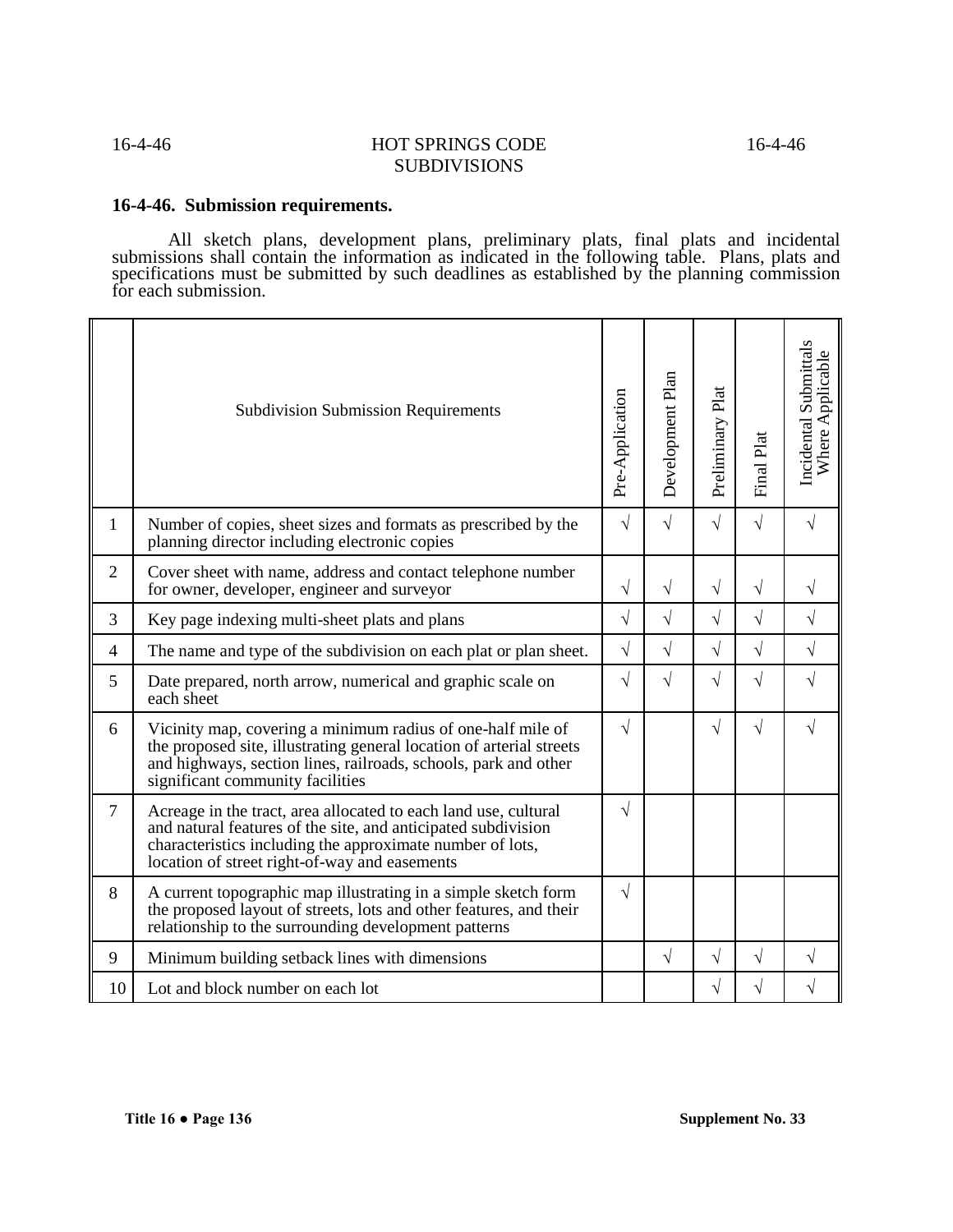## 16-4-46. Submission requirements.

All sketch plans, development plans, preliminary plats, final plats and incidental submissions shall contain the information as indicated in the following table. Plans, plats and specifications must be submitted by such deadlines as established by the planning commission for each submission.

| | Subdivision Submission Requirements | Pre-Application | Development Plan | Preliminary Plat | Final Plat | Incidental Submittals Where Applicable |
|---|---|---|---|---|---|---|
| 1 | Number of copies, sheet sizes and formats as prescribed by the planning director including electronic copies | √ | √ | √ | √ | √ |
| 2 | Cover sheet with name, address and contact telephone number for owner, developer, engineer and surveyor | √ | √ | √ | √ | √ |
| 3 | Key page indexing multi-sheet plats and plans | √ | √ | √ | √ | √ |
| 4 | The name and type of the subdivision on each plat or plan sheet. | √ | √ | √ | √ | √ |
| 5 | Date prepared, north arrow, numerical and graphic scale on each sheet | √ | √ | √ | √ | √ |
| 6 | Vicinity map, covering a minimum radius of one-half mile of the proposed site, illustrating general location of arterial streets and highways, section lines, railroads, schools, park and other significant community facilities | √ | | √ | √ | √ |
| 7 | Acreage in the tract, area allocated to each land use, cultural and natural features of the site, and anticipated subdivision characteristics including the approximate number of lots, location of street right-of-way and easements | √ | | | | |
| 8 | A current topographic map illustrating in a simple sketch form the proposed layout of streets, lots and other features, and their relationship to the surrounding development patterns | √ | | | | |
| 9 | Minimum building setback lines with dimensions | | √ | √ | √ | √ |
| 10 | Lot and block number on each lot | | | √ | √ | √ |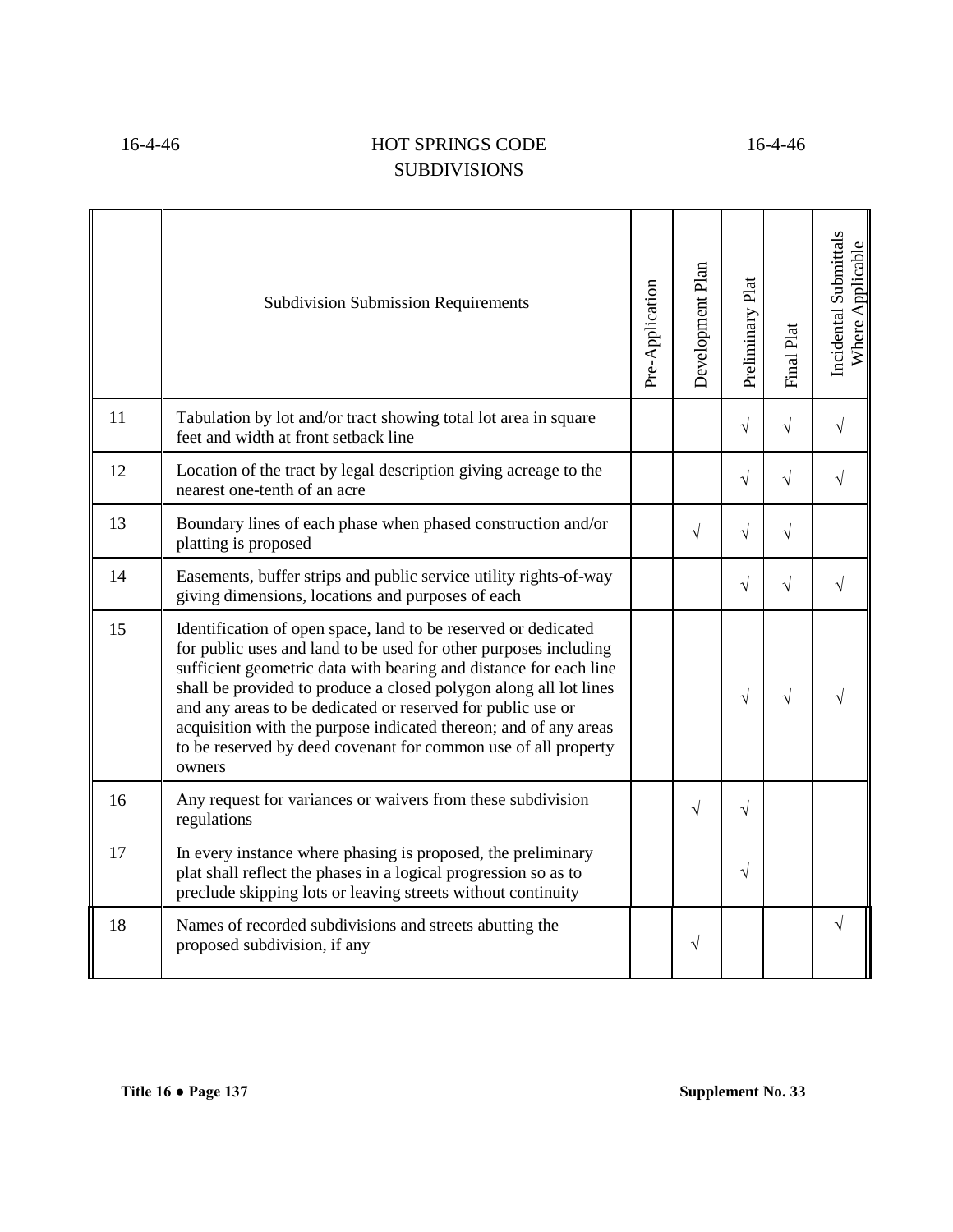| | Subdivision Submission Requirements | Pre-Application | Development Plan | Preliminary Plat | Final Plat | Incidental Submittals Where Applicable |
|---|---|---|---|---|---|---|
| 11 | Tabulation by lot and/or tract showing total lot area in square feet and width at front setback line | | | √ | √ | √ |
| 12 | Location of the tract by legal description giving acreage to the nearest one-tenth of an acre | | | √ | √ | √ |
| 13 | Boundary lines of each phase when phased construction and/or platting is proposed | | √ | √ | √ | |
| 14 | Easements, buffer strips and public service utility rights-of-way giving dimensions, locations and purposes of each | | | √ | √ | √ |
| 15 | Identification of open space, land to be reserved or dedicated for public uses and land to be used for other purposes including sufficient geometric data with bearing and distance for each line shall be provided to produce a closed polygon along all lot lines and any areas to be dedicated or reserved for public use or acquisition with the purpose indicated thereon; and of any areas to be reserved by deed covenant for common use of all property owners | | | √ | √ | √ |
| 16 | Any request for variances or waivers from these subdivision regulations | | √ | √ | | |
| 17 | In every instance where phasing is proposed, the preliminary plat shall reflect the phases in a logical progression so as to preclude skipping lots or leaving streets without continuity | | | √ | | |
| 18 | Names of recorded subdivisions and streets abutting the proposed subdivision, if any | | √ | | | √ |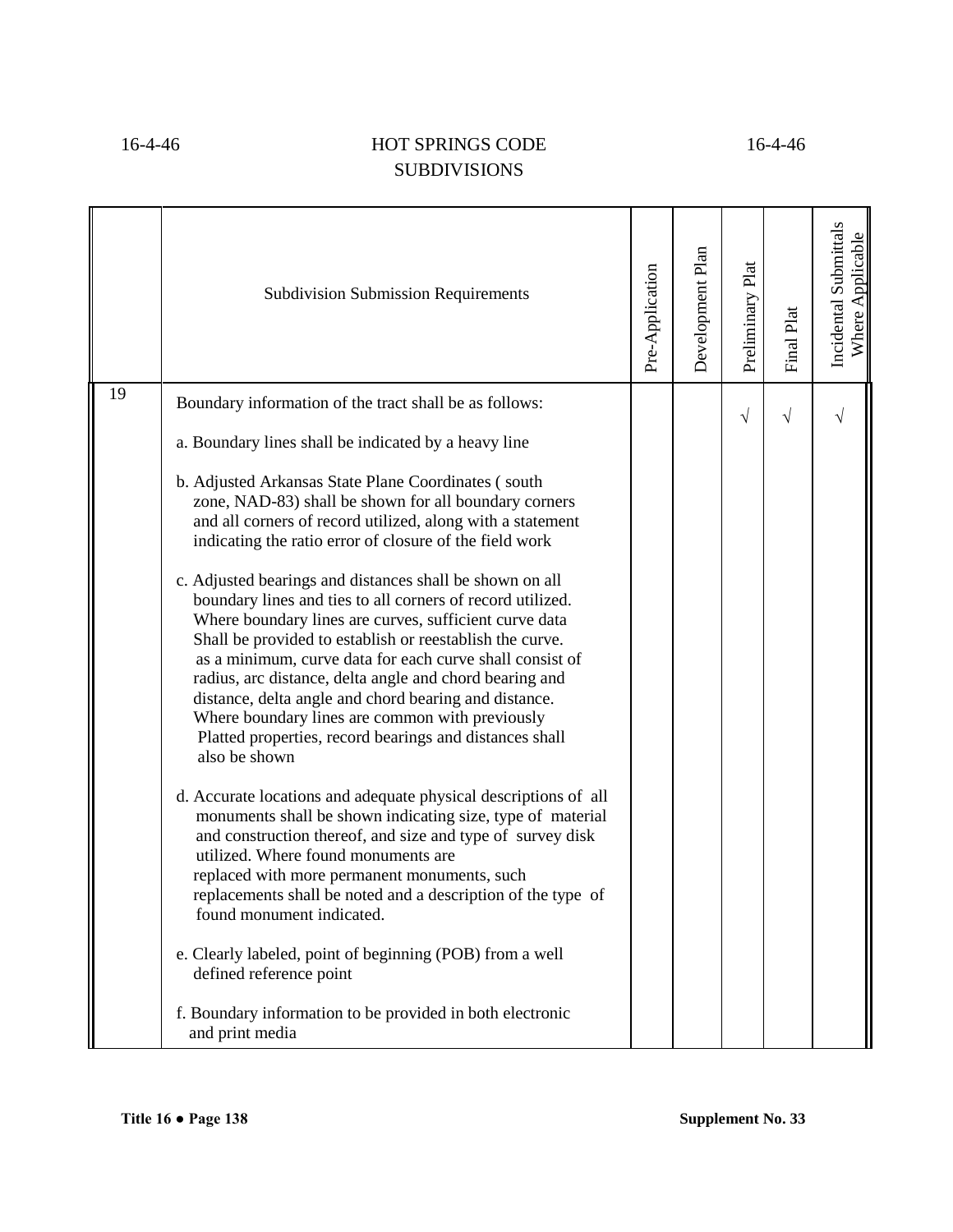| | Subdivision Submission Requirements | Pre-Application | Development Plan | Preliminary Plat | Final Plat | Incidental Submittals Where Applicable |
|---|---|---|---|---|---|---|
| 19 | Boundary information of the tract shall be as follows:<br><br>a. Boundary lines shall be indicated by a heavy line<br><br>b. Adjusted Arkansas State Plane Coordinates ( south zone, NAD-83) shall be shown for all boundary corners and all corners of record utilized, along with a statement indicating the ratio error of closure of the field work<br><br>c. Adjusted bearings and distances shall be shown on all boundary lines and ties to all corners of record utilized. Where boundary lines are curves, sufficient curve data Shall be provided to establish or reestablish the curve. as a minimum, curve data for each curve shall consist of radius, arc distance, delta angle and chord bearing and distance, delta angle and chord bearing and distance. Where boundary lines are common with previously Platted properties, record bearings and distances shall also be shown<br><br>d. Accurate locations and adequate physical descriptions of all monuments shall be shown indicating size, type of material and construction thereof, and size and type of survey disk utilized. Where found monuments are replaced with more permanent monuments, such replacements shall be noted and a description of the type of found monument indicated.<br><br>e. Clearly labeled, point of beginning (POB) from a well defined reference point<br><br>f. Boundary information to be provided in both electronic and print media | | | √ | √ | √ |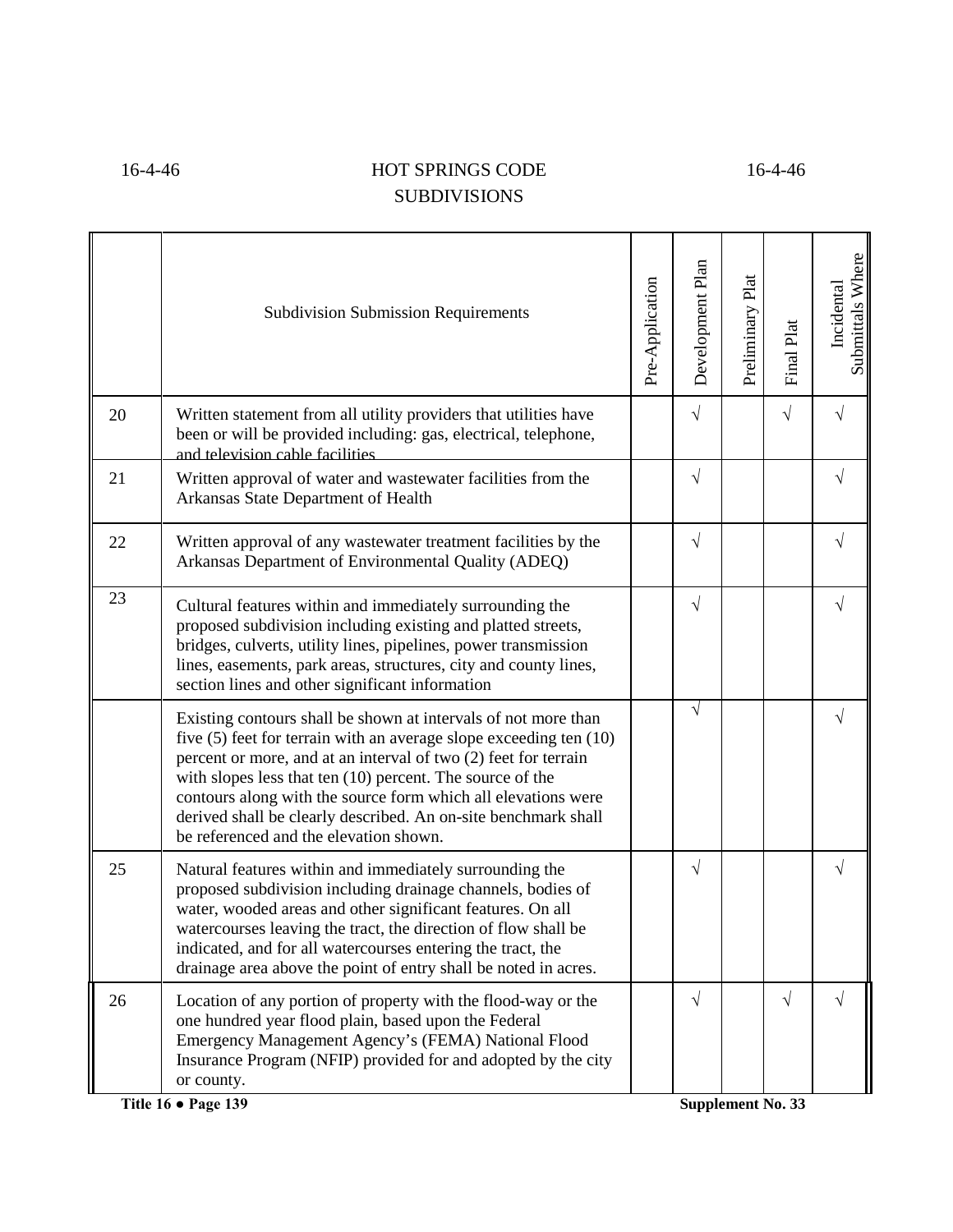| | Subdivision Submission Requirements | Pre-Application | Development Plan | Preliminary Plat | Final Plat | Incidental Submittals Where |
|---|---|---|---|---|---|---|
| 20 | Written statement from all utility providers that utilities have been or will be provided including: gas, electrical, telephone, and television cable facilities | | √ | | √ | √ |
| 21 | Written approval of water and wastewater facilities from the Arkansas State Department of Health | | √ | | | √ |
| 22 | Written approval of any wastewater treatment facilities by the Arkansas Department of Environmental Quality (ADEQ) | | √ | | | √ |
| 23 | Cultural features within and immediately surrounding the proposed subdivision including existing and platted streets, bridges, culverts, utility lines, pipelines, power transmission lines, easements, park areas, structures, city and county lines, section lines and other significant information | | √ | | | √ |
| | Existing contours shall be shown at intervals of not more than five (5) feet for terrain with an average slope exceeding ten (10) percent or more, and at an interval of two (2) feet for terrain with slopes less that ten (10) percent. The source of the contours along with the source form which all elevations were derived shall be clearly described. An on-site benchmark shall be referenced and the elevation shown. | | √ | | | √ |
| 25 | Natural features within and immediately surrounding the proposed subdivision including drainage channels, bodies of water, wooded areas and other significant features. On all watercourses leaving the tract, the direction of flow shall be indicated, and for all watercourses entering the tract, the drainage area above the point of entry shall be noted in acres. | | √ | | | √ |
| 26 | Location of any portion of property with the flood-way or the one hundred year flood plain, based upon the Federal Emergency Management Agency's (FEMA) National Flood Insurance Program (NFIP) provided for and adopted by the city or county. | | √ | | √ | √ |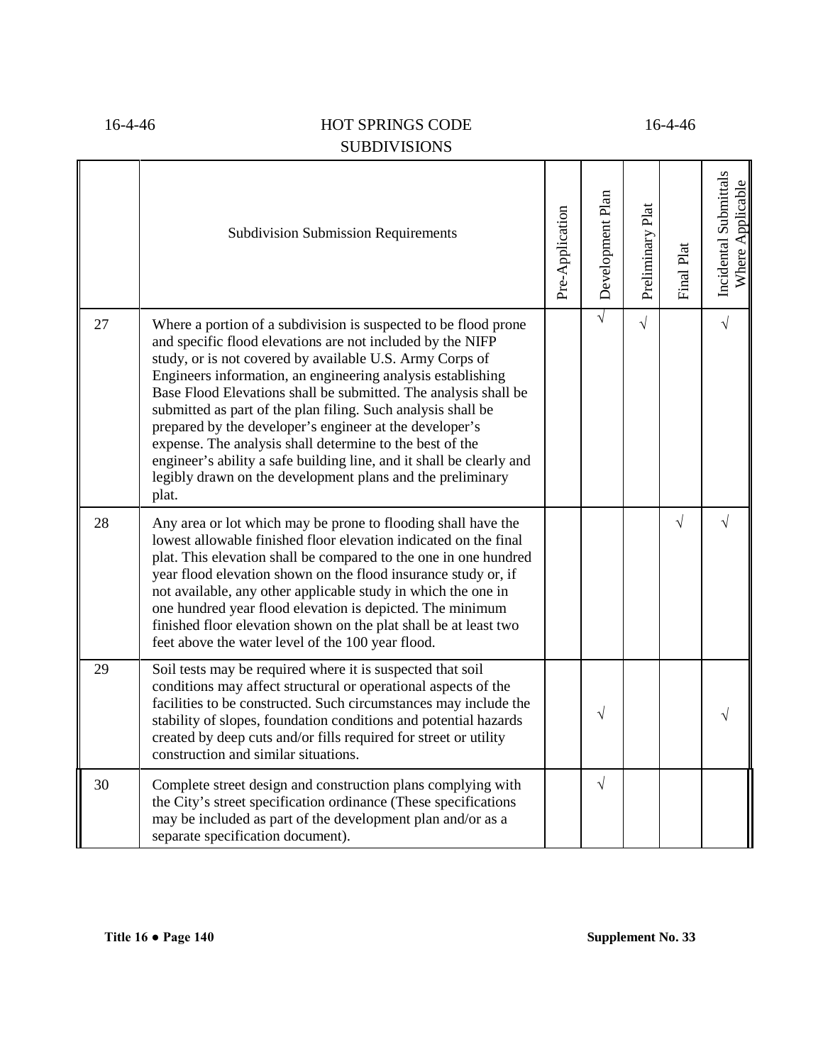| | Subdivision Submission Requirements | Pre-Application | Development Plan | Preliminary Plat | Final Plat | Incidental Submittals Where Applicable |
|---|---|---|---|---|---|---|
| 27 | Where a portion of a subdivision is suspected to be flood prone and specific flood elevations are not included by the NIFP study, or is not covered by available U.S. Army Corps of Engineers information, an engineering analysis establishing Base Flood Elevations shall be submitted. The analysis shall be submitted as part of the plan filing. Such analysis shall be prepared by the developer's engineer at the developer's expense. The analysis shall determine to the best of the engineer's ability a safe building line, and it shall be clearly and legibly drawn on the development plans and the preliminary plat. | | √ | √ | | √ |
| 28 | Any area or lot which may be prone to flooding shall have the lowest allowable finished floor elevation indicated on the final plat. This elevation shall be compared to the one in one hundred year flood elevation shown on the flood insurance study or, if not available, any other applicable study in which the one in one hundred year flood elevation is depicted. The minimum finished floor elevation shown on the plat shall be at least two feet above the water level of the 100 year flood. | | | | √ | √ |
| 29 | Soil tests may be required where it is suspected that soil conditions may affect structural or operational aspects of the facilities to be constructed. Such circumstances may include the stability of slopes, foundation conditions and potential hazards created by deep cuts and/or fills required for street or utility construction and similar situations. | | √ | | | √ |
| 30 | Complete street design and construction plans complying with the City's street specification ordinance (These specifications may be included as part of the development plan and/or as a separate specification document). | | √ | | | |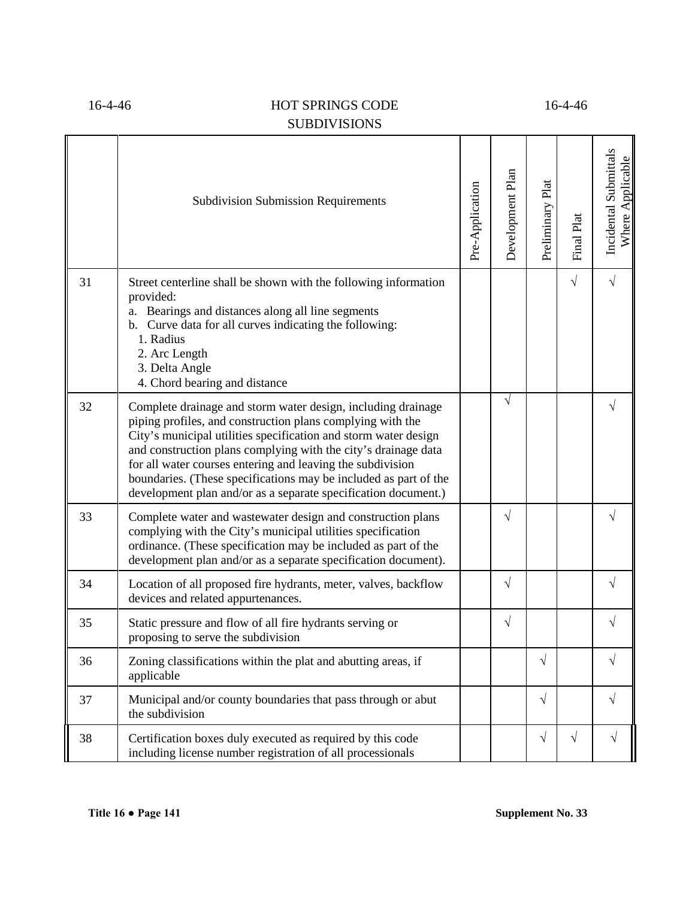| | Subdivision Submission Requirements | Pre-Application | Development Plan | Preliminary Plat | Final Plat | Incidental Submittals Where Applicable |
|---|---|---|---|---|---|---|
| 31 | Street centerline shall be shown with the following information provided:<br>a. Bearings and distances along all line segments<br>b. Curve data for all curves indicating the following:<br>1. Radius<br>2. Arc Length<br>3. Delta Angle<br>4. Chord bearing and distance | | | | √ | √ |
| 32 | Complete drainage and storm water design, including drainage piping profiles, and construction plans complying with the City's municipal utilities specification and storm water design and construction plans complying with the city's drainage data for all water courses entering and leaving the subdivision boundaries. (These specifications may be included as part of the development plan and/or as a separate specification document.) | | √ | | | √ |
| 33 | Complete water and wastewater design and construction plans complying with the City's municipal utilities specification ordinance. (These specification may be included as part of the development plan and/or as a separate specification document). | | √ | | | √ |
| 34 | Location of all proposed fire hydrants, meter, valves, backflow devices and related appurtenances. | | √ | | | √ |
| 35 | Static pressure and flow of all fire hydrants serving or proposing to serve the subdivision | | √ | | | √ |
| 36 | Zoning classifications within the plat and abutting areas, if applicable | | | √ | | √ |
| 37 | Municipal and/or county boundaries that pass through or abut the subdivision | | | √ | | √ |
| 38 | Certification boxes duly executed as required by this code including license number registration of all processionals | | | √ | √ | √ |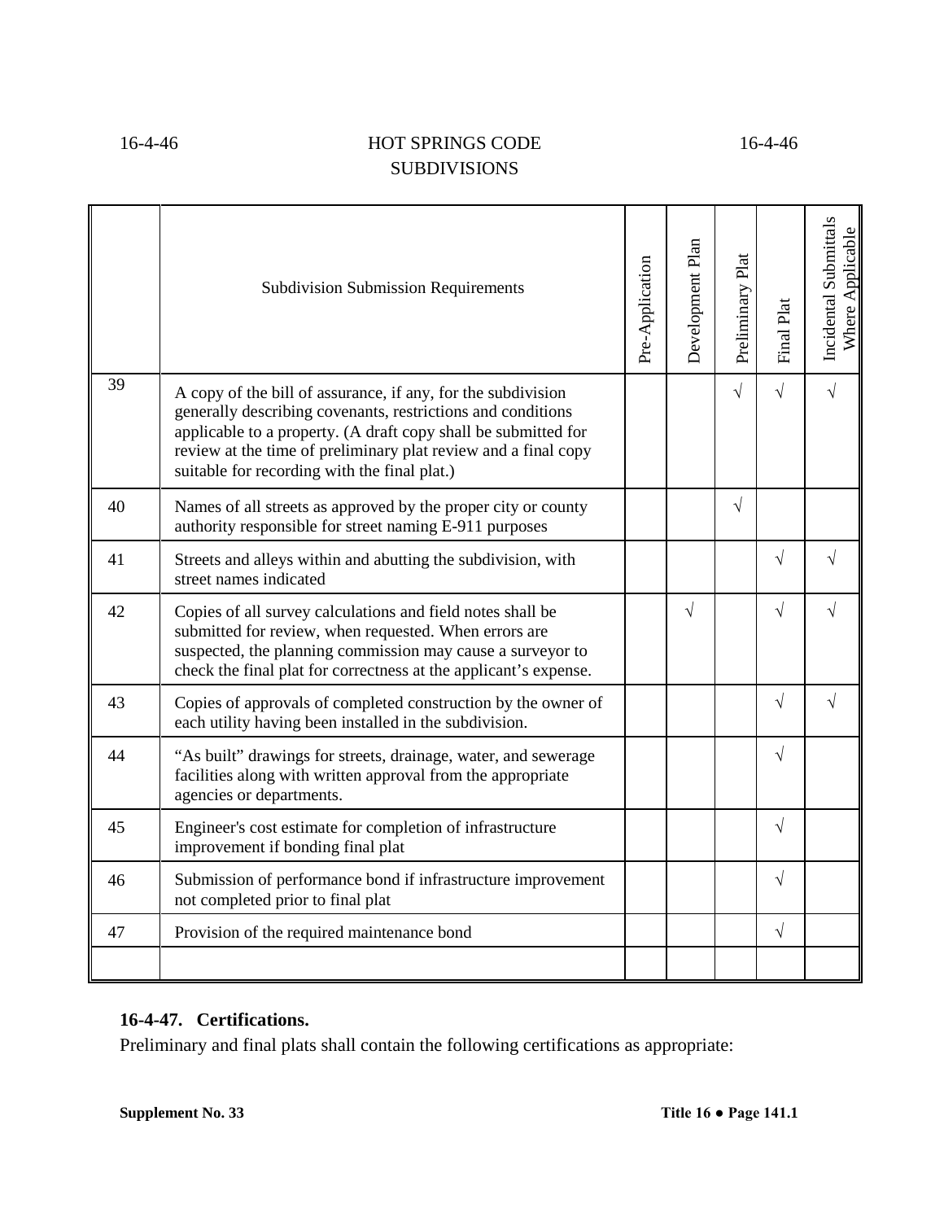|  | Subdivision Submission Requirements | Pre-Application | Development Plan | Preliminary Plat | Final Plat | Incidental Submittals Where Applicable |
|---|---|---|---|---|---|---|
| 39 | A copy of the bill of assurance, if any, for the subdivision generally describing covenants, restrictions and conditions applicable to a property. (A draft copy shall be submitted for review at the time of preliminary plat review and a final copy suitable for recording with the final plat.) |  |  | √ | √ | √ |
| 40 | Names of all streets as approved by the proper city or county authority responsible for street naming E-911 purposes |  |  | √ |  |  |
| 41 | Streets and alleys within and abutting the subdivision, with street names indicated |  |  |  | √ | √ |
| 42 | Copies of all survey calculations and field notes shall be submitted for review, when requested. When errors are suspected, the planning commission may cause a surveyor to check the final plat for correctness at the applicant's expense. |  | √ |  | √ | √ |
| 43 | Copies of approvals of completed construction by the owner of each utility having been installed in the subdivision. |  |  |  | √ | √ |
| 44 | "As built" drawings for streets, drainage, water, and sewerage facilities along with written approval from the appropriate agencies or departments. |  |  |  | √ |  |
| 45 | Engineer's cost estimate for completion of infrastructure improvement if bonding final plat |  |  |  | √ |  |
| 46 | Submission of performance bond if infrastructure improvement not completed prior to final plat |  |  |  | √ |  |
| 47 | Provision of the required maintenance bond |  |  |  | √ |  |
|  |  |  |  |  |  |  |

### 16-4-47. Certifications.

Preliminary and final plats shall contain the following certifications as appropriate: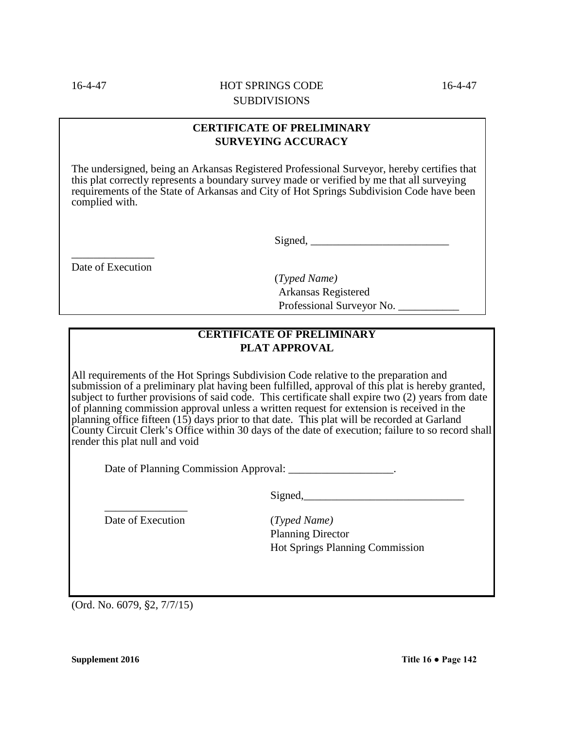**CERTIFICATE OF PRELIMINARY SURVEYING ACCURACY**

The undersigned, being an Arkansas Registered Professional Surveyor, hereby certifies that this plat correctly represents a boundary survey made or verified by me that all surveying requirements of the State of Arkansas and City of Hot Springs Subdivision Code have been complied with.

Signed, _________________________

_______________
Date of Execution

(*Typed Name)*
Arkansas Registered
Professional Surveyor No. ___________

**CERTIFICATE OF PRELIMINARY PLAT APPROVAL**

All requirements of the Hot Springs Subdivision Code relative to the preparation and submission of a preliminary plat having been fulfilled, approval of this plat is hereby granted, subject to further provisions of said code. This certificate shall expire two (2) years from date of planning commission approval unless a written request for extension is received in the planning office fifteen (15) days prior to that date. This plat will be recorded at Garland County Circuit Clerk's Office within 30 days of the date of execution; failure to so record shall render this plat null and void

Date of Planning Commission Approval: ___________________.

Signed,_____________________________

_______________
Date of Execution

(*Typed Name)*
Planning Director
Hot Springs Planning Commission

(Ord. No. 6079, §2, 7/7/15)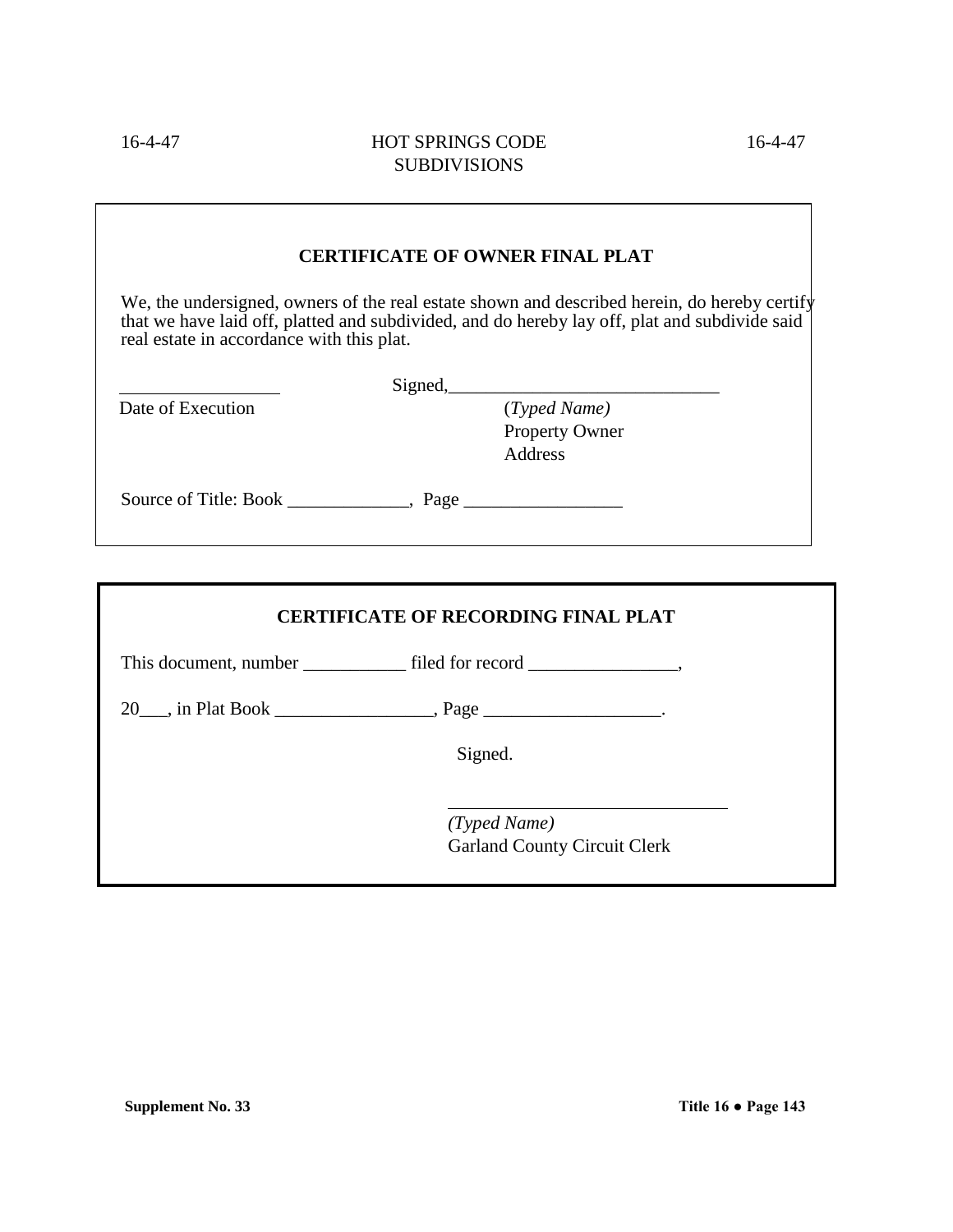**CERTIFICATE OF OWNER FINAL PLAT**

We, the undersigned, owners of the real estate shown and described herein, do hereby certify that we have laid off, platted and subdivided, and do hereby lay off, plat and subdivide said real estate in accordance with this plat.

_________________ Signed,______________________________

Date of Execution

*(Typed Name)*
Property Owner
Address

Source of Title: Book _____________, Page _________________

**CERTIFICATE OF RECORDING FINAL PLAT**

This document, number ___________ filed for record ________________,

20___, in Plat Book _________________, Page ___________________.

Signed.

_______________________________
*(Typed Name)*
Garland County Circuit Clerk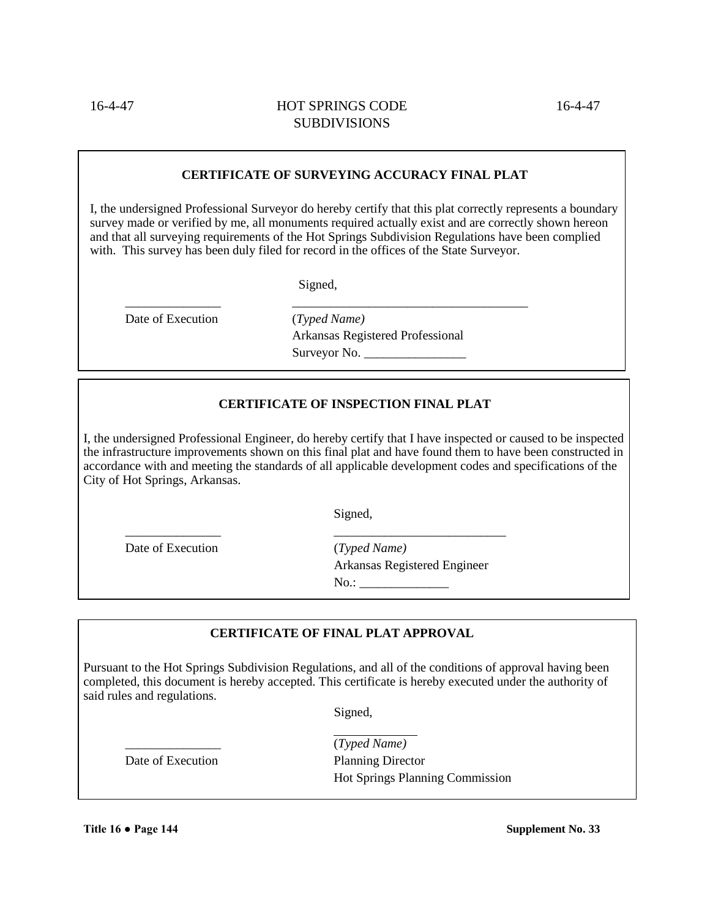**CERTIFICATE OF SURVEYING ACCURACY FINAL PLAT**

I, the undersigned Professional Surveyor do hereby certify that this plat correctly represents a boundary survey made or verified by me, all monuments required actually exist and are correctly shown hereon and that all surveying requirements of the Hot Springs Subdivision Regulations have been complied with. This survey has been duly filed for record in the offices of the State Surveyor.

Signed,

_______________ _____________________________________

Date of Execution (*Typed Name)*
Arkansas Registered Professional
Surveyor No. ________________

**CERTIFICATE OF INSPECTION FINAL PLAT**

I, the undersigned Professional Engineer, do hereby certify that I have inspected or caused to be inspected the infrastructure improvements shown on this final plat and have found them to have been constructed in accordance with and meeting the standards of all applicable development codes and specifications of the City of Hot Springs, Arkansas.

Signed,

_______________ ___________________________

Date of Execution (*Typed Name)*
Arkansas Registered Engineer
No.: ______________

**CERTIFICATE OF FINAL PLAT APPROVAL**

Pursuant to the Hot Springs Subdivision Regulations, and all of the conditions of approval having been completed, this document is hereby accepted. This certificate is hereby executed under the authority of said rules and regulations.

Signed,

_______________ _____________

Date of Execution (*Typed Name)*
Planning Director
Hot Springs Planning Commission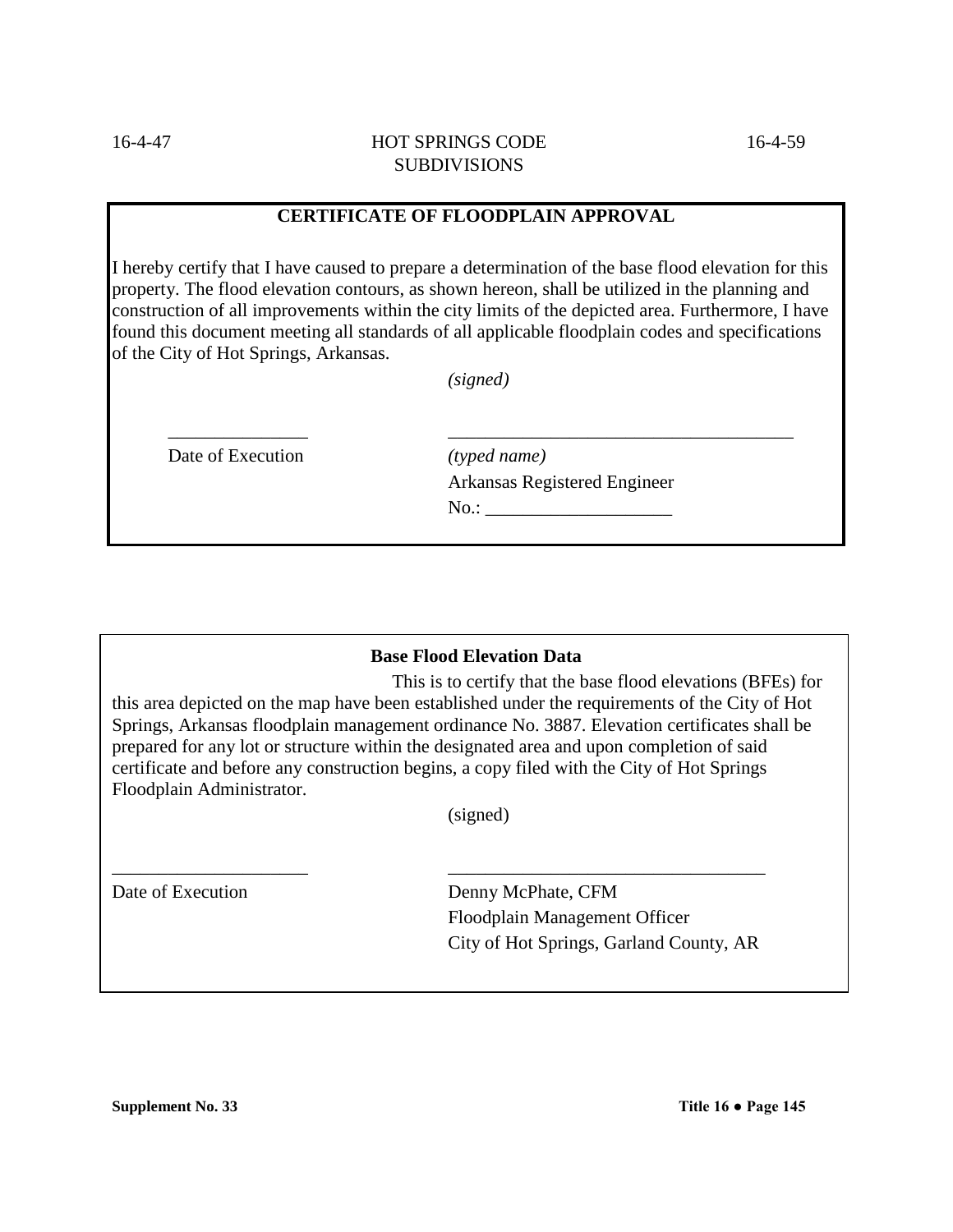**CERTIFICATE OF FLOODPLAIN APPROVAL**

I hereby certify that I have caused to prepare a determination of the base flood elevation for this property. The flood elevation contours, as shown hereon, shall be utilized in the planning and construction of all improvements within the city limits of the depicted area. Furthermore, I have found this document meeting all standards of all applicable floodplain codes and specifications of the City of Hot Springs, Arkansas.

*(signed)*

_______________ _____________________________________

Date of Execution *(typed name)*

Arkansas Registered Engineer

No.: ____________________

**Base Flood Elevation Data**

This is to certify that the base flood elevations (BFEs) for this area depicted on the map have been established under the requirements of the City of Hot Springs, Arkansas floodplain management ordinance No. 3887. Elevation certificates shall be prepared for any lot or structure within the designated area and upon completion of said certificate and before any construction begins, a copy filed with the City of Hot Springs Floodplain Administrator.

(signed)

_____________________ __________________________________

Date of Execution Denny McPhate, CFM

Floodplain Management Officer

City of Hot Springs, Garland County, AR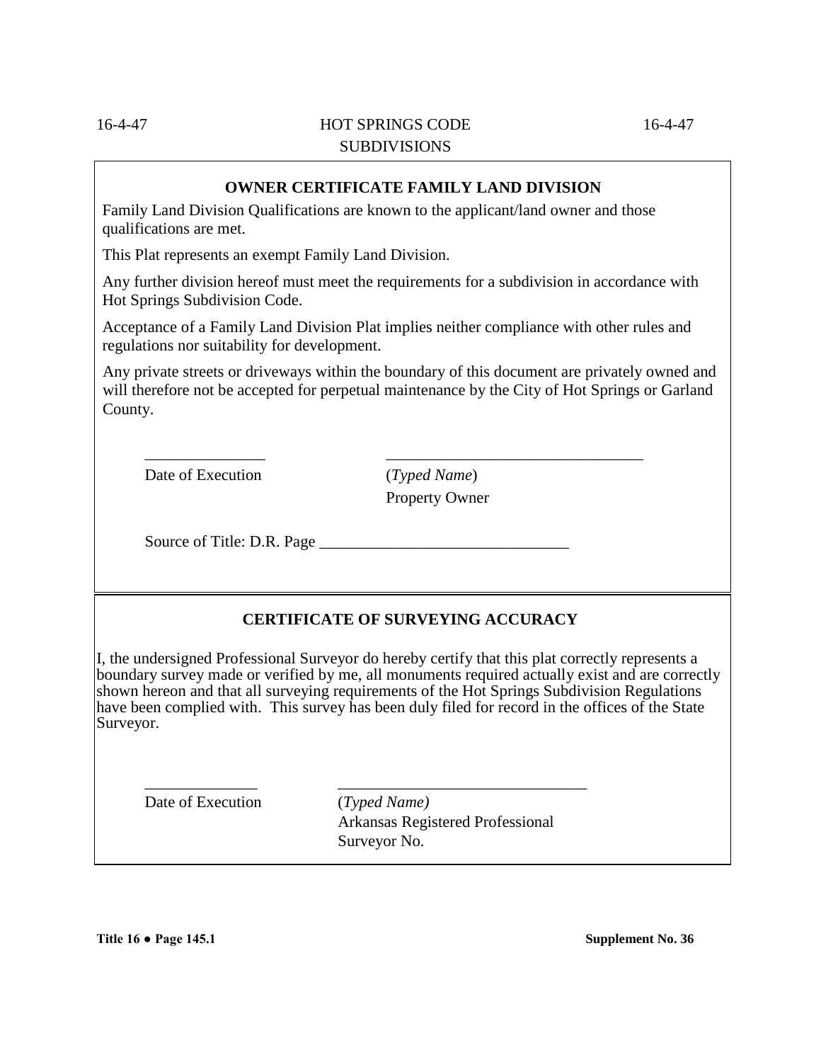## OWNER CERTIFICATE FAMILY LAND DIVISION

Family Land Division Qualifications are known to the applicant/land owner and those qualifications are met.

This Plat represents an exempt Family Land Division.

Any further division hereof must meet the requirements for a subdivision in accordance with Hot Springs Subdivision Code.

Acceptance of a Family Land Division Plat implies neither compliance with other rules and regulations nor suitability for development.

Any private streets or driveways within the boundary of this document are privately owned and will therefore not be accepted for perpetual maintenance by the City of Hot Springs or Garland County.

_______________ _________________________________

Date of Execution (*Typed Name*)
Property Owner

Source of Title: D.R. Page _______________________________

## CERTIFICATE OF SURVEYING ACCURACY

I, the undersigned Professional Surveyor do hereby certify that this plat correctly represents a boundary survey made or verified by me, all monuments required actually exist and are correctly shown hereon and that all surveying requirements of the Hot Springs Subdivision Regulations have been complied with. This survey has been duly filed for record in the offices of the State Surveyor.

______________ ________________________________

Date of Execution (*Typed Name)*
Arkansas Registered Professional
Surveyor No.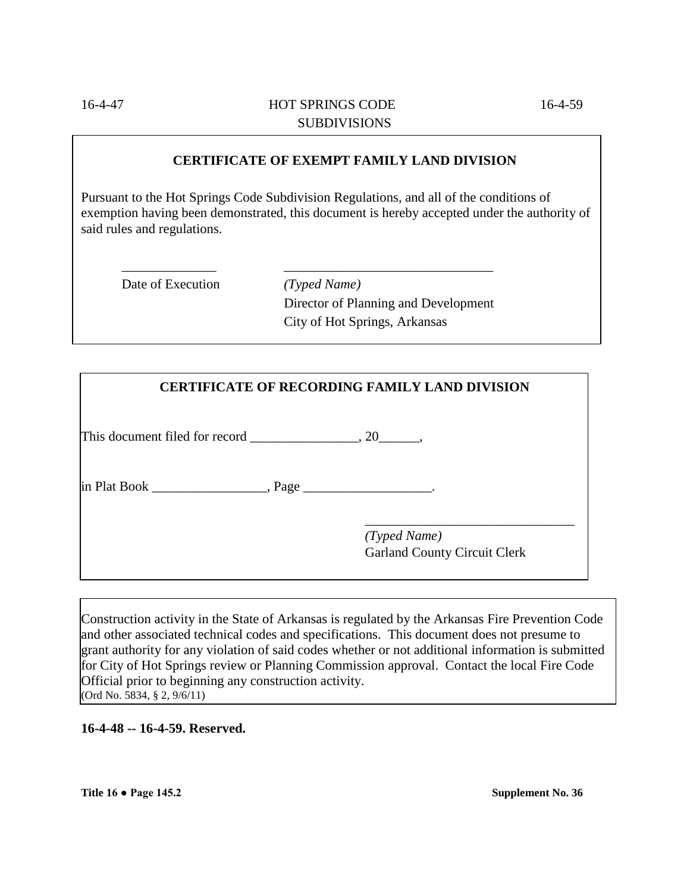**CERTIFICATE OF EXEMPT FAMILY LAND DIVISION**

Pursuant to the Hot Springs Code Subdivision Regulations, and all of the conditions of exemption having been demonstrated, this document is hereby accepted under the authority of said rules and regulations.

______________ ________________________________

Date of Execution *(Typed Name)*
Director of Planning and Development
City of Hot Springs, Arkansas

**CERTIFICATE OF RECORDING FAMILY LAND DIVISION**

This document filed for record ________________, 20______,

in Plat Book _________________, Page ___________________.

________________________________
*(Typed Name)*
Garland County Circuit Clerk

Construction activity in the State of Arkansas is regulated by the Arkansas Fire Prevention Code and other associated technical codes and specifications. This document does not presume to grant authority for any violation of said codes whether or not additional information is submitted for City of Hot Springs review or Planning Commission approval. Contact the local Fire Code Official prior to beginning any construction activity.
(Ord No. 5834, § 2, 9/6/11)

**16-4-48 -- 16-4-59. Reserved.**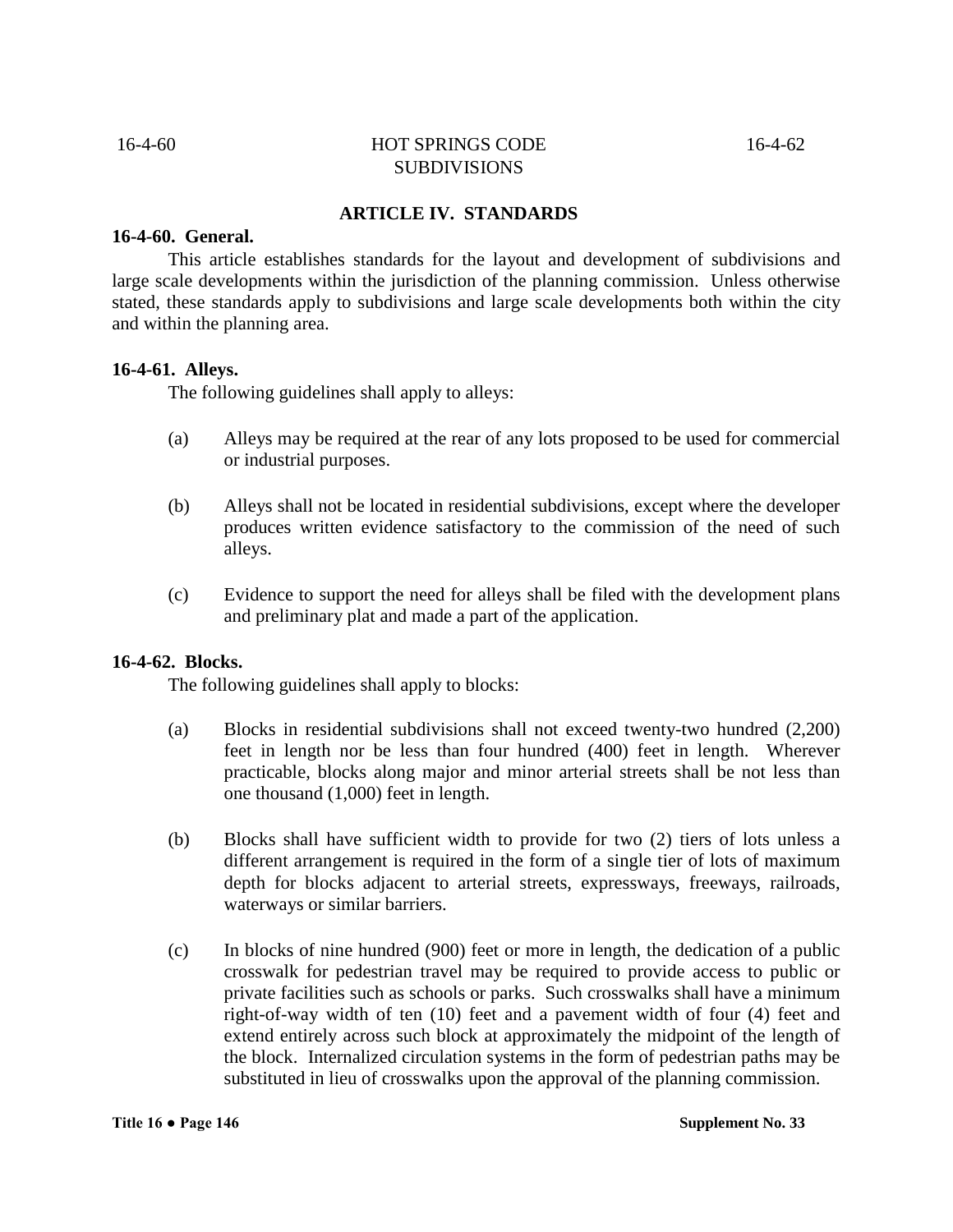## ARTICLE IV. STANDARDS

### 16-4-60. General.

This article establishes standards for the layout and development of subdivisions and large scale developments within the jurisdiction of the planning commission. Unless otherwise stated, these standards apply to subdivisions and large scale developments both within the city and within the planning area.

### 16-4-61. Alleys.

The following guidelines shall apply to alleys:

(a) Alleys may be required at the rear of any lots proposed to be used for commercial or industrial purposes.

(b) Alleys shall not be located in residential subdivisions, except where the developer produces written evidence satisfactory to the commission of the need of such alleys.

(c) Evidence to support the need for alleys shall be filed with the development plans and preliminary plat and made a part of the application.

### 16-4-62. Blocks.

The following guidelines shall apply to blocks:

(a) Blocks in residential subdivisions shall not exceed twenty-two hundred (2,200) feet in length nor be less than four hundred (400) feet in length. Wherever practicable, blocks along major and minor arterial streets shall be not less than one thousand (1,000) feet in length.

(b) Blocks shall have sufficient width to provide for two (2) tiers of lots unless a different arrangement is required in the form of a single tier of lots of maximum depth for blocks adjacent to arterial streets, expressways, freeways, railroads, waterways or similar barriers.

(c) In blocks of nine hundred (900) feet or more in length, the dedication of a public crosswalk for pedestrian travel may be required to provide access to public or private facilities such as schools or parks. Such crosswalks shall have a minimum right-of-way width of ten (10) feet and a pavement width of four (4) feet and extend entirely across such block at approximately the midpoint of the length of the block. Internalized circulation systems in the form of pedestrian paths may be substituted in lieu of crosswalks upon the approval of the planning commission.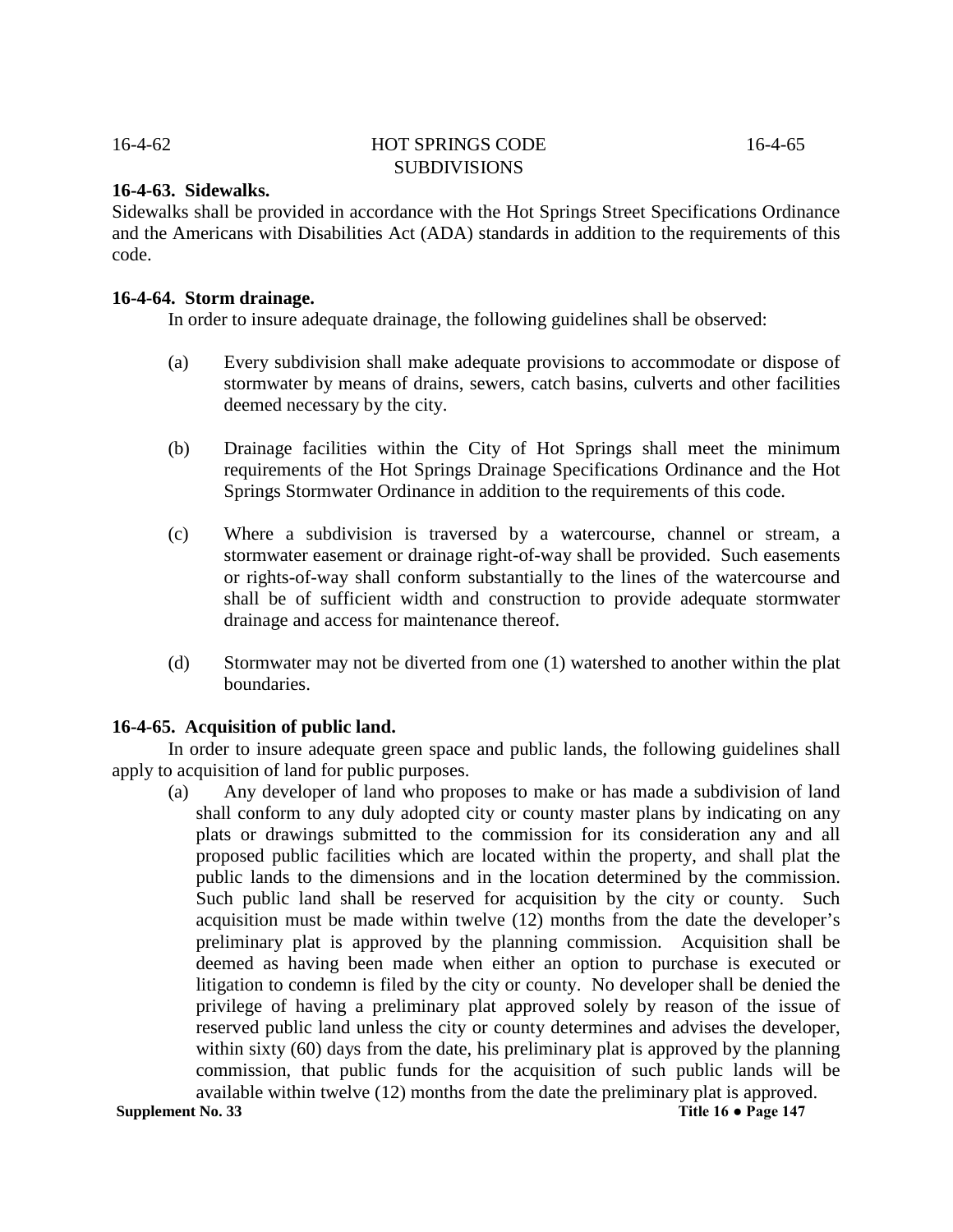**16-4-63. Sidewalks.**

Sidewalks shall be provided in accordance with the Hot Springs Street Specifications Ordinance and the Americans with Disabilities Act (ADA) standards in addition to the requirements of this code.

**16-4-64. Storm drainage.**

In order to insure adequate drainage, the following guidelines shall be observed:

(a) Every subdivision shall make adequate provisions to accommodate or dispose of stormwater by means of drains, sewers, catch basins, culverts and other facilities deemed necessary by the city.

(b) Drainage facilities within the City of Hot Springs shall meet the minimum requirements of the Hot Springs Drainage Specifications Ordinance and the Hot Springs Stormwater Ordinance in addition to the requirements of this code.

(c) Where a subdivision is traversed by a watercourse, channel or stream, a stormwater easement or drainage right-of-way shall be provided. Such easements or rights-of-way shall conform substantially to the lines of the watercourse and shall be of sufficient width and construction to provide adequate stormwater drainage and access for maintenance thereof.

(d) Stormwater may not be diverted from one (1) watershed to another within the plat boundaries.

**16-4-65. Acquisition of public land.**

In order to insure adequate green space and public lands, the following guidelines shall apply to acquisition of land for public purposes.

(a) Any developer of land who proposes to make or has made a subdivision of land shall conform to any duly adopted city or county master plans by indicating on any plats or drawings submitted to the commission for its consideration any and all proposed public facilities which are located within the property, and shall plat the public lands to the dimensions and in the location determined by the commission. Such public land shall be reserved for acquisition by the city or county. Such acquisition must be made within twelve (12) months from the date the developer's preliminary plat is approved by the planning commission. Acquisition shall be deemed as having been made when either an option to purchase is executed or litigation to condemn is filed by the city or county. No developer shall be denied the privilege of having a preliminary plat approved solely by reason of the issue of reserved public land unless the city or county determines and advises the developer, within sixty (60) days from the date, his preliminary plat is approved by the planning commission, that public funds for the acquisition of such public lands will be available within twelve (12) months from the date the preliminary plat is approved.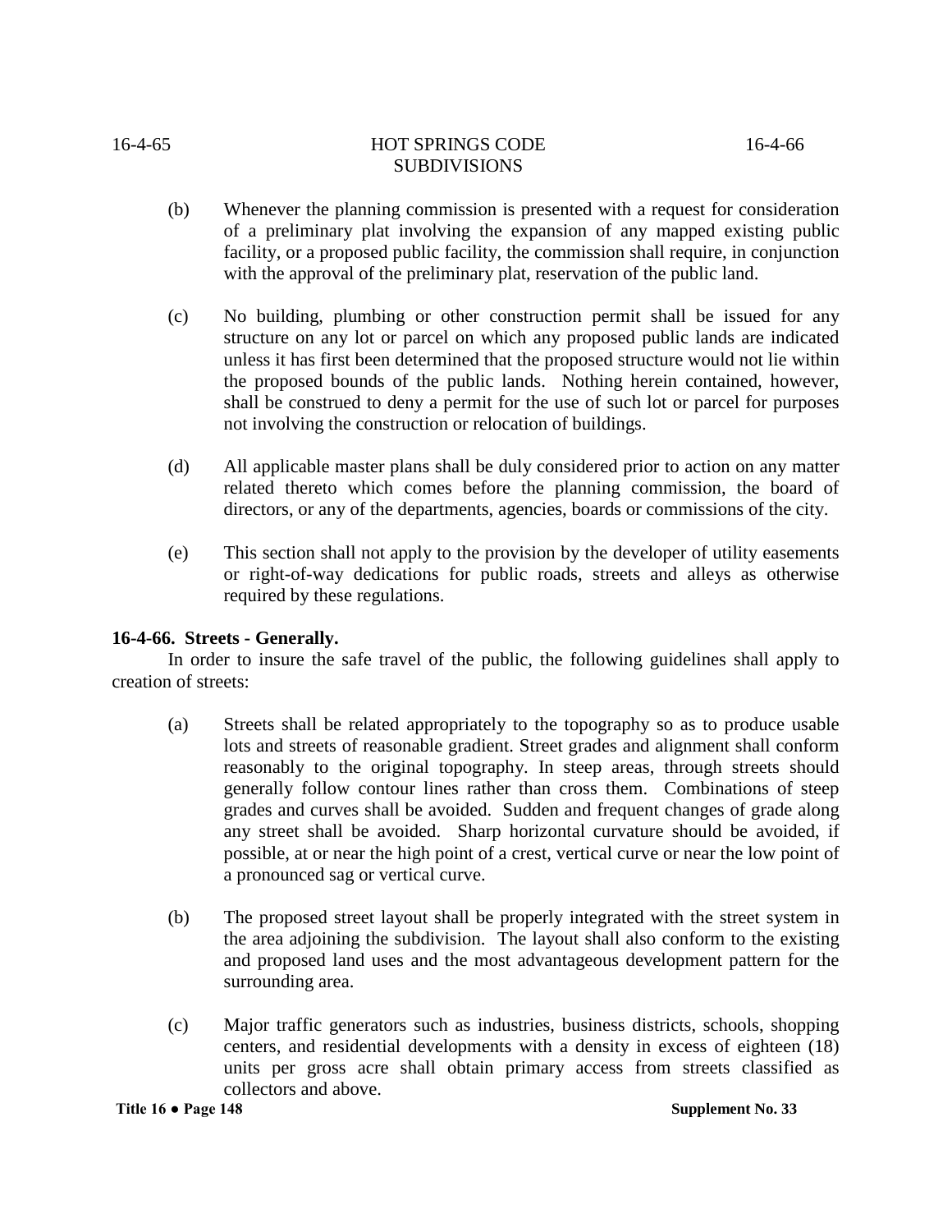(b) Whenever the planning commission is presented with a request for consideration of a preliminary plat involving the expansion of any mapped existing public facility, or a proposed public facility, the commission shall require, in conjunction with the approval of the preliminary plat, reservation of the public land.

(c) No building, plumbing or other construction permit shall be issued for any structure on any lot or parcel on which any proposed public lands are indicated unless it has first been determined that the proposed structure would not lie within the proposed bounds of the public lands. Nothing herein contained, however, shall be construed to deny a permit for the use of such lot or parcel for purposes not involving the construction or relocation of buildings.

(d) All applicable master plans shall be duly considered prior to action on any matter related thereto which comes before the planning commission, the board of directors, or any of the departments, agencies, boards or commissions of the city.

(e) This section shall not apply to the provision by the developer of utility easements or right-of-way dedications for public roads, streets and alleys as otherwise required by these regulations.

**16-4-66. Streets - Generally.**

In order to insure the safe travel of the public, the following guidelines shall apply to creation of streets:

(a) Streets shall be related appropriately to the topography so as to produce usable lots and streets of reasonable gradient. Street grades and alignment shall conform reasonably to the original topography. In steep areas, through streets should generally follow contour lines rather than cross them. Combinations of steep grades and curves shall be avoided. Sudden and frequent changes of grade along any street shall be avoided. Sharp horizontal curvature should be avoided, if possible, at or near the high point of a crest, vertical curve or near the low point of a pronounced sag or vertical curve.

(b) The proposed street layout shall be properly integrated with the street system in the area adjoining the subdivision. The layout shall also conform to the existing and proposed land uses and the most advantageous development pattern for the surrounding area.

(c) Major traffic generators such as industries, business districts, schools, shopping centers, and residential developments with a density in excess of eighteen (18) units per gross acre shall obtain primary access from streets classified as collectors and above.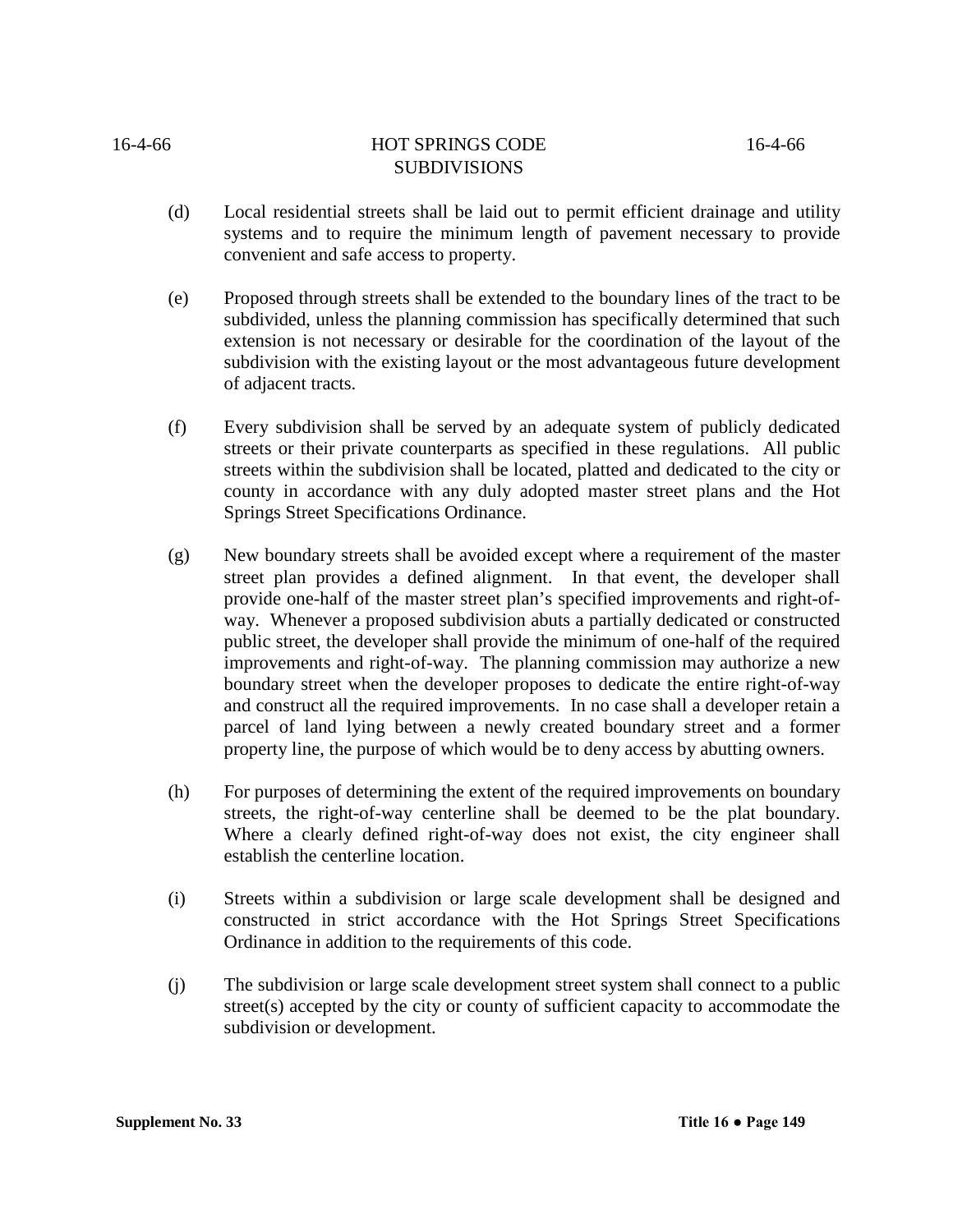(d) Local residential streets shall be laid out to permit efficient drainage and utility systems and to require the minimum length of pavement necessary to provide convenient and safe access to property.

(e) Proposed through streets shall be extended to the boundary lines of the tract to be subdivided, unless the planning commission has specifically determined that such extension is not necessary or desirable for the coordination of the layout of the subdivision with the existing layout or the most advantageous future development of adjacent tracts.

(f) Every subdivision shall be served by an adequate system of publicly dedicated streets or their private counterparts as specified in these regulations. All public streets within the subdivision shall be located, platted and dedicated to the city or county in accordance with any duly adopted master street plans and the Hot Springs Street Specifications Ordinance.

(g) New boundary streets shall be avoided except where a requirement of the master street plan provides a defined alignment. In that event, the developer shall provide one-half of the master street plan's specified improvements and right-of-way. Whenever a proposed subdivision abuts a partially dedicated or constructed public street, the developer shall provide the minimum of one-half of the required improvements and right-of-way. The planning commission may authorize a new boundary street when the developer proposes to dedicate the entire right-of-way and construct all the required improvements. In no case shall a developer retain a parcel of land lying between a newly created boundary street and a former property line, the purpose of which would be to deny access by abutting owners.

(h) For purposes of determining the extent of the required improvements on boundary streets, the right-of-way centerline shall be deemed to be the plat boundary. Where a clearly defined right-of-way does not exist, the city engineer shall establish the centerline location.

(i) Streets within a subdivision or large scale development shall be designed and constructed in strict accordance with the Hot Springs Street Specifications Ordinance in addition to the requirements of this code.

(j) The subdivision or large scale development street system shall connect to a public street(s) accepted by the city or county of sufficient capacity to accommodate the subdivision or development.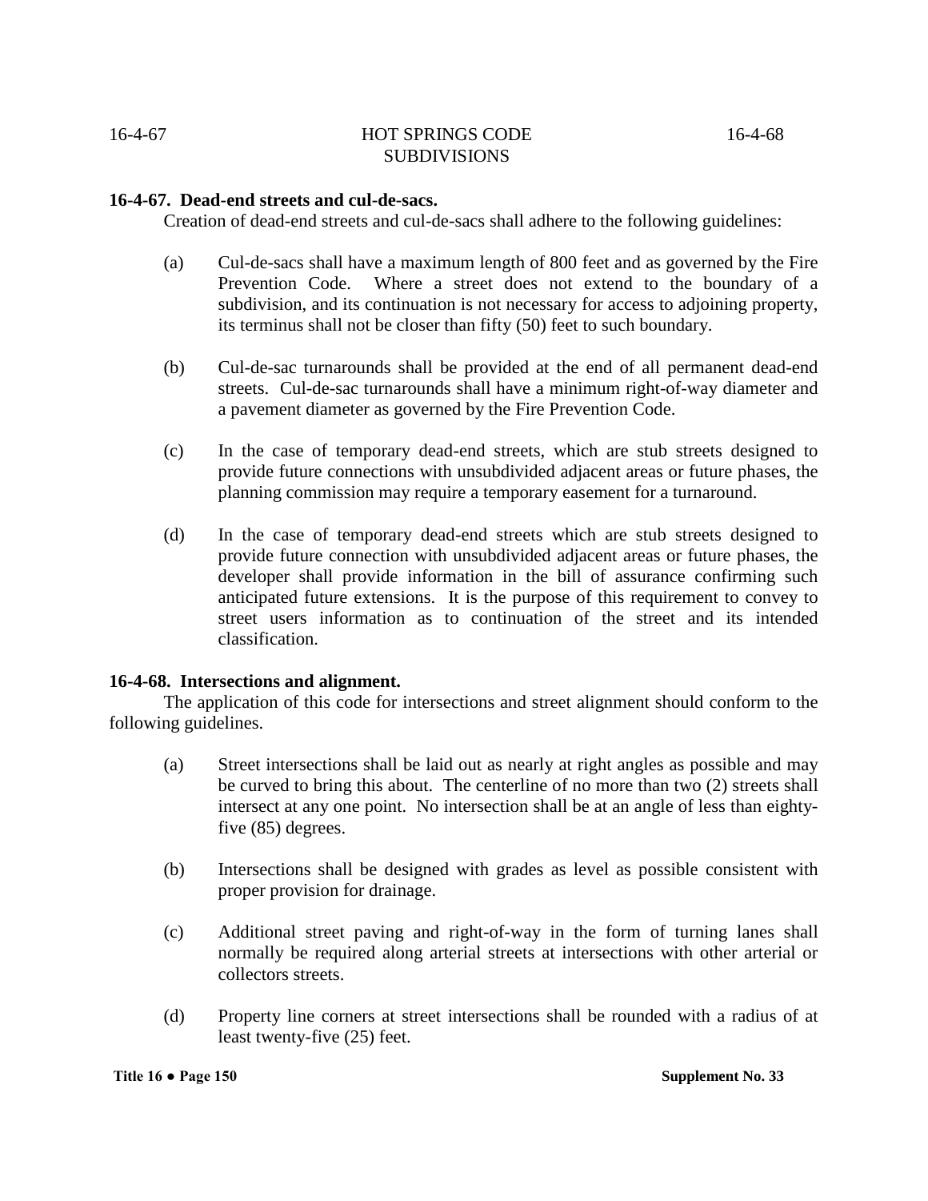### 16-4-67. Dead-end streets and cul-de-sacs.

Creation of dead-end streets and cul-de-sacs shall adhere to the following guidelines:

(a) Cul-de-sacs shall have a maximum length of 800 feet and as governed by the Fire Prevention Code. Where a street does not extend to the boundary of a subdivision, and its continuation is not necessary for access to adjoining property, its terminus shall not be closer than fifty (50) feet to such boundary.

(b) Cul-de-sac turnarounds shall be provided at the end of all permanent dead-end streets. Cul-de-sac turnarounds shall have a minimum right-of-way diameter and a pavement diameter as governed by the Fire Prevention Code.

(c) In the case of temporary dead-end streets, which are stub streets designed to provide future connections with unsubdivided adjacent areas or future phases, the planning commission may require a temporary easement for a turnaround.

(d) In the case of temporary dead-end streets which are stub streets designed to provide future connection with unsubdivided adjacent areas or future phases, the developer shall provide information in the bill of assurance confirming such anticipated future extensions. It is the purpose of this requirement to convey to street users information as to continuation of the street and its intended classification.

### 16-4-68. Intersections and alignment.

The application of this code for intersections and street alignment should conform to the following guidelines.

(a) Street intersections shall be laid out as nearly at right angles as possible and may be curved to bring this about. The centerline of no more than two (2) streets shall intersect at any one point. No intersection shall be at an angle of less than eighty-five (85) degrees.

(b) Intersections shall be designed with grades as level as possible consistent with proper provision for drainage.

(c) Additional street paving and right-of-way in the form of turning lanes shall normally be required along arterial streets at intersections with other arterial or collectors streets.

(d) Property line corners at street intersections shall be rounded with a radius of at least twenty-five (25) feet.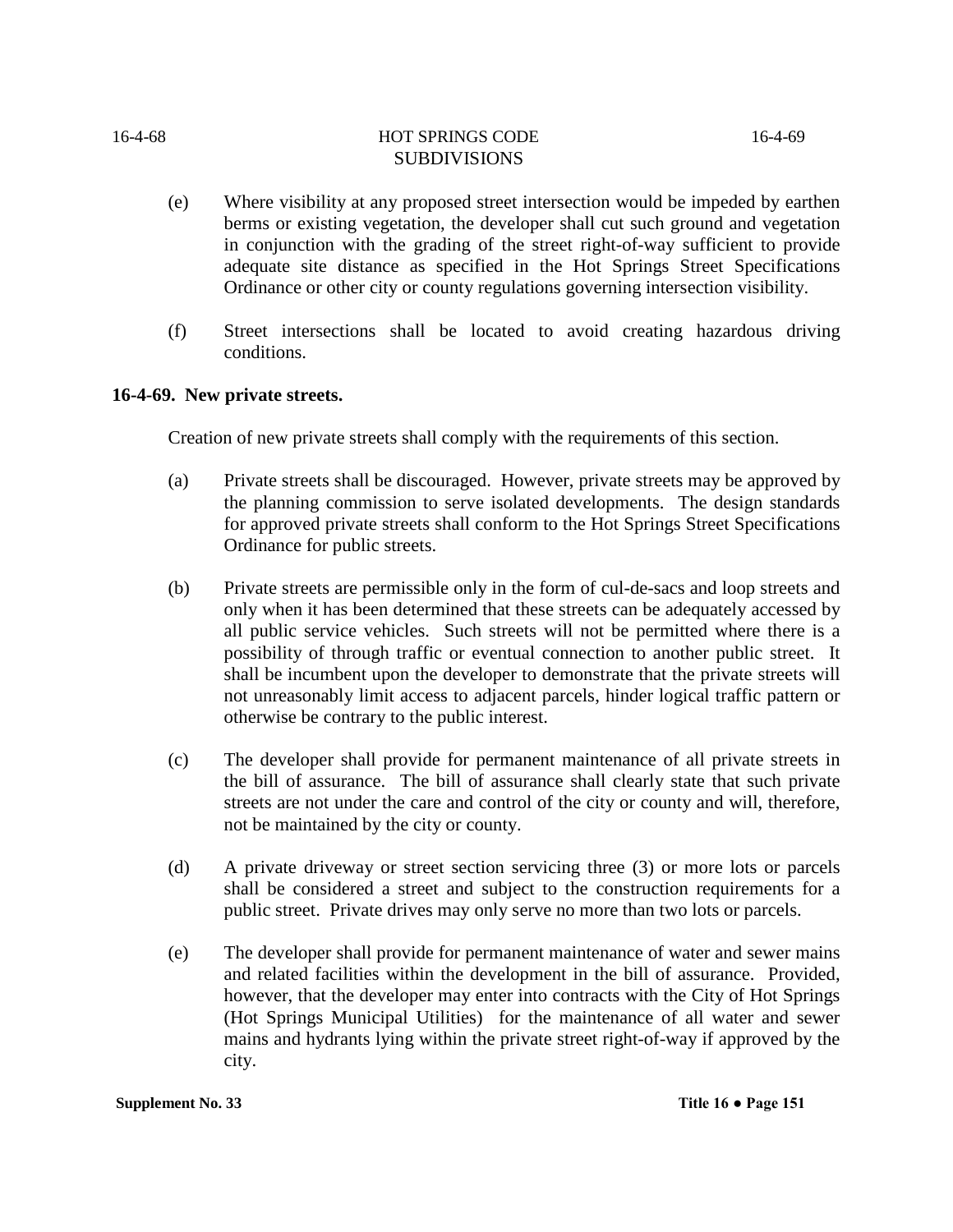(e) Where visibility at any proposed street intersection would be impeded by earthen berms or existing vegetation, the developer shall cut such ground and vegetation in conjunction with the grading of the street right-of-way sufficient to provide adequate site distance as specified in the Hot Springs Street Specifications Ordinance or other city or county regulations governing intersection visibility.

(f) Street intersections shall be located to avoid creating hazardous driving conditions.

**16-4-69. New private streets.**

Creation of new private streets shall comply with the requirements of this section.

(a) Private streets shall be discouraged. However, private streets may be approved by the planning commission to serve isolated developments. The design standards for approved private streets shall conform to the Hot Springs Street Specifications Ordinance for public streets.

(b) Private streets are permissible only in the form of cul-de-sacs and loop streets and only when it has been determined that these streets can be adequately accessed by all public service vehicles. Such streets will not be permitted where there is a possibility of through traffic or eventual connection to another public street. It shall be incumbent upon the developer to demonstrate that the private streets will not unreasonably limit access to adjacent parcels, hinder logical traffic pattern or otherwise be contrary to the public interest.

(c) The developer shall provide for permanent maintenance of all private streets in the bill of assurance. The bill of assurance shall clearly state that such private streets are not under the care and control of the city or county and will, therefore, not be maintained by the city or county.

(d) A private driveway or street section servicing three (3) or more lots or parcels shall be considered a street and subject to the construction requirements for a public street. Private drives may only serve no more than two lots or parcels.

(e) The developer shall provide for permanent maintenance of water and sewer mains and related facilities within the development in the bill of assurance. Provided, however, that the developer may enter into contracts with the City of Hot Springs (Hot Springs Municipal Utilities) for the maintenance of all water and sewer mains and hydrants lying within the private street right-of-way if approved by the city.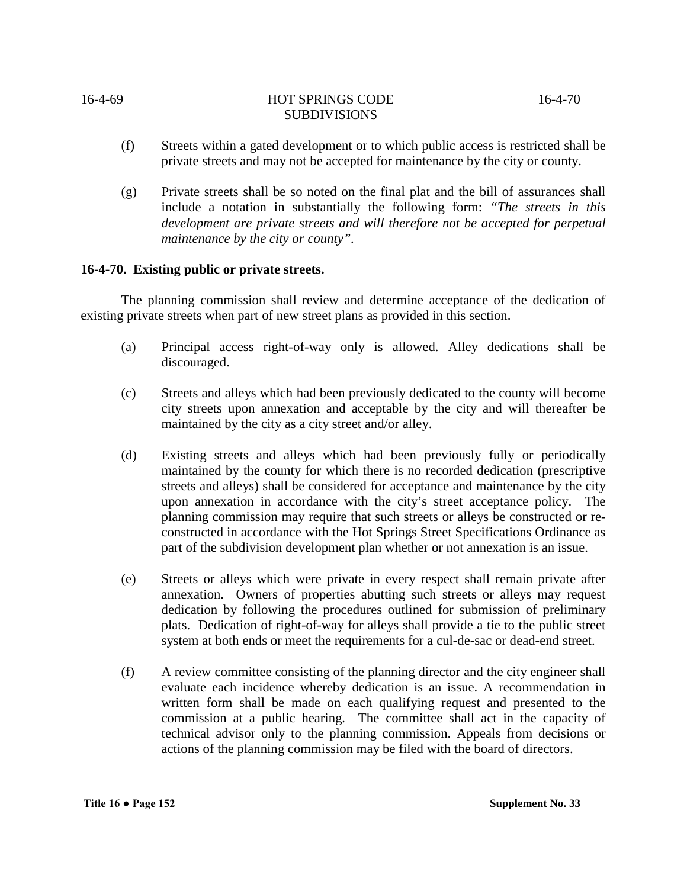(f) Streets within a gated development or to which public access is restricted shall be private streets and may not be accepted for maintenance by the city or county.

(g) Private streets shall be so noted on the final plat and the bill of assurances shall include a notation in substantially the following form: *"The streets in this development are private streets and will therefore not be accepted for perpetual maintenance by the city or county"*.

**16-4-70. Existing public or private streets.**

The planning commission shall review and determine acceptance of the dedication of existing private streets when part of new street plans as provided in this section.

(a) Principal access right-of-way only is allowed. Alley dedications shall be discouraged.

(c) Streets and alleys which had been previously dedicated to the county will become city streets upon annexation and acceptable by the city and will thereafter be maintained by the city as a city street and/or alley.

(d) Existing streets and alleys which had been previously fully or periodically maintained by the county for which there is no recorded dedication (prescriptive streets and alleys) shall be considered for acceptance and maintenance by the city upon annexation in accordance with the city's street acceptance policy. The planning commission may require that such streets or alleys be constructed or re-constructed in accordance with the Hot Springs Street Specifications Ordinance as part of the subdivision development plan whether or not annexation is an issue.

(e) Streets or alleys which were private in every respect shall remain private after annexation. Owners of properties abutting such streets or alleys may request dedication by following the procedures outlined for submission of preliminary plats. Dedication of right-of-way for alleys shall provide a tie to the public street system at both ends or meet the requirements for a cul-de-sac or dead-end street.

(f) A review committee consisting of the planning director and the city engineer shall evaluate each incidence whereby dedication is an issue. A recommendation in written form shall be made on each qualifying request and presented to the commission at a public hearing. The committee shall act in the capacity of technical advisor only to the planning commission. Appeals from decisions or actions of the planning commission may be filed with the board of directors.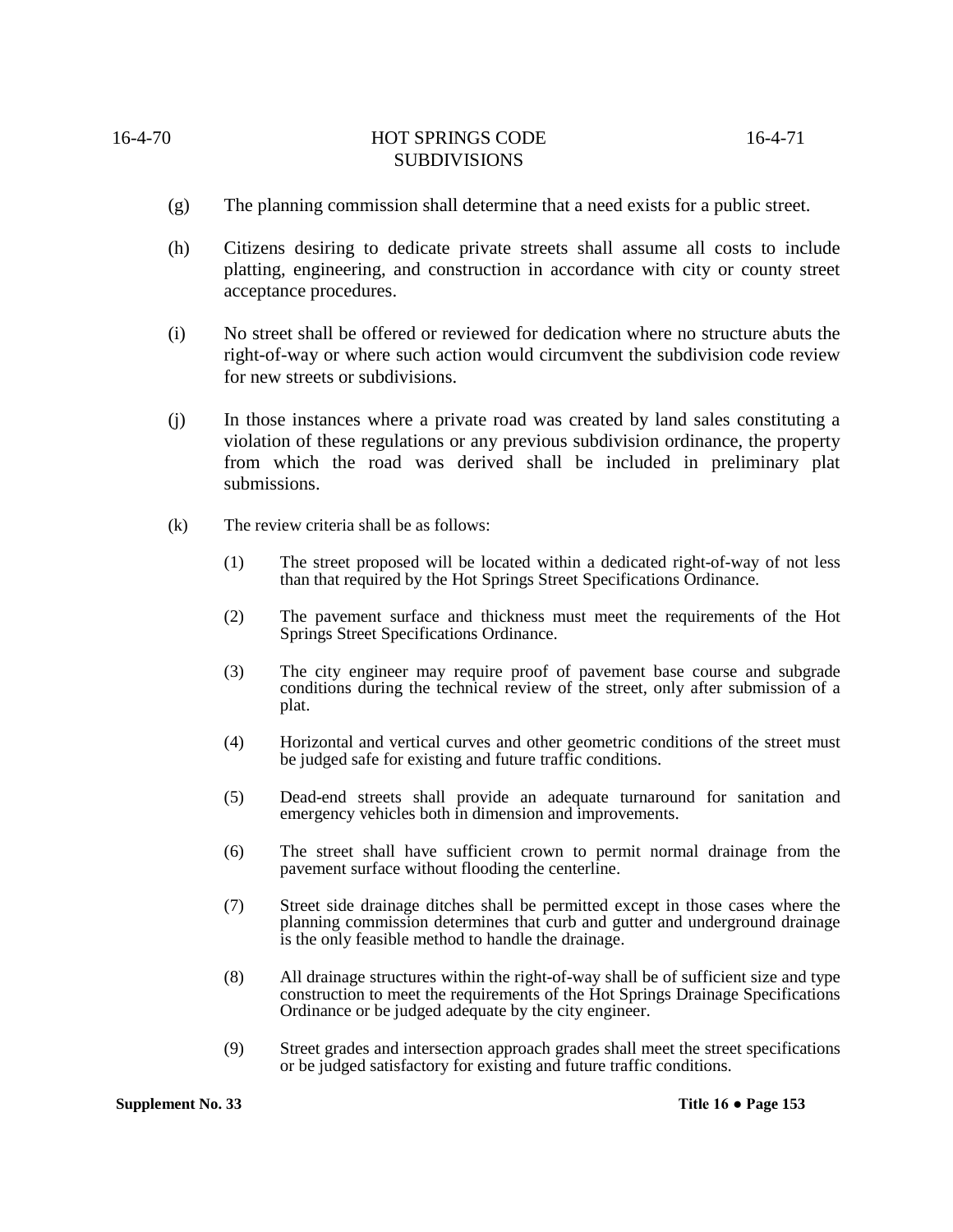(g) The planning commission shall determine that a need exists for a public street.

(h) Citizens desiring to dedicate private streets shall assume all costs to include platting, engineering, and construction in accordance with city or county street acceptance procedures.

(i) No street shall be offered or reviewed for dedication where no structure abuts the right-of-way or where such action would circumvent the subdivision code review for new streets or subdivisions.

(j) In those instances where a private road was created by land sales constituting a violation of these regulations or any previous subdivision ordinance, the property from which the road was derived shall be included in preliminary plat submissions.

(k) The review criteria shall be as follows:

   (1) The street proposed will be located within a dedicated right-of-way of not less than that required by the Hot Springs Street Specifications Ordinance.

   (2) The pavement surface and thickness must meet the requirements of the Hot Springs Street Specifications Ordinance.

   (3) The city engineer may require proof of pavement base course and subgrade conditions during the technical review of the street, only after submission of a plat.

   (4) Horizontal and vertical curves and other geometric conditions of the street must be judged safe for existing and future traffic conditions.

   (5) Dead-end streets shall provide an adequate turnaround for sanitation and emergency vehicles both in dimension and improvements.

   (6) The street shall have sufficient crown to permit normal drainage from the pavement surface without flooding the centerline.

   (7) Street side drainage ditches shall be permitted except in those cases where the planning commission determines that curb and gutter and underground drainage is the only feasible method to handle the drainage.

   (8) All drainage structures within the right-of-way shall be of sufficient size and type construction to meet the requirements of the Hot Springs Drainage Specifications Ordinance or be judged adequate by the city engineer.

   (9) Street grades and intersection approach grades shall meet the street specifications or be judged satisfactory for existing and future traffic conditions.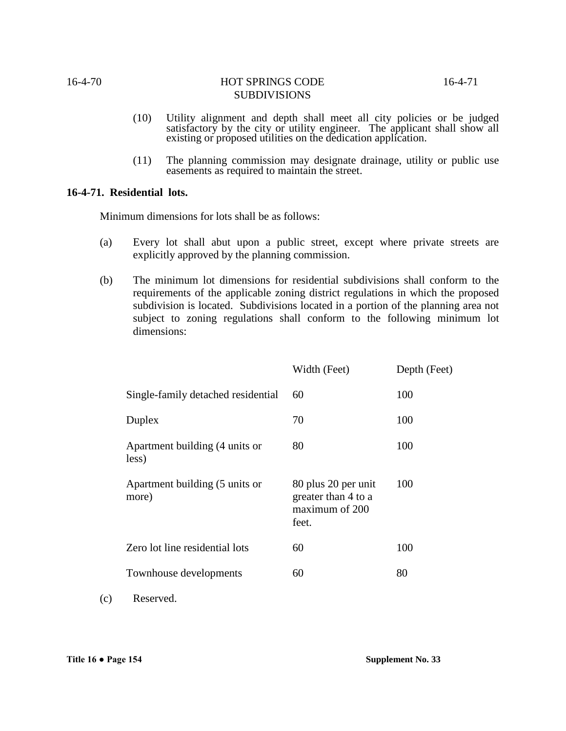(10) Utility alignment and depth shall meet all city policies or be judged satisfactory by the city or utility engineer. The applicant shall show all existing or proposed utilities on the dedication application.

(11) The planning commission may designate drainage, utility or public use easements as required to maintain the street.

**16-4-71. Residential lots.**

Minimum dimensions for lots shall be as follows:

(a) Every lot shall abut upon a public street, except where private streets are explicitly approved by the planning commission.

(b) The minimum lot dimensions for residential subdivisions shall conform to the requirements of the applicable zoning district regulations in which the proposed subdivision is located. Subdivisions located in a portion of the planning area not subject to zoning regulations shall conform to the following minimum lot dimensions:

| | Width (Feet) | Depth (Feet) |
|---|---|---|
| Single-family detached residential | 60 | 100 |
| Duplex | 70 | 100 |
| Apartment building (4 units or less) | 80 | 100 |
| Apartment building (5 units or more) | 80 plus 20 per unit greater than 4 to a maximum of 200 feet. | 100 |
| Zero lot line residential lots | 60 | 100 |
| Townhouse developments | 60 | 80 |

(c) Reserved.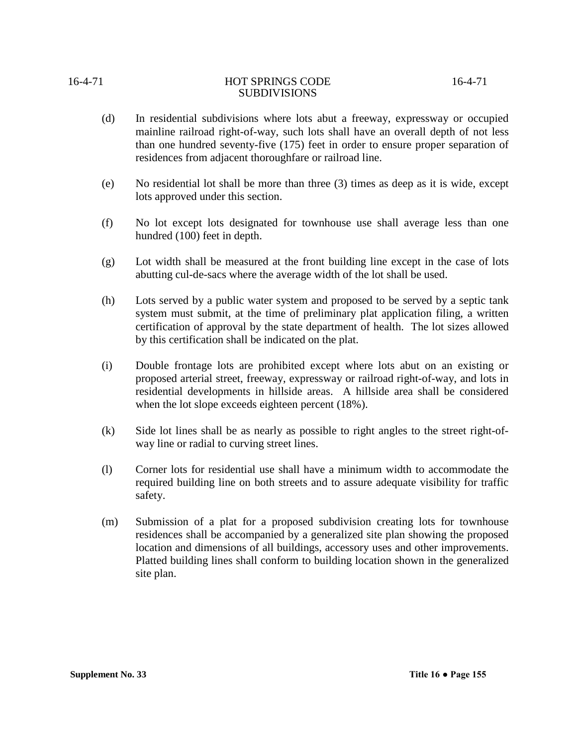(d) In residential subdivisions where lots abut a freeway, expressway or occupied mainline railroad right-of-way, such lots shall have an overall depth of not less than one hundred seventy-five (175) feet in order to ensure proper separation of residences from adjacent thoroughfare or railroad line.

(e) No residential lot shall be more than three (3) times as deep as it is wide, except lots approved under this section.

(f) No lot except lots designated for townhouse use shall average less than one hundred (100) feet in depth.

(g) Lot width shall be measured at the front building line except in the case of lots abutting cul-de-sacs where the average width of the lot shall be used.

(h) Lots served by a public water system and proposed to be served by a septic tank system must submit, at the time of preliminary plat application filing, a written certification of approval by the state department of health. The lot sizes allowed by this certification shall be indicated on the plat.

(i) Double frontage lots are prohibited except where lots abut on an existing or proposed arterial street, freeway, expressway or railroad right-of-way, and lots in residential developments in hillside areas. A hillside area shall be considered when the lot slope exceeds eighteen percent (18%).

(k) Side lot lines shall be as nearly as possible to right angles to the street right-of-way line or radial to curving street lines.

(l) Corner lots for residential use shall have a minimum width to accommodate the required building line on both streets and to assure adequate visibility for traffic safety.

(m) Submission of a plat for a proposed subdivision creating lots for townhouse residences shall be accompanied by a generalized site plan showing the proposed location and dimensions of all buildings, accessory uses and other improvements. Platted building lines shall conform to building location shown in the generalized site plan.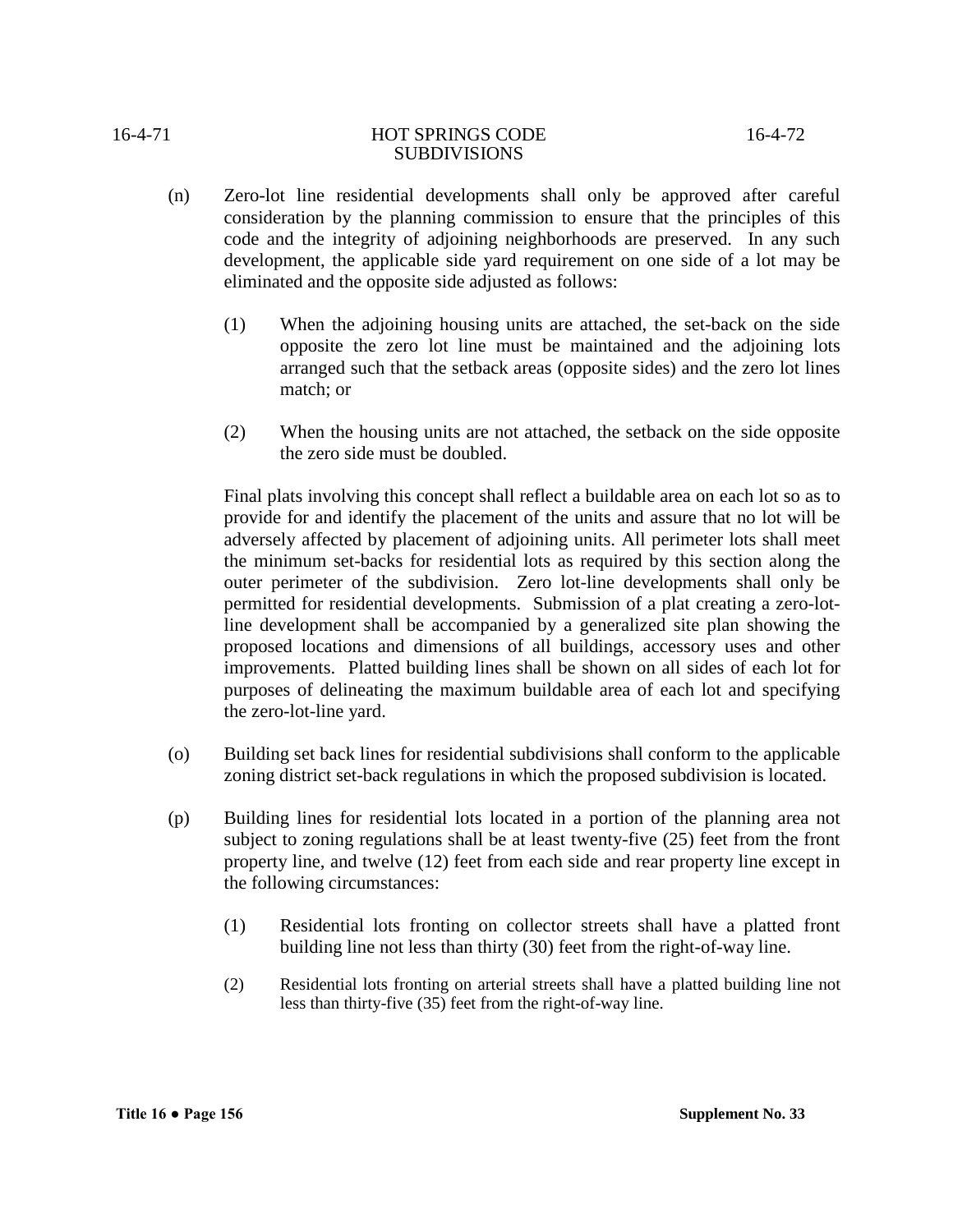(n) Zero-lot line residential developments shall only be approved after careful consideration by the planning commission to ensure that the principles of this code and the integrity of adjoining neighborhoods are preserved. In any such development, the applicable side yard requirement on one side of a lot may be eliminated and the opposite side adjusted as follows:

   (1) When the adjoining housing units are attached, the set-back on the side opposite the zero lot line must be maintained and the adjoining lots arranged such that the setback areas (opposite sides) and the zero lot lines match; or

   (2) When the housing units are not attached, the setback on the side opposite the zero side must be doubled.

   Final plats involving this concept shall reflect a buildable area on each lot so as to provide for and identify the placement of the units and assure that no lot will be adversely affected by placement of adjoining units. All perimeter lots shall meet the minimum set-backs for residential lots as required by this section along the outer perimeter of the subdivision. Zero lot-line developments shall only be permitted for residential developments. Submission of a plat creating a zero-lot-line development shall be accompanied by a generalized site plan showing the proposed locations and dimensions of all buildings, accessory uses and other improvements. Platted building lines shall be shown on all sides of each lot for purposes of delineating the maximum buildable area of each lot and specifying the zero-lot-line yard.

(o) Building set back lines for residential subdivisions shall conform to the applicable zoning district set-back regulations in which the proposed subdivision is located.

(p) Building lines for residential lots located in a portion of the planning area not subject to zoning regulations shall be at least twenty-five (25) feet from the front property line, and twelve (12) feet from each side and rear property line except in the following circumstances:

   (1) Residential lots fronting on collector streets shall have a platted front building line not less than thirty (30) feet from the right-of-way line.

   (2) Residential lots fronting on arterial streets shall have a platted building line not less than thirty-five (35) feet from the right-of-way line.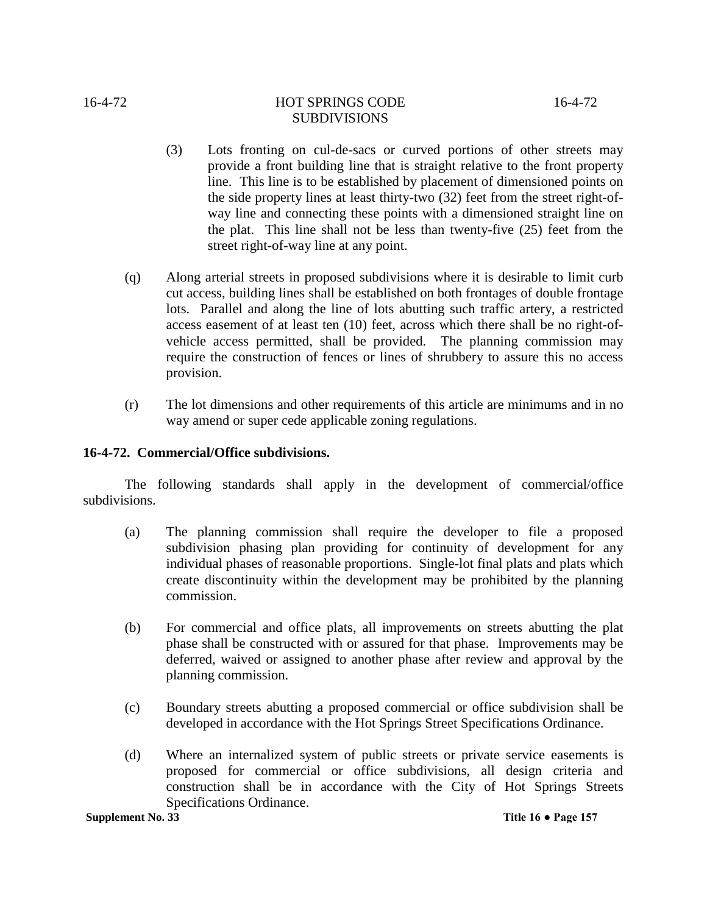(3) Lots fronting on cul-de-sacs or curved portions of other streets may provide a front building line that is straight relative to the front property line. This line is to be established by placement of dimensioned points on the side property lines at least thirty-two (32) feet from the street right-of-way line and connecting these points with a dimensioned straight line on the plat. This line shall not be less than twenty-five (25) feet from the street right-of-way line at any point.

(q) Along arterial streets in proposed subdivisions where it is desirable to limit curb cut access, building lines shall be established on both frontages of double frontage lots. Parallel and along the line of lots abutting such traffic artery, a restricted access easement of at least ten (10) feet, across which there shall be no right-of-vehicle access permitted, shall be provided. The planning commission may require the construction of fences or lines of shrubbery to assure this no access provision.

(r) The lot dimensions and other requirements of this article are minimums and in no way amend or super cede applicable zoning regulations.

**16-4-72. Commercial/Office subdivisions.**

The following standards shall apply in the development of commercial/office subdivisions.

(a) The planning commission shall require the developer to file a proposed subdivision phasing plan providing for continuity of development for any individual phases of reasonable proportions. Single-lot final plats and plats which create discontinuity within the development may be prohibited by the planning commission.

(b) For commercial and office plats, all improvements on streets abutting the plat phase shall be constructed with or assured for that phase. Improvements may be deferred, waived or assigned to another phase after review and approval by the planning commission.

(c) Boundary streets abutting a proposed commercial or office subdivision shall be developed in accordance with the Hot Springs Street Specifications Ordinance.

(d) Where an internalized system of public streets or private service easements is proposed for commercial or office subdivisions, all design criteria and construction shall be in accordance with the City of Hot Springs Streets Specifications Ordinance.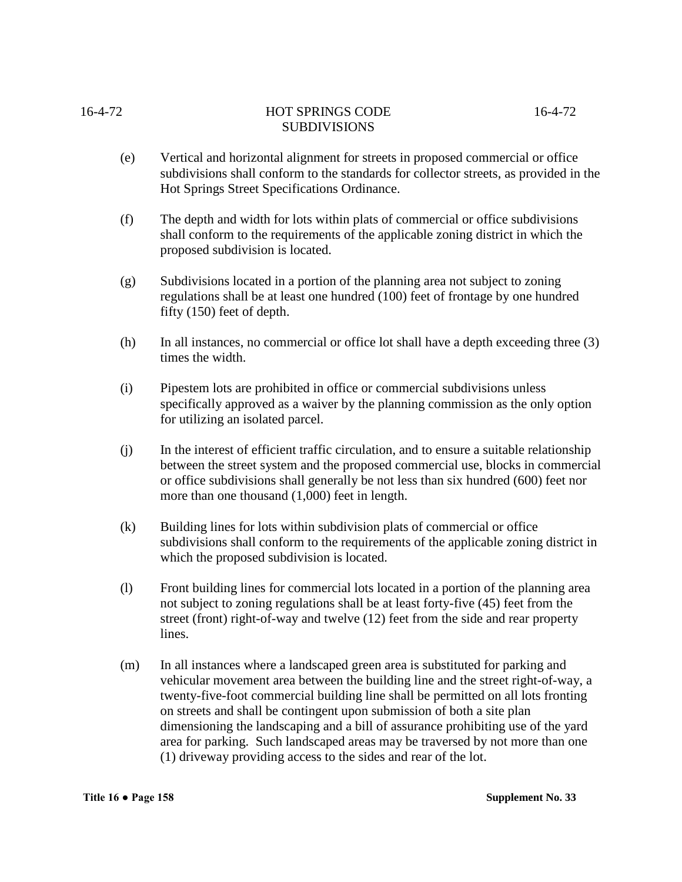(e) Vertical and horizontal alignment for streets in proposed commercial or office subdivisions shall conform to the standards for collector streets, as provided in the Hot Springs Street Specifications Ordinance.

(f) The depth and width for lots within plats of commercial or office subdivisions shall conform to the requirements of the applicable zoning district in which the proposed subdivision is located.

(g) Subdivisions located in a portion of the planning area not subject to zoning regulations shall be at least one hundred (100) feet of frontage by one hundred fifty (150) feet of depth.

(h) In all instances, no commercial or office lot shall have a depth exceeding three (3) times the width.

(i) Pipestem lots are prohibited in office or commercial subdivisions unless specifically approved as a waiver by the planning commission as the only option for utilizing an isolated parcel.

(j) In the interest of efficient traffic circulation, and to ensure a suitable relationship between the street system and the proposed commercial use, blocks in commercial or office subdivisions shall generally be not less than six hundred (600) feet nor more than one thousand (1,000) feet in length.

(k) Building lines for lots within subdivision plats of commercial or office subdivisions shall conform to the requirements of the applicable zoning district in which the proposed subdivision is located.

(l) Front building lines for commercial lots located in a portion of the planning area not subject to zoning regulations shall be at least forty-five (45) feet from the street (front) right-of-way and twelve (12) feet from the side and rear property lines.

(m) In all instances where a landscaped green area is substituted for parking and vehicular movement area between the building line and the street right-of-way, a twenty-five-foot commercial building line shall be permitted on all lots fronting on streets and shall be contingent upon submission of both a site plan dimensioning the landscaping and a bill of assurance prohibiting use of the yard area for parking. Such landscaped areas may be traversed by not more than one (1) driveway providing access to the sides and rear of the lot.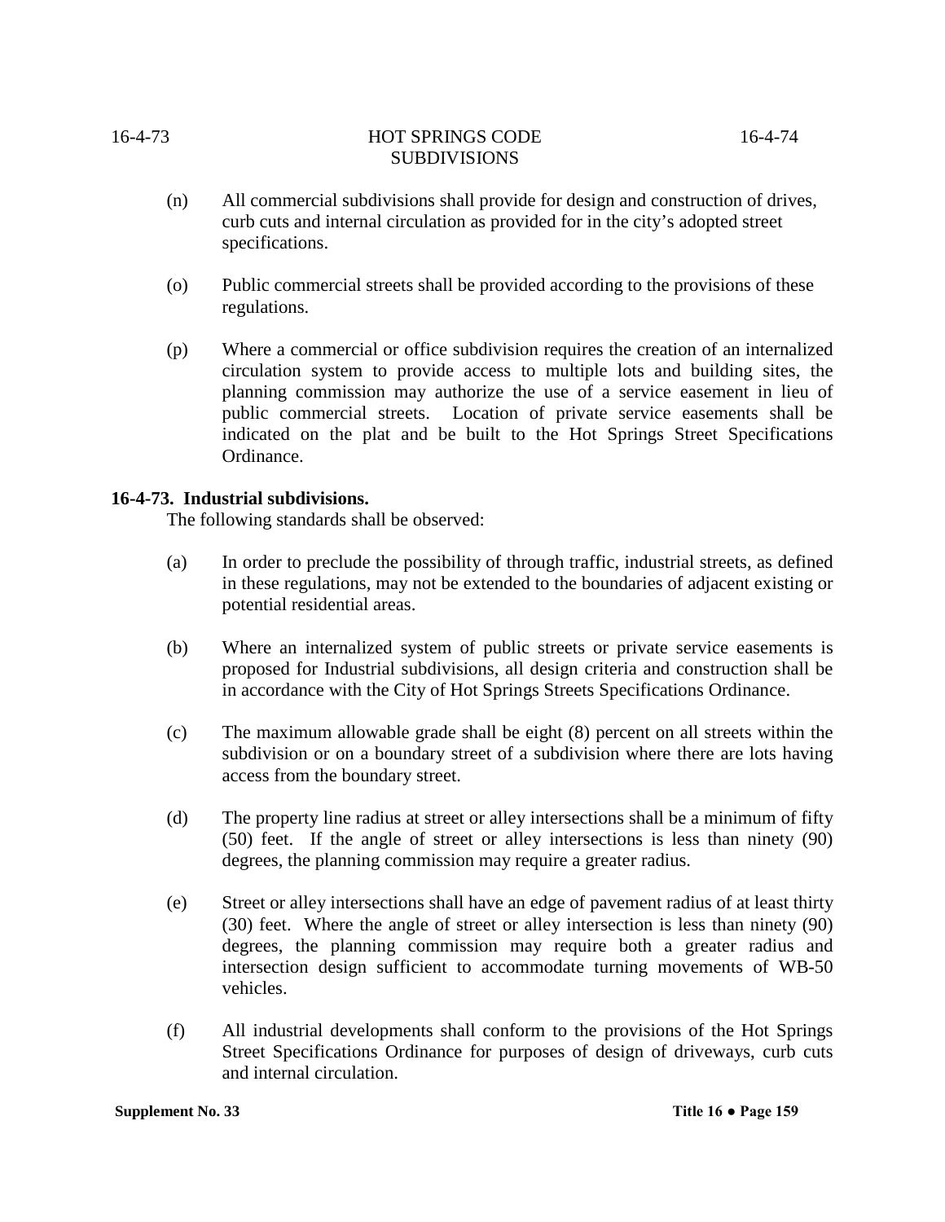(n) All commercial subdivisions shall provide for design and construction of drives, curb cuts and internal circulation as provided for in the city's adopted street specifications.

(o) Public commercial streets shall be provided according to the provisions of these regulations.

(p) Where a commercial or office subdivision requires the creation of an internalized circulation system to provide access to multiple lots and building sites, the planning commission may authorize the use of a service easement in lieu of public commercial streets. Location of private service easements shall be indicated on the plat and be built to the Hot Springs Street Specifications Ordinance.

**16-4-73. Industrial subdivisions.**

The following standards shall be observed:

(a) In order to preclude the possibility of through traffic, industrial streets, as defined in these regulations, may not be extended to the boundaries of adjacent existing or potential residential areas.

(b) Where an internalized system of public streets or private service easements is proposed for Industrial subdivisions, all design criteria and construction shall be in accordance with the City of Hot Springs Streets Specifications Ordinance.

(c) The maximum allowable grade shall be eight (8) percent on all streets within the subdivision or on a boundary street of a subdivision where there are lots having access from the boundary street.

(d) The property line radius at street or alley intersections shall be a minimum of fifty (50) feet. If the angle of street or alley intersections is less than ninety (90) degrees, the planning commission may require a greater radius.

(e) Street or alley intersections shall have an edge of pavement radius of at least thirty (30) feet. Where the angle of street or alley intersection is less than ninety (90) degrees, the planning commission may require both a greater radius and intersection design sufficient to accommodate turning movements of WB-50 vehicles.

(f) All industrial developments shall conform to the provisions of the Hot Springs Street Specifications Ordinance for purposes of design of driveways, curb cuts and internal circulation.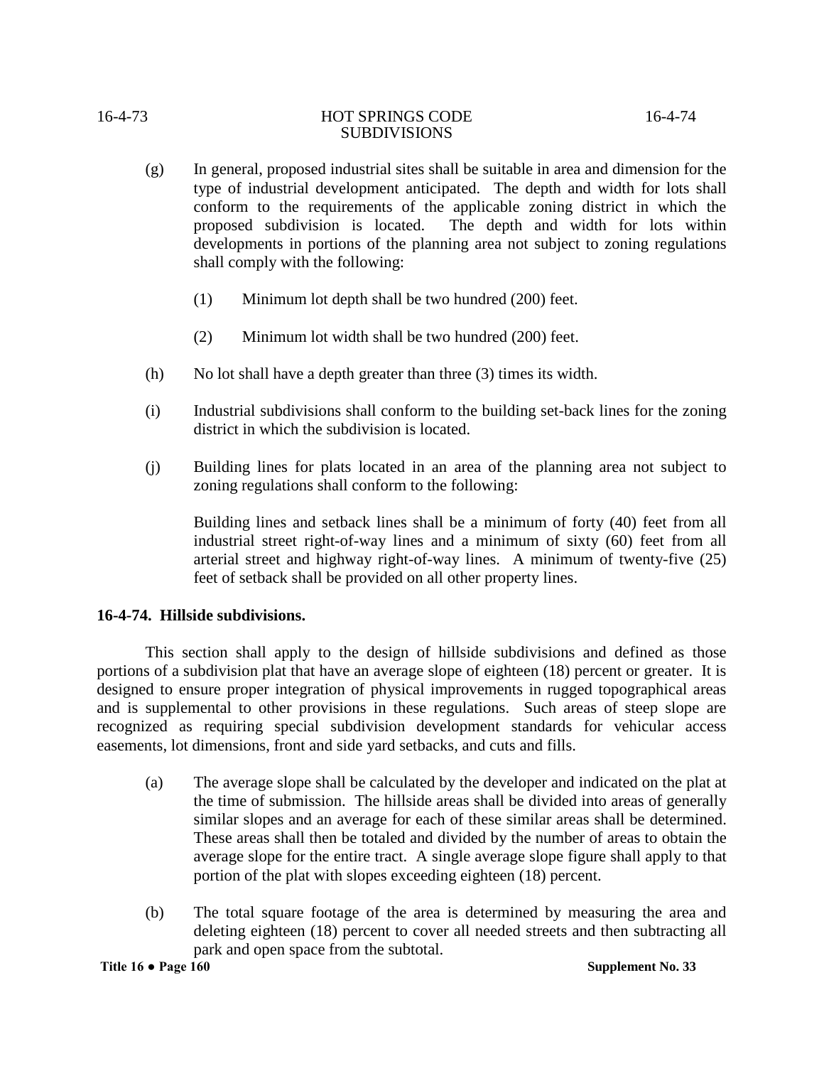(g) In general, proposed industrial sites shall be suitable in area and dimension for the type of industrial development anticipated. The depth and width for lots shall conform to the requirements of the applicable zoning district in which the proposed subdivision is located. The depth and width for lots within developments in portions of the planning area not subject to zoning regulations shall comply with the following:

   (1) Minimum lot depth shall be two hundred (200) feet.

   (2) Minimum lot width shall be two hundred (200) feet.

(h) No lot shall have a depth greater than three (3) times its width.

(i) Industrial subdivisions shall conform to the building set-back lines for the zoning district in which the subdivision is located.

(j) Building lines for plats located in an area of the planning area not subject to zoning regulations shall conform to the following:

   Building lines and setback lines shall be a minimum of forty (40) feet from all industrial street right-of-way lines and a minimum of sixty (60) feet from all arterial street and highway right-of-way lines. A minimum of twenty-five (25) feet of setback shall be provided on all other property lines.

**16-4-74. Hillside subdivisions.**

This section shall apply to the design of hillside subdivisions and defined as those portions of a subdivision plat that have an average slope of eighteen (18) percent or greater. It is designed to ensure proper integration of physical improvements in rugged topographical areas and is supplemental to other provisions in these regulations. Such areas of steep slope are recognized as requiring special subdivision development standards for vehicular access easements, lot dimensions, front and side yard setbacks, and cuts and fills.

(a) The average slope shall be calculated by the developer and indicated on the plat at the time of submission. The hillside areas shall be divided into areas of generally similar slopes and an average for each of these similar areas shall be determined. These areas shall then be totaled and divided by the number of areas to obtain the average slope for the entire tract. A single average slope figure shall apply to that portion of the plat with slopes exceeding eighteen (18) percent.

(b) The total square footage of the area is determined by measuring the area and deleting eighteen (18) percent to cover all needed streets and then subtracting all park and open space from the subtotal.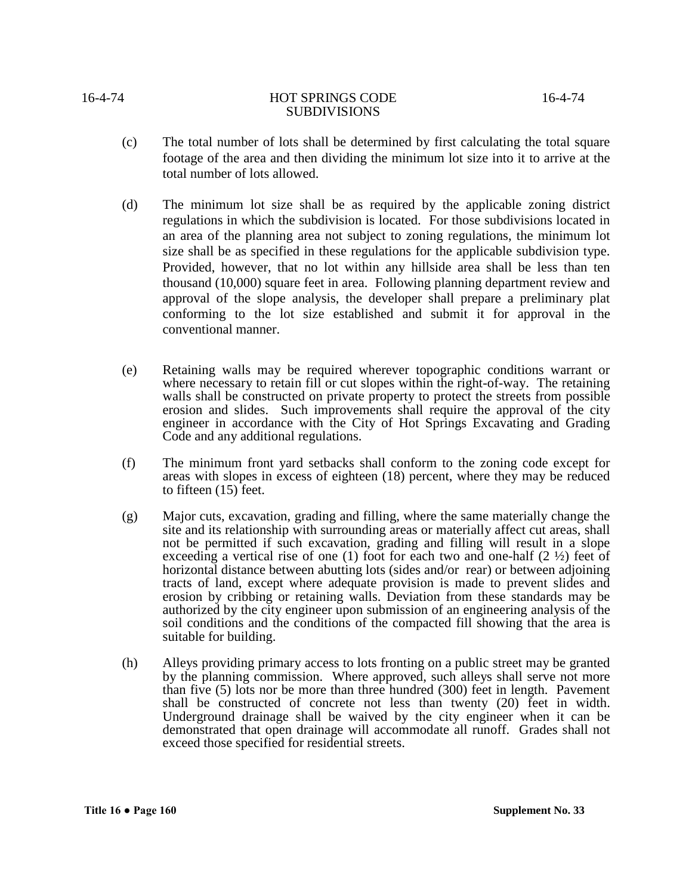(c) The total number of lots shall be determined by first calculating the total square footage of the area and then dividing the minimum lot size into it to arrive at the total number of lots allowed.

(d) The minimum lot size shall be as required by the applicable zoning district regulations in which the subdivision is located. For those subdivisions located in an area of the planning area not subject to zoning regulations, the minimum lot size shall be as specified in these regulations for the applicable subdivision type. Provided, however, that no lot within any hillside area shall be less than ten thousand (10,000) square feet in area. Following planning department review and approval of the slope analysis, the developer shall prepare a preliminary plat conforming to the lot size established and submit it for approval in the conventional manner.

(e) Retaining walls may be required wherever topographic conditions warrant or where necessary to retain fill or cut slopes within the right-of-way. The retaining walls shall be constructed on private property to protect the streets from possible erosion and slides. Such improvements shall require the approval of the city engineer in accordance with the City of Hot Springs Excavating and Grading Code and any additional regulations.

(f) The minimum front yard setbacks shall conform to the zoning code except for areas with slopes in excess of eighteen (18) percent, where they may be reduced to fifteen (15) feet.

(g) Major cuts, excavation, grading and filling, where the same materially change the site and its relationship with surrounding areas or materially affect cut areas, shall not be permitted if such excavation, grading and filling will result in a slope exceeding a vertical rise of one (1) foot for each two and one-half (2 ½) feet of horizontal distance between abutting lots (sides and/or rear) or between adjoining tracts of land, except where adequate provision is made to prevent slides and erosion by cribbing or retaining walls. Deviation from these standards may be authorized by the city engineer upon submission of an engineering analysis of the soil conditions and the conditions of the compacted fill showing that the area is suitable for building.

(h) Alleys providing primary access to lots fronting on a public street may be granted by the planning commission. Where approved, such alleys shall serve not more than five (5) lots nor be more than three hundred (300) feet in length. Pavement shall be constructed of concrete not less than twenty (20) feet in width. Underground drainage shall be waived by the city engineer when it can be demonstrated that open drainage will accommodate all runoff. Grades shall not exceed those specified for residential streets.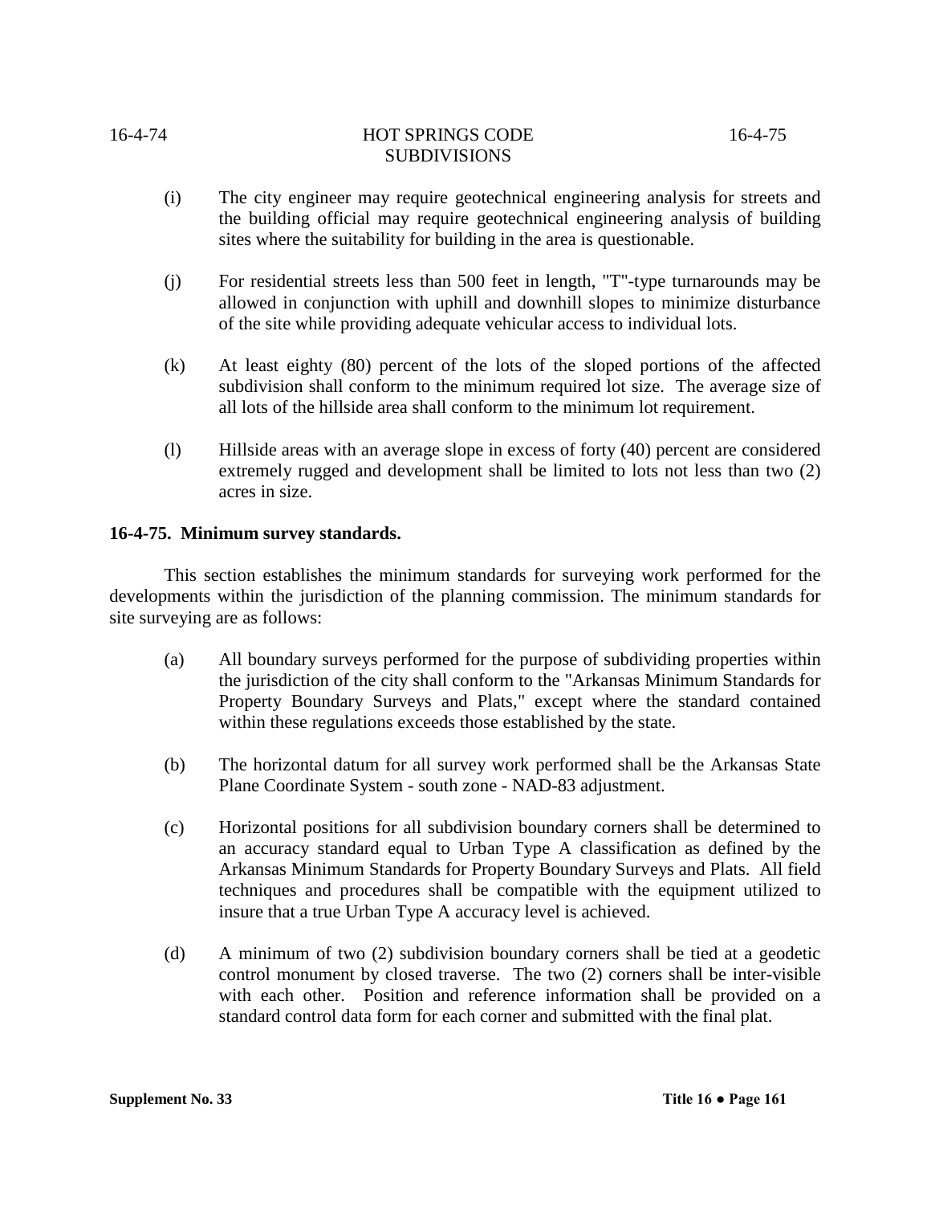(i) The city engineer may require geotechnical engineering analysis for streets and the building official may require geotechnical engineering analysis of building sites where the suitability for building in the area is questionable.

(j) For residential streets less than 500 feet in length, "T"-type turnarounds may be allowed in conjunction with uphill and downhill slopes to minimize disturbance of the site while providing adequate vehicular access to individual lots.

(k) At least eighty (80) percent of the lots of the sloped portions of the affected subdivision shall conform to the minimum required lot size. The average size of all lots of the hillside area shall conform to the minimum lot requirement.

(l) Hillside areas with an average slope in excess of forty (40) percent are considered extremely rugged and development shall be limited to lots not less than two (2) acres in size.

**16-4-75. Minimum survey standards.**

This section establishes the minimum standards for surveying work performed for the developments within the jurisdiction of the planning commission. The minimum standards for site surveying are as follows:

(a) All boundary surveys performed for the purpose of subdividing properties within the jurisdiction of the city shall conform to the "Arkansas Minimum Standards for Property Boundary Surveys and Plats," except where the standard contained within these regulations exceeds those established by the state.

(b) The horizontal datum for all survey work performed shall be the Arkansas State Plane Coordinate System - south zone - NAD-83 adjustment.

(c) Horizontal positions for all subdivision boundary corners shall be determined to an accuracy standard equal to Urban Type A classification as defined by the Arkansas Minimum Standards for Property Boundary Surveys and Plats. All field techniques and procedures shall be compatible with the equipment utilized to insure that a true Urban Type A accuracy level is achieved.

(d) A minimum of two (2) subdivision boundary corners shall be tied at a geodetic control monument by closed traverse. The two (2) corners shall be inter-visible with each other. Position and reference information shall be provided on a standard control data form for each corner and submitted with the final plat.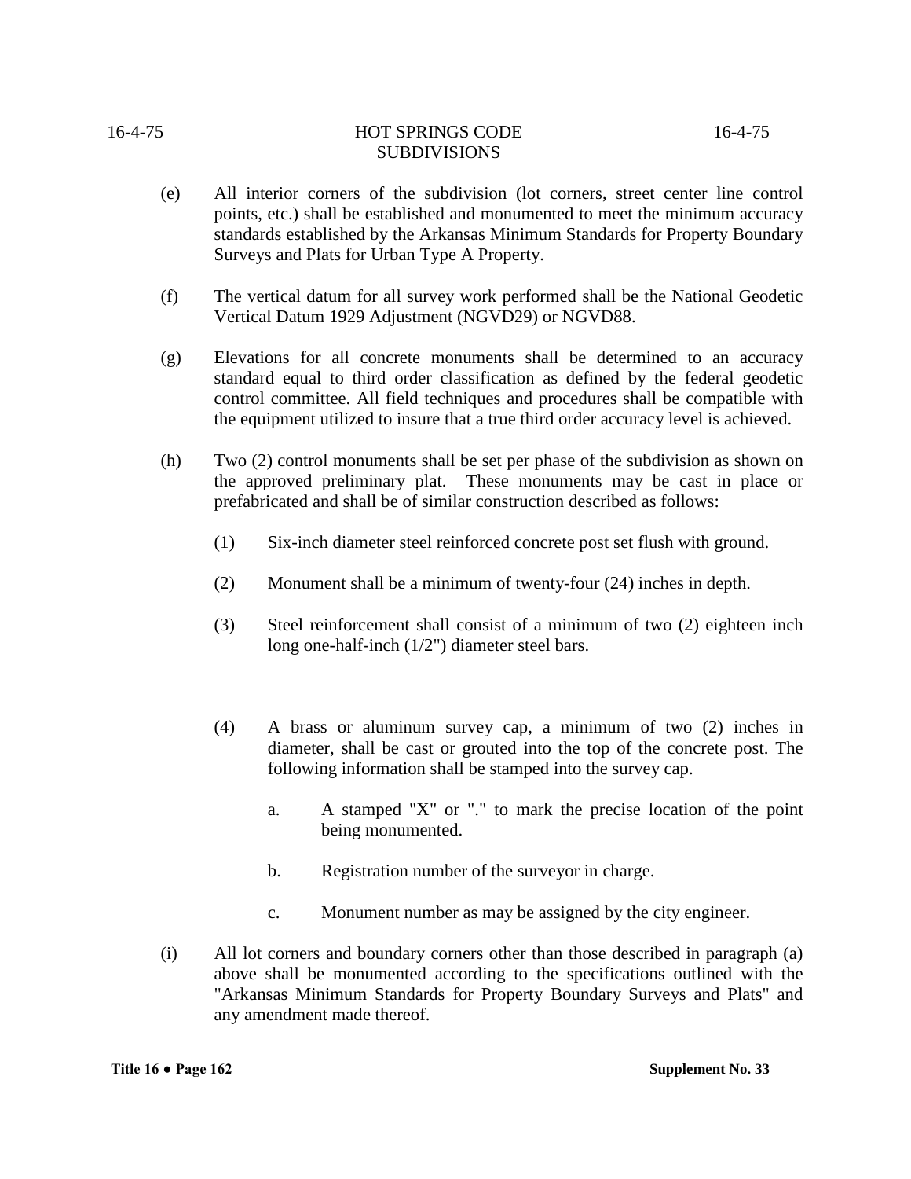(e) All interior corners of the subdivision (lot corners, street center line control points, etc.) shall be established and monumented to meet the minimum accuracy standards established by the Arkansas Minimum Standards for Property Boundary Surveys and Plats for Urban Type A Property.

(f) The vertical datum for all survey work performed shall be the National Geodetic Vertical Datum 1929 Adjustment (NGVD29) or NGVD88.

(g) Elevations for all concrete monuments shall be determined to an accuracy standard equal to third order classification as defined by the federal geodetic control committee. All field techniques and procedures shall be compatible with the equipment utilized to insure that a true third order accuracy level is achieved.

(h) Two (2) control monuments shall be set per phase of the subdivision as shown on the approved preliminary plat. These monuments may be cast in place or prefabricated and shall be of similar construction described as follows:

(1) Six-inch diameter steel reinforced concrete post set flush with ground.

(2) Monument shall be a minimum of twenty-four (24) inches in depth.

(3) Steel reinforcement shall consist of a minimum of two (2) eighteen inch long one-half-inch (1/2") diameter steel bars.

(4) A brass or aluminum survey cap, a minimum of two (2) inches in diameter, shall be cast or grouted into the top of the concrete post. The following information shall be stamped into the survey cap.

a. A stamped "X" or "." to mark the precise location of the point being monumented.

b. Registration number of the surveyor in charge.

c. Monument number as may be assigned by the city engineer.

(i) All lot corners and boundary corners other than those described in paragraph (a) above shall be monumented according to the specifications outlined with the "Arkansas Minimum Standards for Property Boundary Surveys and Plats" and any amendment made thereof.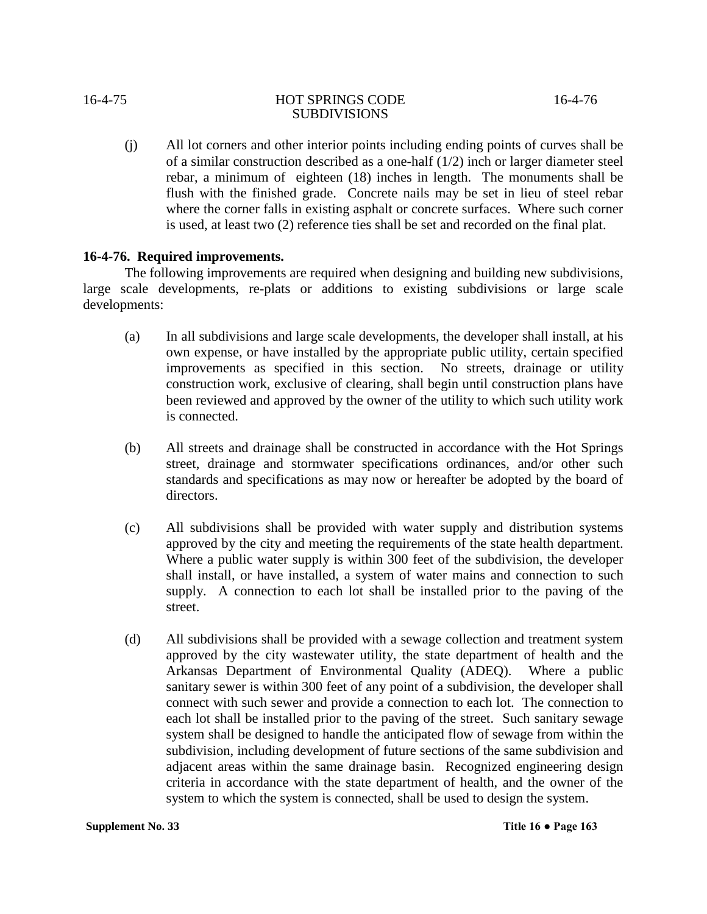(j) All lot corners and other interior points including ending points of curves shall be of a similar construction described as a one-half (1/2) inch or larger diameter steel rebar, a minimum of eighteen (18) inches in length. The monuments shall be flush with the finished grade. Concrete nails may be set in lieu of steel rebar where the corner falls in existing asphalt or concrete surfaces. Where such corner is used, at least two (2) reference ties shall be set and recorded on the final plat.

**16-4-76. Required improvements.**

The following improvements are required when designing and building new subdivisions, large scale developments, re-plats or additions to existing subdivisions or large scale developments:

(a) In all subdivisions and large scale developments, the developer shall install, at his own expense, or have installed by the appropriate public utility, certain specified improvements as specified in this section. No streets, drainage or utility construction work, exclusive of clearing, shall begin until construction plans have been reviewed and approved by the owner of the utility to which such utility work is connected.

(b) All streets and drainage shall be constructed in accordance with the Hot Springs street, drainage and stormwater specifications ordinances, and/or other such standards and specifications as may now or hereafter be adopted by the board of directors.

(c) All subdivisions shall be provided with water supply and distribution systems approved by the city and meeting the requirements of the state health department. Where a public water supply is within 300 feet of the subdivision, the developer shall install, or have installed, a system of water mains and connection to such supply. A connection to each lot shall be installed prior to the paving of the street.

(d) All subdivisions shall be provided with a sewage collection and treatment system approved by the city wastewater utility, the state department of health and the Arkansas Department of Environmental Quality (ADEQ). Where a public sanitary sewer is within 300 feet of any point of a subdivision, the developer shall connect with such sewer and provide a connection to each lot. The connection to each lot shall be installed prior to the paving of the street. Such sanitary sewage system shall be designed to handle the anticipated flow of sewage from within the subdivision, including development of future sections of the same subdivision and adjacent areas within the same drainage basin. Recognized engineering design criteria in accordance with the state department of health, and the owner of the system to which the system is connected, shall be used to design the system.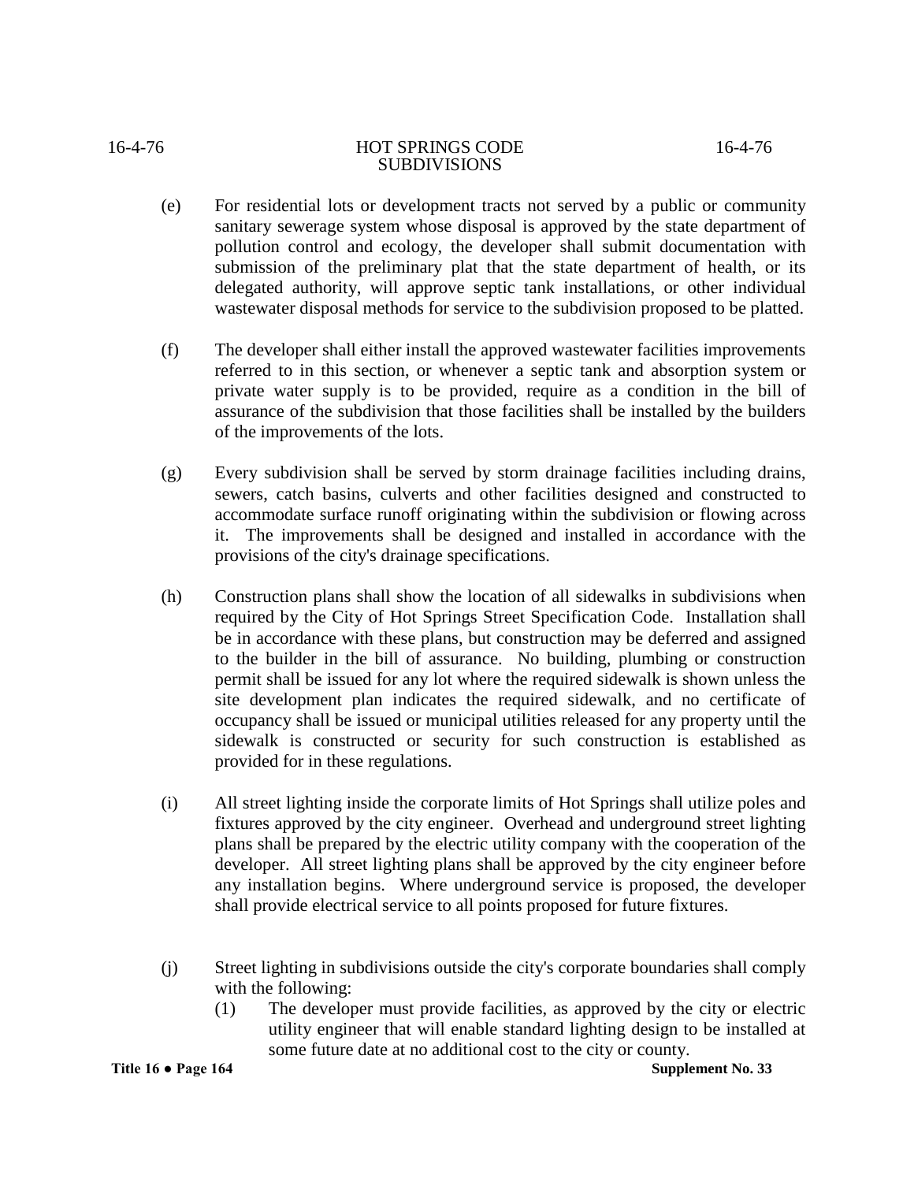(e) For residential lots or development tracts not served by a public or community sanitary sewerage system whose disposal is approved by the state department of pollution control and ecology, the developer shall submit documentation with submission of the preliminary plat that the state department of health, or its delegated authority, will approve septic tank installations, or other individual wastewater disposal methods for service to the subdivision proposed to be platted.

(f) The developer shall either install the approved wastewater facilities improvements referred to in this section, or whenever a septic tank and absorption system or private water supply is to be provided, require as a condition in the bill of assurance of the subdivision that those facilities shall be installed by the builders of the improvements of the lots.

(g) Every subdivision shall be served by storm drainage facilities including drains, sewers, catch basins, culverts and other facilities designed and constructed to accommodate surface runoff originating within the subdivision or flowing across it. The improvements shall be designed and installed in accordance with the provisions of the city's drainage specifications.

(h) Construction plans shall show the location of all sidewalks in subdivisions when required by the City of Hot Springs Street Specification Code. Installation shall be in accordance with these plans, but construction may be deferred and assigned to the builder in the bill of assurance. No building, plumbing or construction permit shall be issued for any lot where the required sidewalk is shown unless the site development plan indicates the required sidewalk, and no certificate of occupancy shall be issued or municipal utilities released for any property until the sidewalk is constructed or security for such construction is established as provided for in these regulations.

(i) All street lighting inside the corporate limits of Hot Springs shall utilize poles and fixtures approved by the city engineer. Overhead and underground street lighting plans shall be prepared by the electric utility company with the cooperation of the developer. All street lighting plans shall be approved by the city engineer before any installation begins. Where underground service is proposed, the developer shall provide electrical service to all points proposed for future fixtures.

(j) Street lighting in subdivisions outside the city's corporate boundaries shall comply with the following:

(1) The developer must provide facilities, as approved by the city or electric utility engineer that will enable standard lighting design to be installed at some future date at no additional cost to the city or county.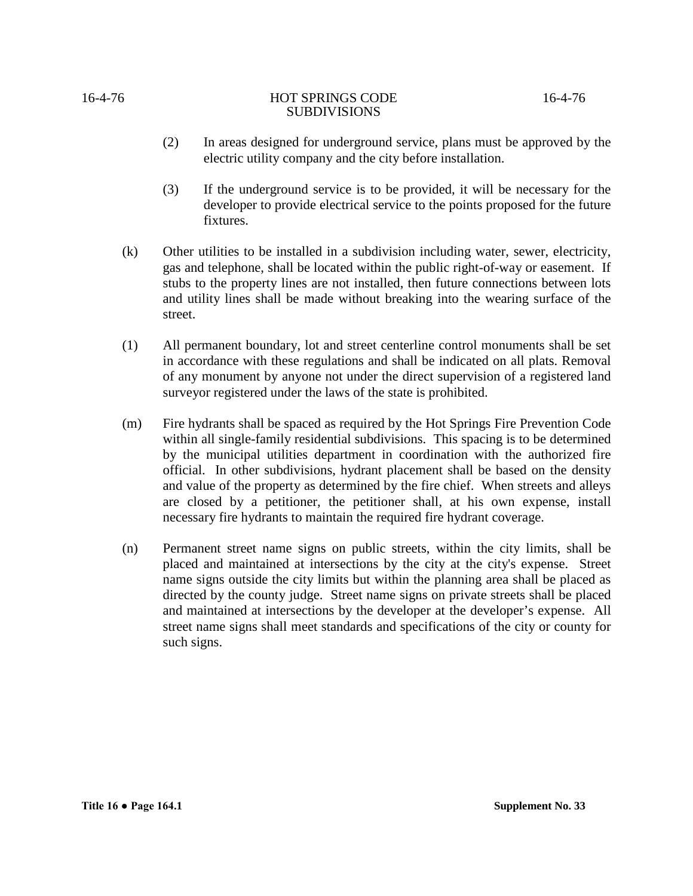(2) In areas designed for underground service, plans must be approved by the electric utility company and the city before installation.

(3) If the underground service is to be provided, it will be necessary for the developer to provide electrical service to the points proposed for the future fixtures.

(k) Other utilities to be installed in a subdivision including water, sewer, electricity, gas and telephone, shall be located within the public right-of-way or easement. If stubs to the property lines are not installed, then future connections between lots and utility lines shall be made without breaking into the wearing surface of the street.

(1) All permanent boundary, lot and street centerline control monuments shall be set in accordance with these regulations and shall be indicated on all plats. Removal of any monument by anyone not under the direct supervision of a registered land surveyor registered under the laws of the state is prohibited.

(m) Fire hydrants shall be spaced as required by the Hot Springs Fire Prevention Code within all single-family residential subdivisions. This spacing is to be determined by the municipal utilities department in coordination with the authorized fire official. In other subdivisions, hydrant placement shall be based on the density and value of the property as determined by the fire chief. When streets and alleys are closed by a petitioner, the petitioner shall, at his own expense, install necessary fire hydrants to maintain the required fire hydrant coverage.

(n) Permanent street name signs on public streets, within the city limits, shall be placed and maintained at intersections by the city at the city's expense. Street name signs outside the city limits but within the planning area shall be placed as directed by the county judge. Street name signs on private streets shall be placed and maintained at intersections by the developer at the developer's expense. All street name signs shall meet standards and specifications of the city or county for such signs.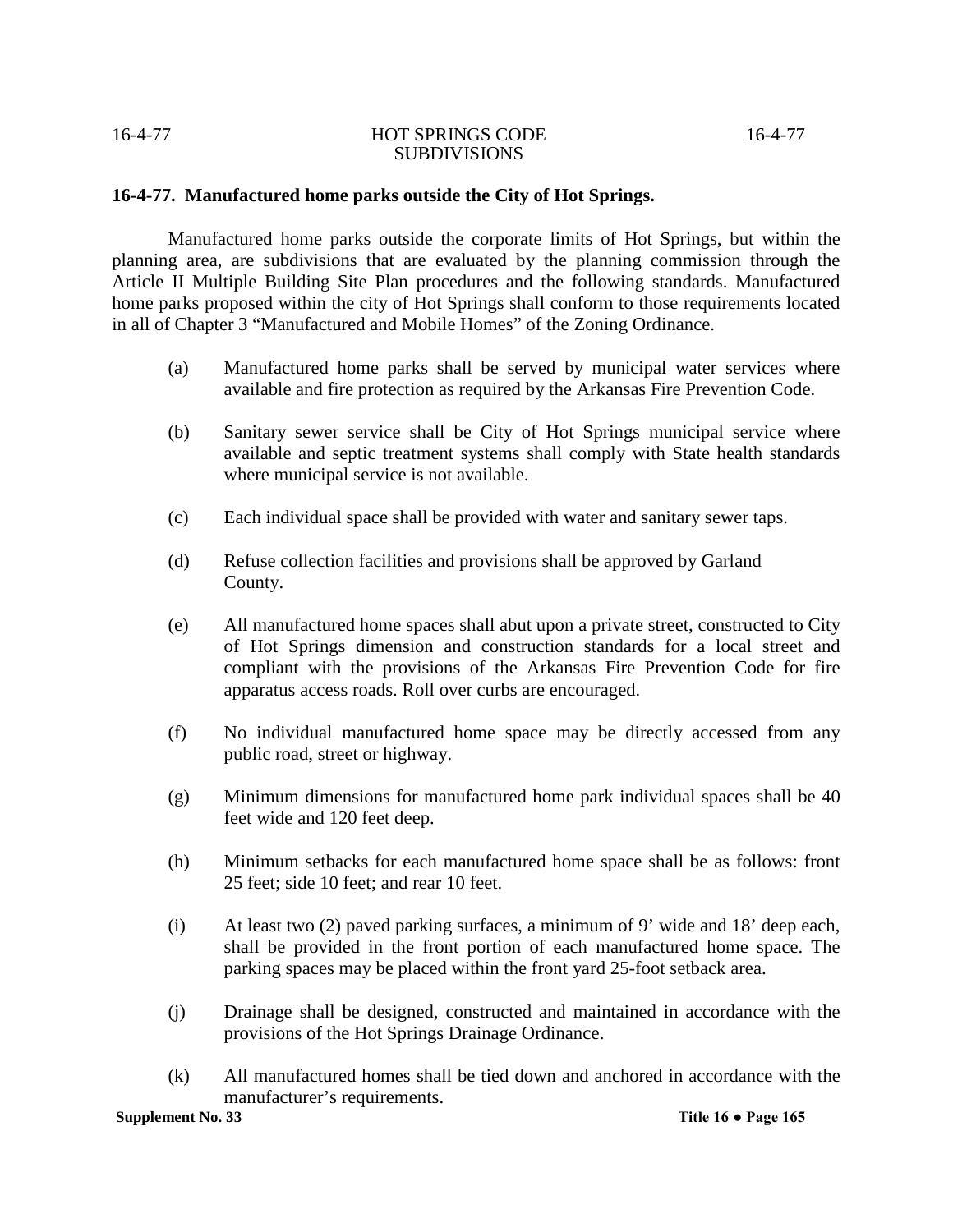**16-4-77. Manufactured home parks outside the City of Hot Springs.**

Manufactured home parks outside the corporate limits of Hot Springs, but within the planning area, are subdivisions that are evaluated by the planning commission through the Article II Multiple Building Site Plan procedures and the following standards. Manufactured home parks proposed within the city of Hot Springs shall conform to those requirements located in all of Chapter 3 "Manufactured and Mobile Homes" of the Zoning Ordinance.

(a) Manufactured home parks shall be served by municipal water services where available and fire protection as required by the Arkansas Fire Prevention Code.

(b) Sanitary sewer service shall be City of Hot Springs municipal service where available and septic treatment systems shall comply with State health standards where municipal service is not available.

(c) Each individual space shall be provided with water and sanitary sewer taps.

(d) Refuse collection facilities and provisions shall be approved by Garland County.

(e) All manufactured home spaces shall abut upon a private street, constructed to City of Hot Springs dimension and construction standards for a local street and compliant with the provisions of the Arkansas Fire Prevention Code for fire apparatus access roads. Roll over curbs are encouraged.

(f) No individual manufactured home space may be directly accessed from any public road, street or highway.

(g) Minimum dimensions for manufactured home park individual spaces shall be 40 feet wide and 120 feet deep.

(h) Minimum setbacks for each manufactured home space shall be as follows: front 25 feet; side 10 feet; and rear 10 feet.

(i) At least two (2) paved parking surfaces, a minimum of 9' wide and 18' deep each, shall be provided in the front portion of each manufactured home space. The parking spaces may be placed within the front yard 25-foot setback area.

(j) Drainage shall be designed, constructed and maintained in accordance with the provisions of the Hot Springs Drainage Ordinance.

(k) All manufactured homes shall be tied down and anchored in accordance with the manufacturer's requirements.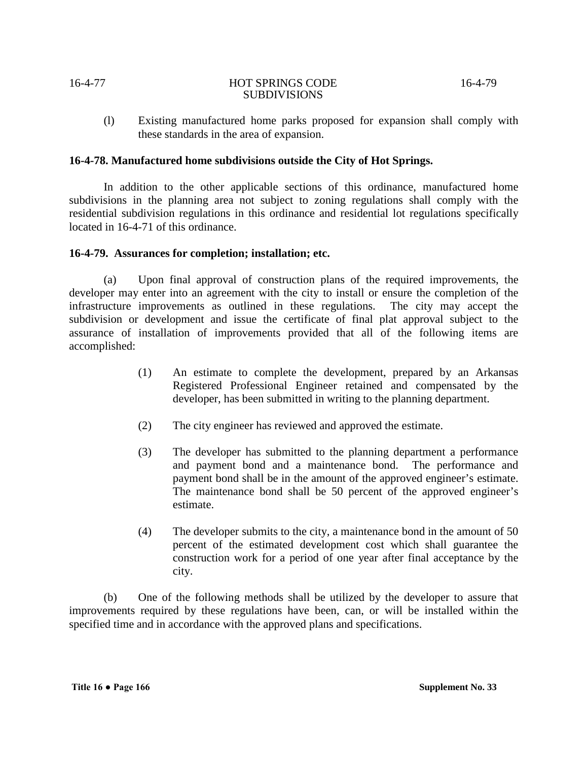(l) Existing manufactured home parks proposed for expansion shall comply with these standards in the area of expansion.

**16-4-78. Manufactured home subdivisions outside the City of Hot Springs.**

In addition to the other applicable sections of this ordinance, manufactured home subdivisions in the planning area not subject to zoning regulations shall comply with the residential subdivision regulations in this ordinance and residential lot regulations specifically located in 16-4-71 of this ordinance.

**16-4-79. Assurances for completion; installation; etc.**

(a) Upon final approval of construction plans of the required improvements, the developer may enter into an agreement with the city to install or ensure the completion of the infrastructure improvements as outlined in these regulations. The city may accept the subdivision or development and issue the certificate of final plat approval subject to the assurance of installation of improvements provided that all of the following items are accomplished:

(1) An estimate to complete the development, prepared by an Arkansas Registered Professional Engineer retained and compensated by the developer, has been submitted in writing to the planning department.

(2) The city engineer has reviewed and approved the estimate.

(3) The developer has submitted to the planning department a performance and payment bond and a maintenance bond. The performance and payment bond shall be in the amount of the approved engineer's estimate. The maintenance bond shall be 50 percent of the approved engineer's estimate.

(4) The developer submits to the city, a maintenance bond in the amount of 50 percent of the estimated development cost which shall guarantee the construction work for a period of one year after final acceptance by the city.

(b) One of the following methods shall be utilized by the developer to assure that improvements required by these regulations have been, can, or will be installed within the specified time and in accordance with the approved plans and specifications.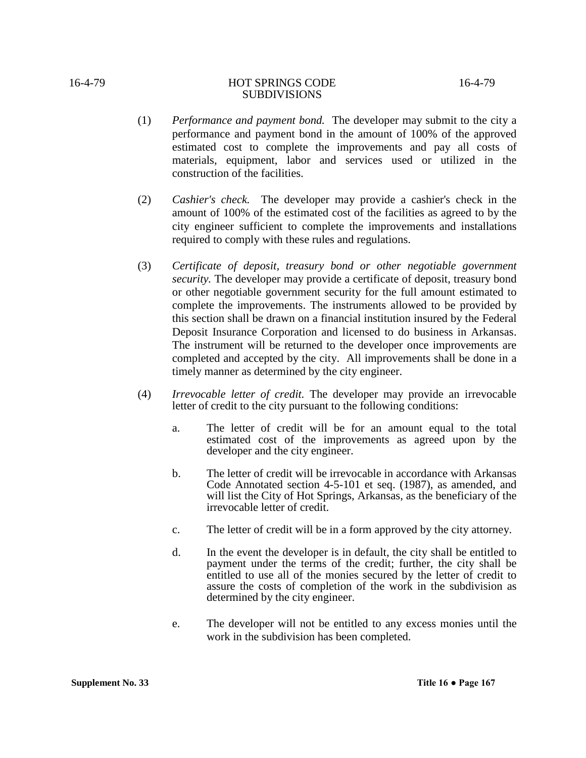(1) *Performance and payment bond.* The developer may submit to the city a performance and payment bond in the amount of 100% of the approved estimated cost to complete the improvements and pay all costs of materials, equipment, labor and services used or utilized in the construction of the facilities.

(2) *Cashier's check.* The developer may provide a cashier's check in the amount of 100% of the estimated cost of the facilities as agreed to by the city engineer sufficient to complete the improvements and installations required to comply with these rules and regulations.

(3) *Certificate of deposit, treasury bond or other negotiable government security.* The developer may provide a certificate of deposit, treasury bond or other negotiable government security for the full amount estimated to complete the improvements. The instruments allowed to be provided by this section shall be drawn on a financial institution insured by the Federal Deposit Insurance Corporation and licensed to do business in Arkansas. The instrument will be returned to the developer once improvements are completed and accepted by the city. All improvements shall be done in a timely manner as determined by the city engineer.

(4) *Irrevocable letter of credit.* The developer may provide an irrevocable letter of credit to the city pursuant to the following conditions:

   a. The letter of credit will be for an amount equal to the total estimated cost of the improvements as agreed upon by the developer and the city engineer.

   b. The letter of credit will be irrevocable in accordance with Arkansas Code Annotated section 4-5-101 et seq. (1987), as amended, and will list the City of Hot Springs, Arkansas, as the beneficiary of the irrevocable letter of credit.

   c. The letter of credit will be in a form approved by the city attorney.

   d. In the event the developer is in default, the city shall be entitled to payment under the terms of the credit; further, the city shall be entitled to use all of the monies secured by the letter of credit to assure the costs of completion of the work in the subdivision as determined by the city engineer.

   e. The developer will not be entitled to any excess monies until the work in the subdivision has been completed.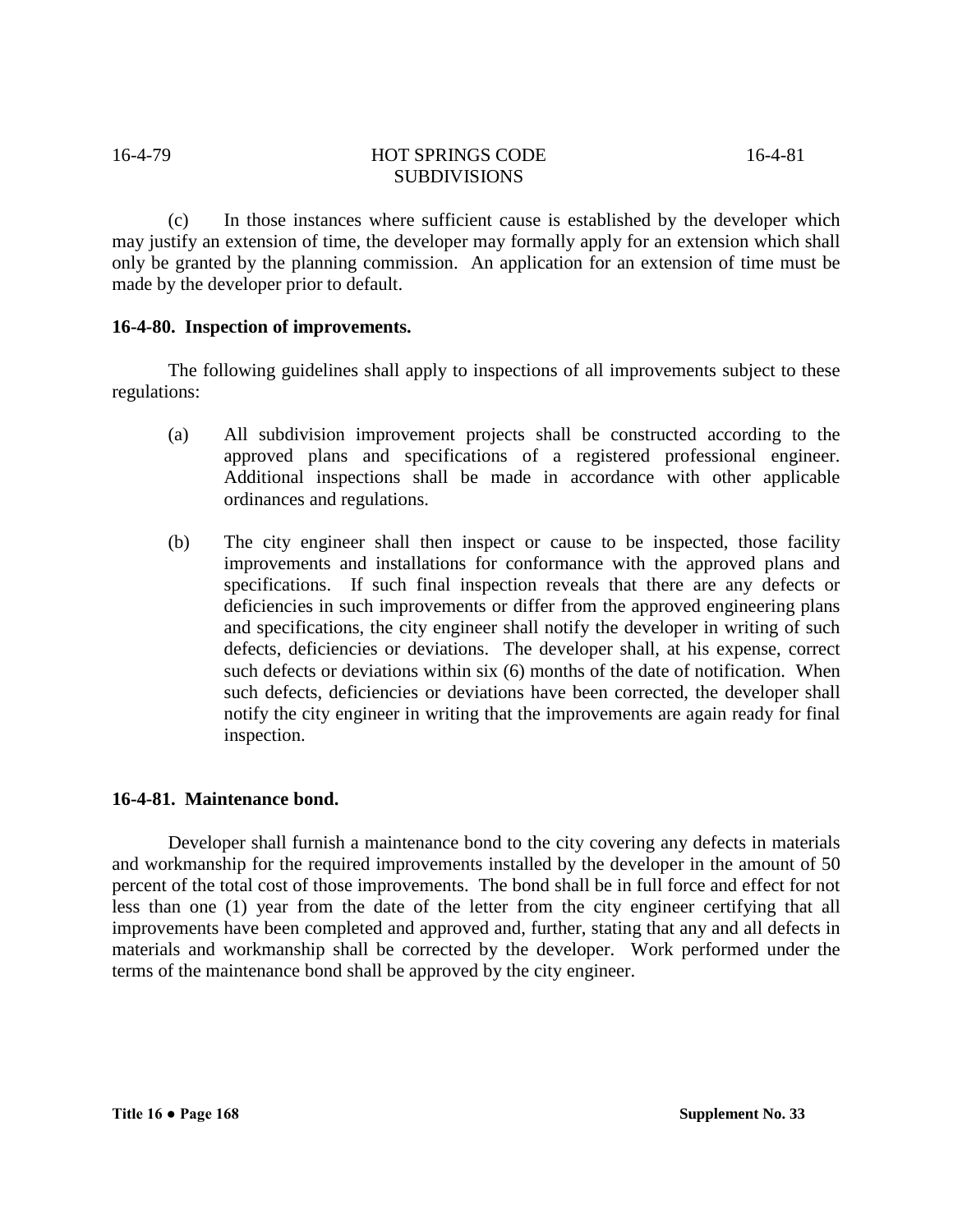(c) In those instances where sufficient cause is established by the developer which may justify an extension of time, the developer may formally apply for an extension which shall only be granted by the planning commission. An application for an extension of time must be made by the developer prior to default.

**16-4-80. Inspection of improvements.**

The following guidelines shall apply to inspections of all improvements subject to these regulations:

(a) All subdivision improvement projects shall be constructed according to the approved plans and specifications of a registered professional engineer. Additional inspections shall be made in accordance with other applicable ordinances and regulations.

(b) The city engineer shall then inspect or cause to be inspected, those facility improvements and installations for conformance with the approved plans and specifications. If such final inspection reveals that there are any defects or deficiencies in such improvements or differ from the approved engineering plans and specifications, the city engineer shall notify the developer in writing of such defects, deficiencies or deviations. The developer shall, at his expense, correct such defects or deviations within six (6) months of the date of notification. When such defects, deficiencies or deviations have been corrected, the developer shall notify the city engineer in writing that the improvements are again ready for final inspection.

**16-4-81. Maintenance bond.**

Developer shall furnish a maintenance bond to the city covering any defects in materials and workmanship for the required improvements installed by the developer in the amount of 50 percent of the total cost of those improvements. The bond shall be in full force and effect for not less than one (1) year from the date of the letter from the city engineer certifying that all improvements have been completed and approved and, further, stating that any and all defects in materials and workmanship shall be corrected by the developer. Work performed under the terms of the maintenance bond shall be approved by the city engineer.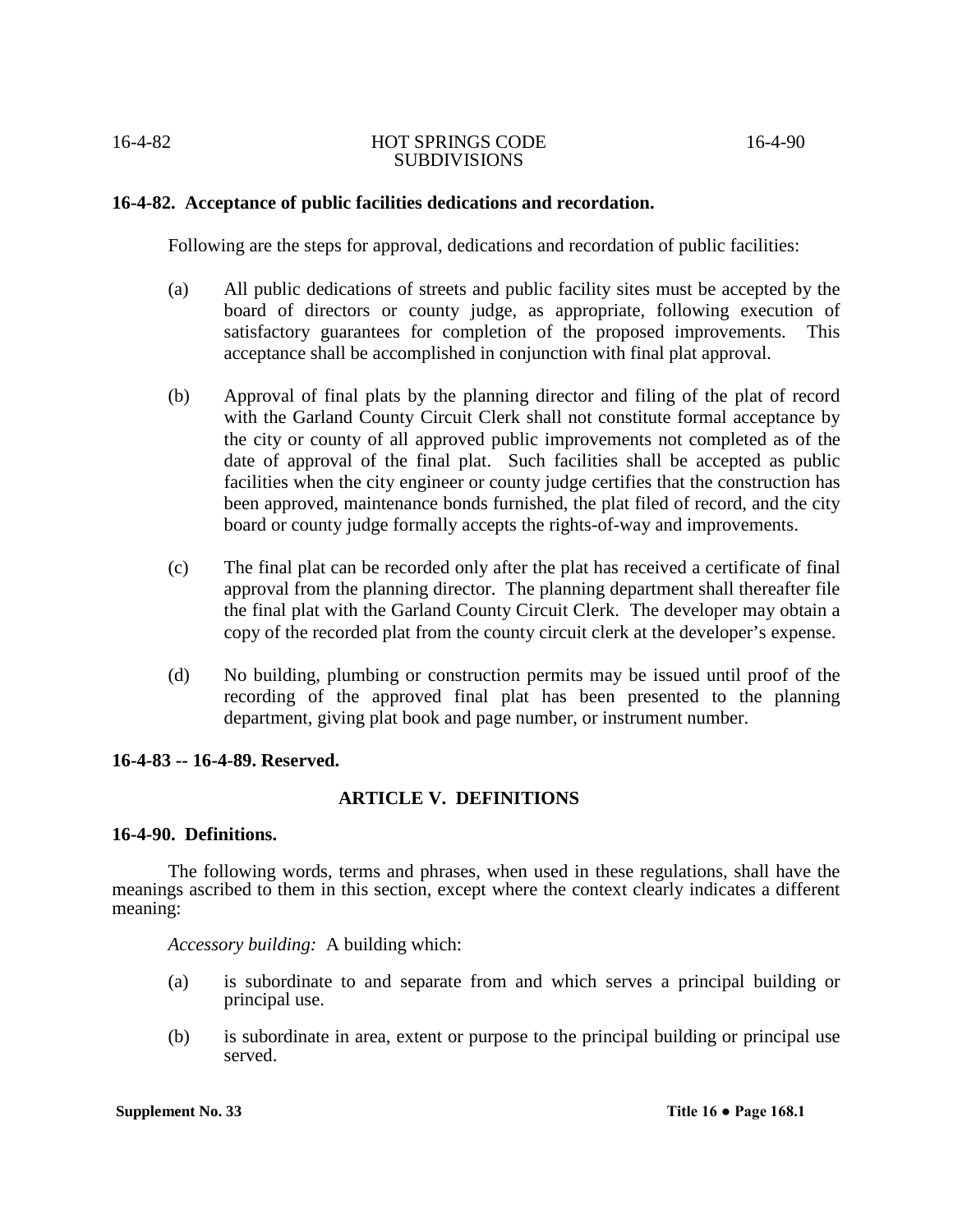**16-4-82. Acceptance of public facilities dedications and recordation.**

Following are the steps for approval, dedications and recordation of public facilities:

(a) All public dedications of streets and public facility sites must be accepted by the board of directors or county judge, as appropriate, following execution of satisfactory guarantees for completion of the proposed improvements. This acceptance shall be accomplished in conjunction with final plat approval.

(b) Approval of final plats by the planning director and filing of the plat of record with the Garland County Circuit Clerk shall not constitute formal acceptance by the city or county of all approved public improvements not completed as of the date of approval of the final plat. Such facilities shall be accepted as public facilities when the city engineer or county judge certifies that the construction has been approved, maintenance bonds furnished, the plat filed of record, and the city board or county judge formally accepts the rights-of-way and improvements.

(c) The final plat can be recorded only after the plat has received a certificate of final approval from the planning director. The planning department shall thereafter file the final plat with the Garland County Circuit Clerk. The developer may obtain a copy of the recorded plat from the county circuit clerk at the developer's expense.

(d) No building, plumbing or construction permits may be issued until proof of the recording of the approved final plat has been presented to the planning department, giving plat book and page number, or instrument number.

**16-4-83 -- 16-4-89. Reserved.**

## ARTICLE V. DEFINITIONS

**16-4-90. Definitions.**

The following words, terms and phrases, when used in these regulations, shall have the meanings ascribed to them in this section, except where the context clearly indicates a different meaning:

*Accessory building:* A building which:

(a) is subordinate to and separate from and which serves a principal building or principal use.

(b) is subordinate in area, extent or purpose to the principal building or principal use served.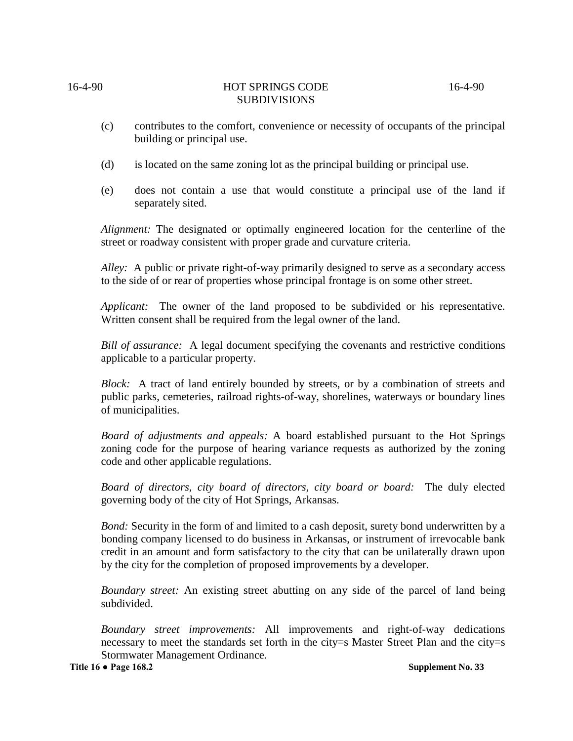(c) contributes to the comfort, convenience or necessity of occupants of the principal building or principal use.

(d) is located on the same zoning lot as the principal building or principal use.

(e) does not contain a use that would constitute a principal use of the land if separately sited.

*Alignment:* The designated or optimally engineered location for the centerline of the street or roadway consistent with proper grade and curvature criteria.

*Alley:* A public or private right-of-way primarily designed to serve as a secondary access to the side of or rear of properties whose principal frontage is on some other street.

*Applicant:* The owner of the land proposed to be subdivided or his representative. Written consent shall be required from the legal owner of the land.

*Bill of assurance:* A legal document specifying the covenants and restrictive conditions applicable to a particular property.

*Block:* A tract of land entirely bounded by streets, or by a combination of streets and public parks, cemeteries, railroad rights-of-way, shorelines, waterways or boundary lines of municipalities.

*Board of adjustments and appeals:* A board established pursuant to the Hot Springs zoning code for the purpose of hearing variance requests as authorized by the zoning code and other applicable regulations.

*Board of directors, city board of directors, city board or board:* The duly elected governing body of the city of Hot Springs, Arkansas.

*Bond:* Security in the form of and limited to a cash deposit, surety bond underwritten by a bonding company licensed to do business in Arkansas, or instrument of irrevocable bank credit in an amount and form satisfactory to the city that can be unilaterally drawn upon by the city for the completion of proposed improvements by a developer.

*Boundary street:* An existing street abutting on any side of the parcel of land being subdivided.

*Boundary street improvements:* All improvements and right-of-way dedications necessary to meet the standards set forth in the city=s Master Street Plan and the city=s Stormwater Management Ordinance.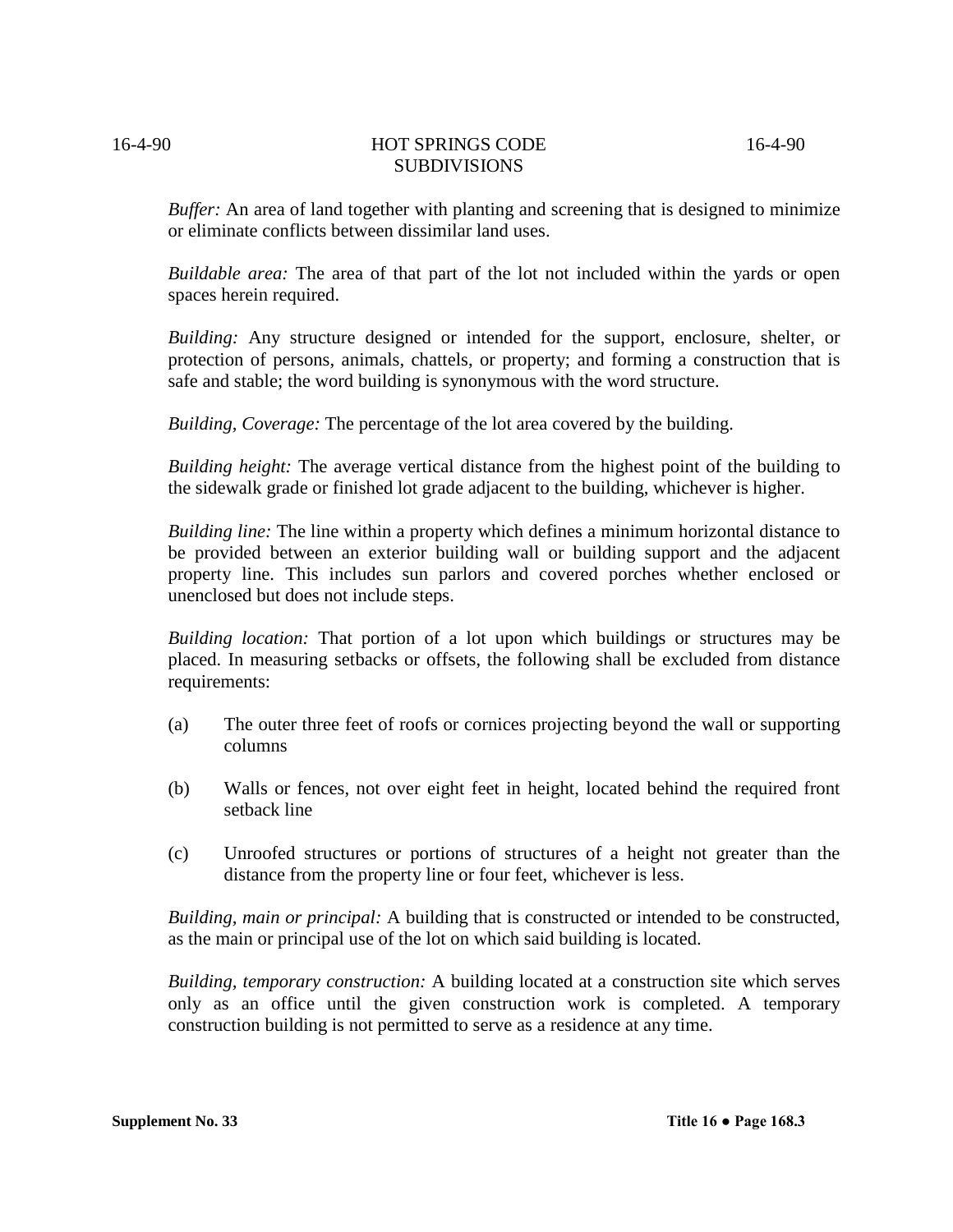*Buffer:* An area of land together with planting and screening that is designed to minimize or eliminate conflicts between dissimilar land uses.

*Buildable area:* The area of that part of the lot not included within the yards or open spaces herein required.

*Building:* Any structure designed or intended for the support, enclosure, shelter, or protection of persons, animals, chattels, or property; and forming a construction that is safe and stable; the word building is synonymous with the word structure.

*Building, Coverage:* The percentage of the lot area covered by the building.

*Building height:* The average vertical distance from the highest point of the building to the sidewalk grade or finished lot grade adjacent to the building, whichever is higher.

*Building line:* The line within a property which defines a minimum horizontal distance to be provided between an exterior building wall or building support and the adjacent property line. This includes sun parlors and covered porches whether enclosed or unenclosed but does not include steps.

*Building location:* That portion of a lot upon which buildings or structures may be placed. In measuring setbacks or offsets, the following shall be excluded from distance requirements:

(a) The outer three feet of roofs or cornices projecting beyond the wall or supporting columns

(b) Walls or fences, not over eight feet in height, located behind the required front setback line

(c) Unroofed structures or portions of structures of a height not greater than the distance from the property line or four feet, whichever is less.

*Building, main or principal:* A building that is constructed or intended to be constructed, as the main or principal use of the lot on which said building is located.

*Building, temporary construction:* A building located at a construction site which serves only as an office until the given construction work is completed. A temporary construction building is not permitted to serve as a residence at any time.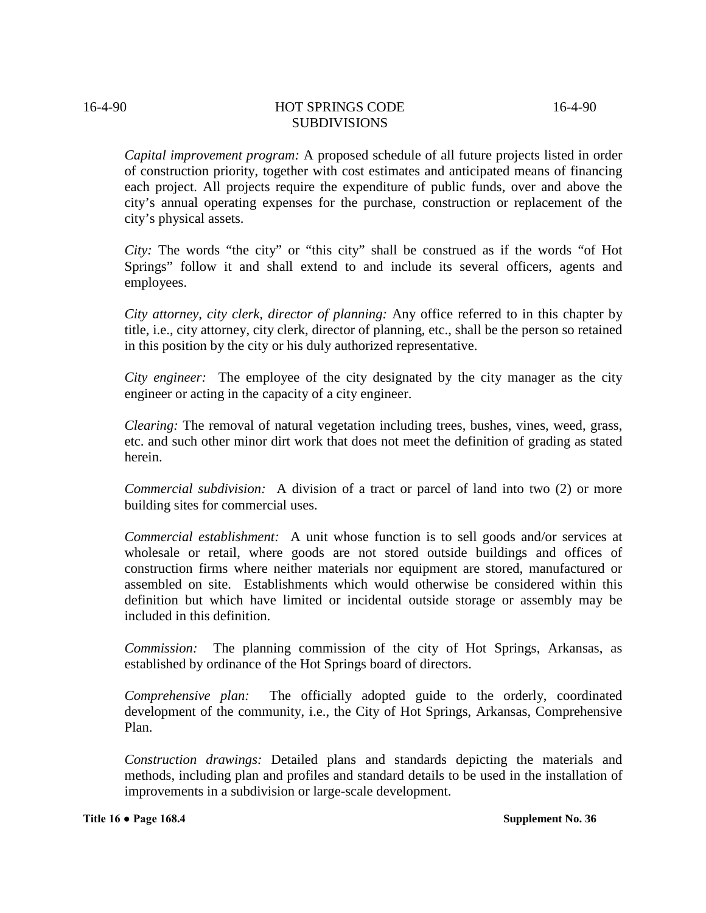*Capital improvement program:* A proposed schedule of all future projects listed in order of construction priority, together with cost estimates and anticipated means of financing each project. All projects require the expenditure of public funds, over and above the city's annual operating expenses for the purchase, construction or replacement of the city's physical assets.

*City:* The words "the city" or "this city" shall be construed as if the words "of Hot Springs" follow it and shall extend to and include its several officers, agents and employees.

*City attorney, city clerk, director of planning:* Any office referred to in this chapter by title, i.e., city attorney, city clerk, director of planning, etc., shall be the person so retained in this position by the city or his duly authorized representative.

*City engineer:* The employee of the city designated by the city manager as the city engineer or acting in the capacity of a city engineer.

*Clearing:* The removal of natural vegetation including trees, bushes, vines, weed, grass, etc. and such other minor dirt work that does not meet the definition of grading as stated herein.

*Commercial subdivision:* A division of a tract or parcel of land into two (2) or more building sites for commercial uses.

*Commercial establishment:* A unit whose function is to sell goods and/or services at wholesale or retail, where goods are not stored outside buildings and offices of construction firms where neither materials nor equipment are stored, manufactured or assembled on site. Establishments which would otherwise be considered within this definition but which have limited or incidental outside storage or assembly may be included in this definition.

*Commission:* The planning commission of the city of Hot Springs, Arkansas, as established by ordinance of the Hot Springs board of directors.

*Comprehensive plan:* The officially adopted guide to the orderly, coordinated development of the community, i.e., the City of Hot Springs, Arkansas, Comprehensive Plan.

*Construction drawings:* Detailed plans and standards depicting the materials and methods, including plan and profiles and standard details to be used in the installation of improvements in a subdivision or large-scale development.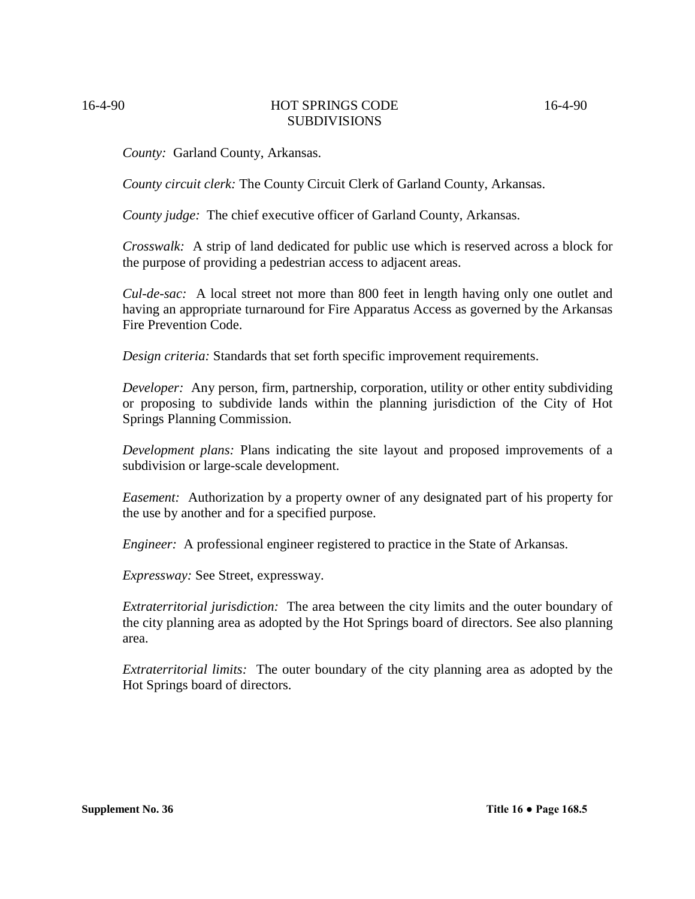*County:* Garland County, Arkansas.

*County circuit clerk:* The County Circuit Clerk of Garland County, Arkansas.

*County judge:* The chief executive officer of Garland County, Arkansas.

*Crosswalk:* A strip of land dedicated for public use which is reserved across a block for the purpose of providing a pedestrian access to adjacent areas.

*Cul-de-sac:* A local street not more than 800 feet in length having only one outlet and having an appropriate turnaround for Fire Apparatus Access as governed by the Arkansas Fire Prevention Code.

*Design criteria:* Standards that set forth specific improvement requirements.

*Developer:* Any person, firm, partnership, corporation, utility or other entity subdividing or proposing to subdivide lands within the planning jurisdiction of the City of Hot Springs Planning Commission.

*Development plans:* Plans indicating the site layout and proposed improvements of a subdivision or large-scale development.

*Easement:* Authorization by a property owner of any designated part of his property for the use by another and for a specified purpose.

*Engineer:* A professional engineer registered to practice in the State of Arkansas.

*Expressway:* See Street, expressway.

*Extraterritorial jurisdiction:* The area between the city limits and the outer boundary of the city planning area as adopted by the Hot Springs board of directors. See also planning area.

*Extraterritorial limits:* The outer boundary of the city planning area as adopted by the Hot Springs board of directors.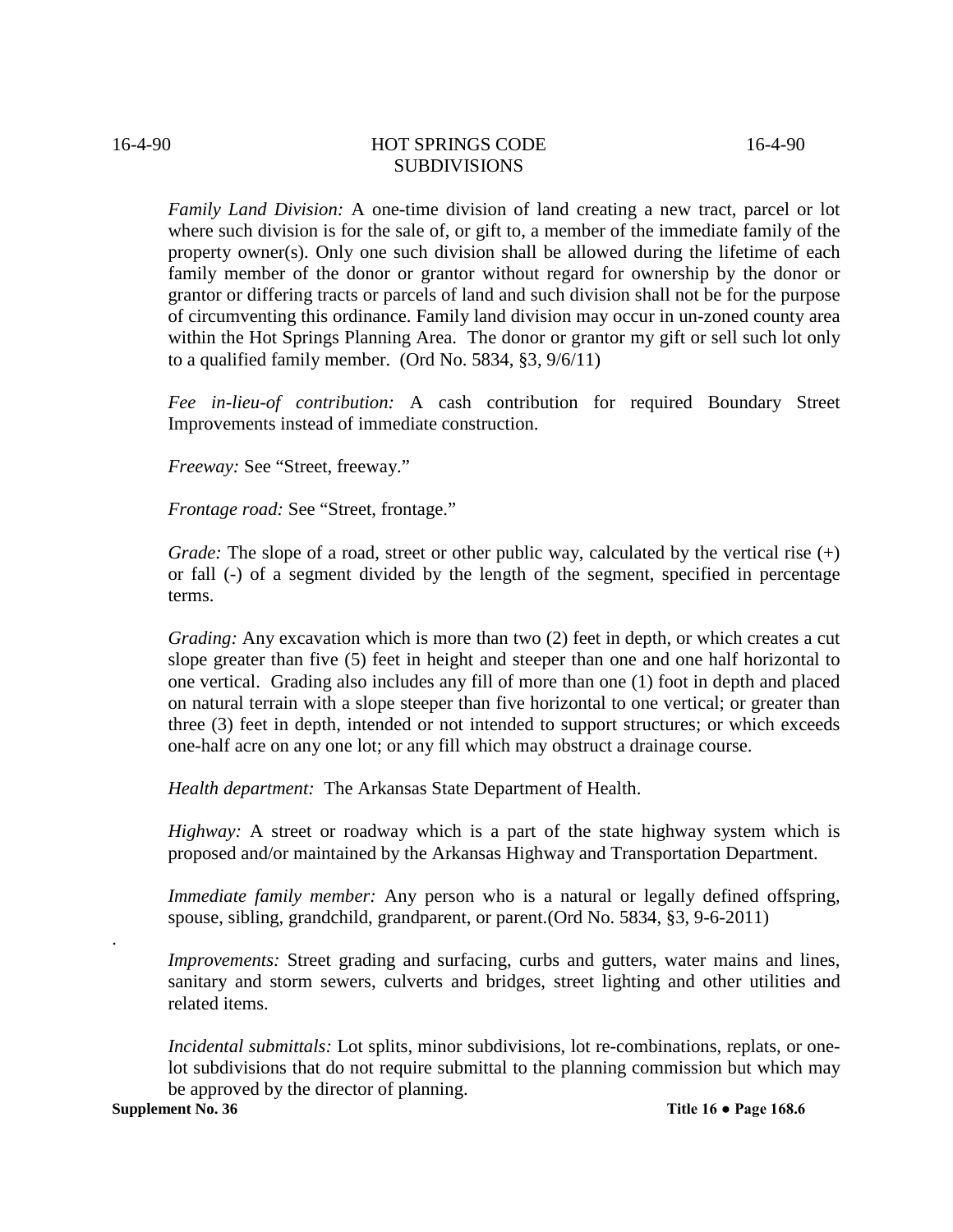*Family Land Division:* A one-time division of land creating a new tract, parcel or lot where such division is for the sale of, or gift to, a member of the immediate family of the property owner(s). Only one such division shall be allowed during the lifetime of each family member of the donor or grantor without regard for ownership by the donor or grantor or differing tracts or parcels of land and such division shall not be for the purpose of circumventing this ordinance. Family land division may occur in un-zoned county area within the Hot Springs Planning Area. The donor or grantor my gift or sell such lot only to a qualified family member. (Ord No. 5834, §3, 9/6/11)

*Fee in-lieu-of contribution:* A cash contribution for required Boundary Street Improvements instead of immediate construction.

*Freeway:* See "Street, freeway."

*Frontage road:* See "Street, frontage."

*Grade:* The slope of a road, street or other public way, calculated by the vertical rise (+) or fall (-) of a segment divided by the length of the segment, specified in percentage terms.

*Grading:* Any excavation which is more than two (2) feet in depth, or which creates a cut slope greater than five (5) feet in height and steeper than one and one half horizontal to one vertical. Grading also includes any fill of more than one (1) foot in depth and placed on natural terrain with a slope steeper than five horizontal to one vertical; or greater than three (3) feet in depth, intended or not intended to support structures; or which exceeds one-half acre on any one lot; or any fill which may obstruct a drainage course.

*Health department:* The Arkansas State Department of Health.

*Highway:* A street or roadway which is a part of the state highway system which is proposed and/or maintained by the Arkansas Highway and Transportation Department.

*Immediate family member:* Any person who is a natural or legally defined offspring, spouse, sibling, grandchild, grandparent, or parent.(Ord No. 5834, §3, 9-6-2011)

*Improvements:* Street grading and surfacing, curbs and gutters, water mains and lines, sanitary and storm sewers, culverts and bridges, street lighting and other utilities and related items.

*Incidental submittals:* Lot splits, minor subdivisions, lot re-combinations, replats, or one-lot subdivisions that do not require submittal to the planning commission but which may be approved by the director of planning.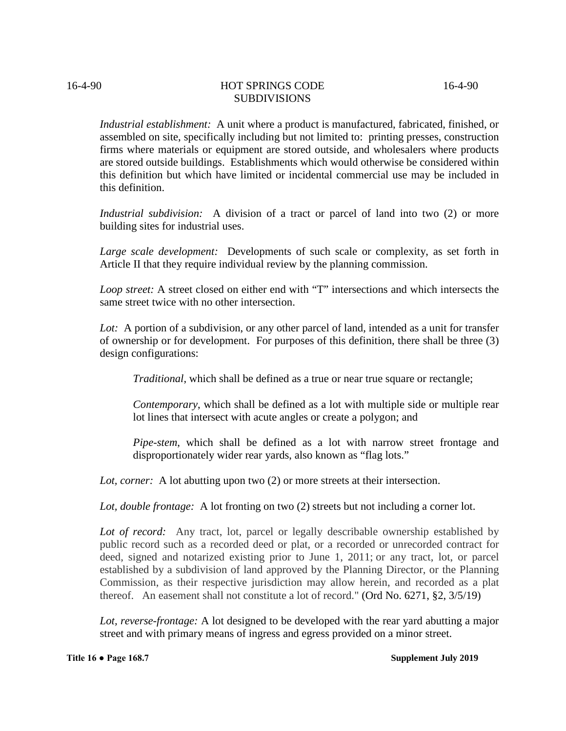*Industrial establishment:* A unit where a product is manufactured, fabricated, finished, or assembled on site, specifically including but not limited to: printing presses, construction firms where materials or equipment are stored outside, and wholesalers where products are stored outside buildings. Establishments which would otherwise be considered within this definition but which have limited or incidental commercial use may be included in this definition.

*Industrial subdivision:* A division of a tract or parcel of land into two (2) or more building sites for industrial uses.

*Large scale development:* Developments of such scale or complexity, as set forth in Article II that they require individual review by the planning commission.

*Loop street:* A street closed on either end with "T" intersections and which intersects the same street twice with no other intersection.

*Lot:* A portion of a subdivision, or any other parcel of land, intended as a unit for transfer of ownership or for development. For purposes of this definition, there shall be three (3) design configurations:

> *Traditional*, which shall be defined as a true or near true square or rectangle;
>
> *Contemporary*, which shall be defined as a lot with multiple side or multiple rear lot lines that intersect with acute angles or create a polygon; and
>
> *Pipe-stem*, which shall be defined as a lot with narrow street frontage and disproportionately wider rear yards, also known as "flag lots."

*Lot, corner:* A lot abutting upon two (2) or more streets at their intersection.

*Lot, double frontage:* A lot fronting on two (2) streets but not including a corner lot.

*Lot of record:* Any tract, lot, parcel or legally describable ownership established by public record such as a recorded deed or plat, or a recorded or unrecorded contract for deed, signed and notarized existing prior to June 1, 2011; or any tract, lot, or parcel established by a subdivision of land approved by the Planning Director, or the Planning Commission, as their respective jurisdiction may allow herein, and recorded as a plat thereof. An easement shall not constitute a lot of record." (Ord No. 6271, §2, 3/5/19)

*Lot, reverse-frontage:* A lot designed to be developed with the rear yard abutting a major street and with primary means of ingress and egress provided on a minor street.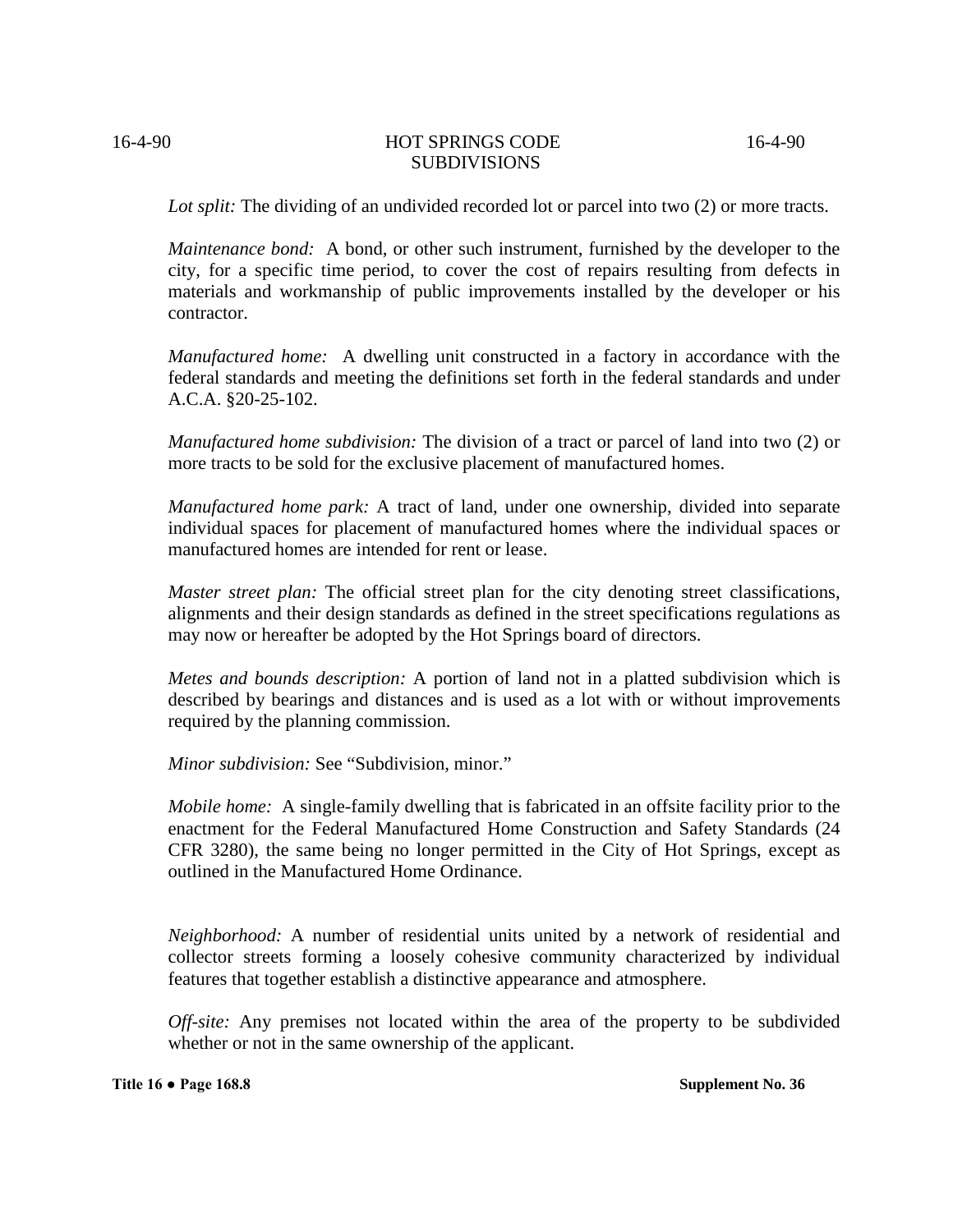*Lot split:* The dividing of an undivided recorded lot or parcel into two (2) or more tracts.

*Maintenance bond:* A bond, or other such instrument, furnished by the developer to the city, for a specific time period, to cover the cost of repairs resulting from defects in materials and workmanship of public improvements installed by the developer or his contractor.

*Manufactured home:* A dwelling unit constructed in a factory in accordance with the federal standards and meeting the definitions set forth in the federal standards and under A.C.A. §20-25-102.

*Manufactured home subdivision:* The division of a tract or parcel of land into two (2) or more tracts to be sold for the exclusive placement of manufactured homes.

*Manufactured home park:* A tract of land, under one ownership, divided into separate individual spaces for placement of manufactured homes where the individual spaces or manufactured homes are intended for rent or lease.

*Master street plan:* The official street plan for the city denoting street classifications, alignments and their design standards as defined in the street specifications regulations as may now or hereafter be adopted by the Hot Springs board of directors.

*Metes and bounds description:* A portion of land not in a platted subdivision which is described by bearings and distances and is used as a lot with or without improvements required by the planning commission.

*Minor subdivision:* See "Subdivision, minor."

*Mobile home:* A single-family dwelling that is fabricated in an offsite facility prior to the enactment for the Federal Manufactured Home Construction and Safety Standards (24 CFR 3280), the same being no longer permitted in the City of Hot Springs, except as outlined in the Manufactured Home Ordinance.

*Neighborhood:* A number of residential units united by a network of residential and collector streets forming a loosely cohesive community characterized by individual features that together establish a distinctive appearance and atmosphere.

*Off-site:* Any premises not located within the area of the property to be subdivided whether or not in the same ownership of the applicant.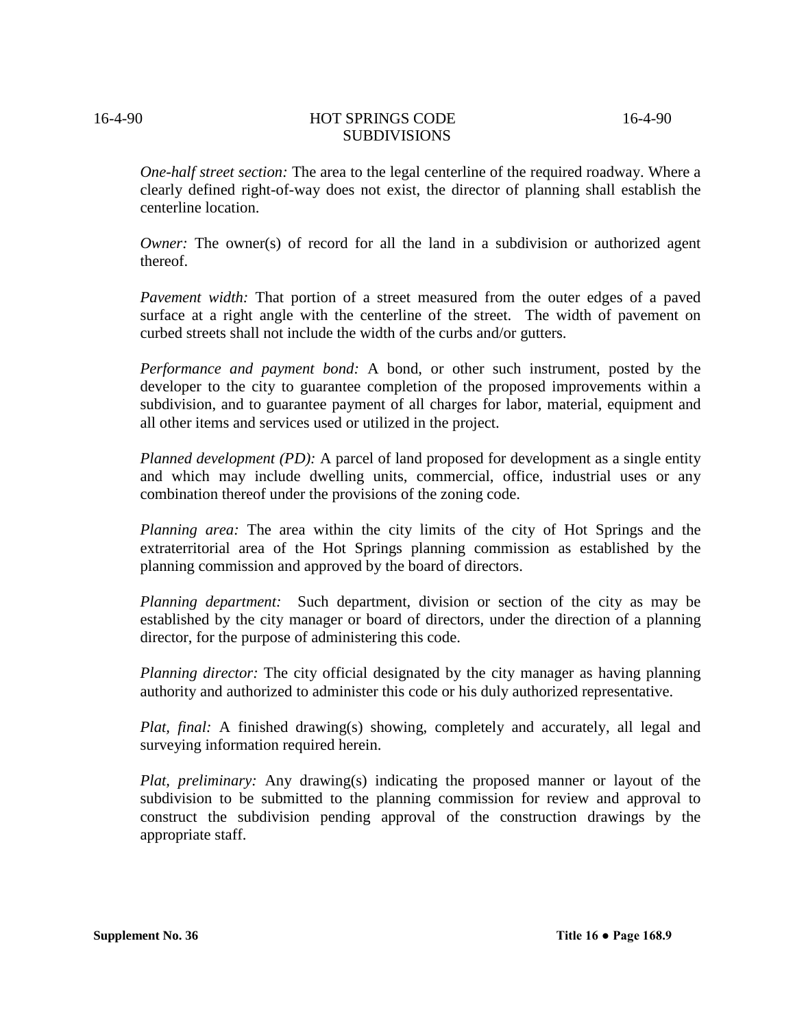*One-half street section:* The area to the legal centerline of the required roadway. Where a clearly defined right-of-way does not exist, the director of planning shall establish the centerline location.

*Owner:* The owner(s) of record for all the land in a subdivision or authorized agent thereof.

*Pavement width:* That portion of a street measured from the outer edges of a paved surface at a right angle with the centerline of the street. The width of pavement on curbed streets shall not include the width of the curbs and/or gutters.

*Performance and payment bond:* A bond, or other such instrument, posted by the developer to the city to guarantee completion of the proposed improvements within a subdivision, and to guarantee payment of all charges for labor, material, equipment and all other items and services used or utilized in the project.

*Planned development (PD):* A parcel of land proposed for development as a single entity and which may include dwelling units, commercial, office, industrial uses or any combination thereof under the provisions of the zoning code.

*Planning area:* The area within the city limits of the city of Hot Springs and the extraterritorial area of the Hot Springs planning commission as established by the planning commission and approved by the board of directors.

*Planning department:* Such department, division or section of the city as may be established by the city manager or board of directors, under the direction of a planning director, for the purpose of administering this code.

*Planning director:* The city official designated by the city manager as having planning authority and authorized to administer this code or his duly authorized representative.

*Plat, final:* A finished drawing(s) showing, completely and accurately, all legal and surveying information required herein.

*Plat, preliminary:* Any drawing(s) indicating the proposed manner or layout of the subdivision to be submitted to the planning commission for review and approval to construct the subdivision pending approval of the construction drawings by the appropriate staff.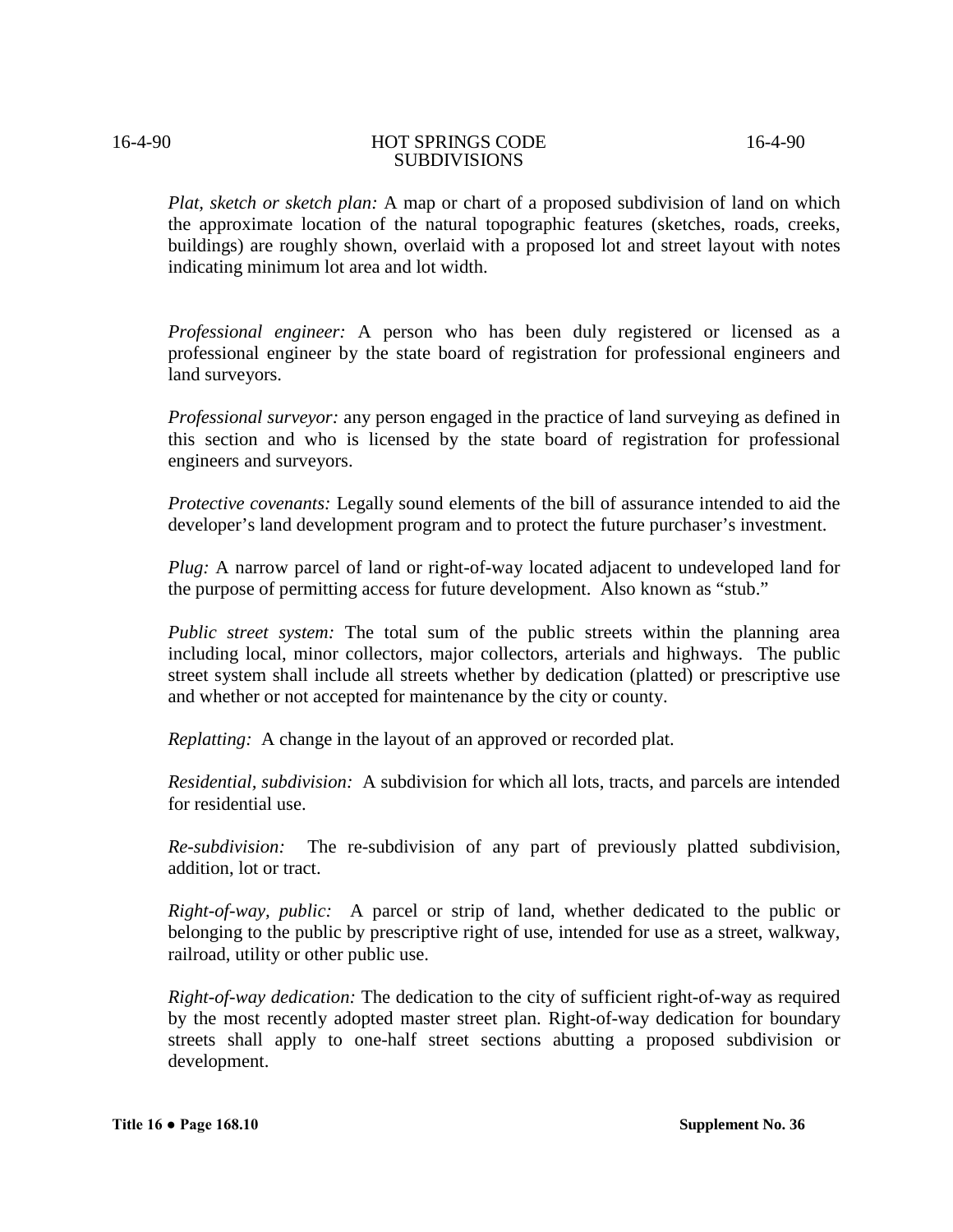*Plat, sketch or sketch plan:* A map or chart of a proposed subdivision of land on which the approximate location of the natural topographic features (sketches, roads, creeks, buildings) are roughly shown, overlaid with a proposed lot and street layout with notes indicating minimum lot area and lot width.

*Professional engineer:* A person who has been duly registered or licensed as a professional engineer by the state board of registration for professional engineers and land surveyors.

*Professional surveyor:* any person engaged in the practice of land surveying as defined in this section and who is licensed by the state board of registration for professional engineers and surveyors.

*Protective covenants:* Legally sound elements of the bill of assurance intended to aid the developer's land development program and to protect the future purchaser's investment.

*Plug:* A narrow parcel of land or right-of-way located adjacent to undeveloped land for the purpose of permitting access for future development. Also known as "stub."

*Public street system:* The total sum of the public streets within the planning area including local, minor collectors, major collectors, arterials and highways. The public street system shall include all streets whether by dedication (platted) or prescriptive use and whether or not accepted for maintenance by the city or county.

*Replatting:* A change in the layout of an approved or recorded plat.

*Residential, subdivision:* A subdivision for which all lots, tracts, and parcels are intended for residential use.

*Re-subdivision:* The re-subdivision of any part of previously platted subdivision, addition, lot or tract.

*Right-of-way, public:* A parcel or strip of land, whether dedicated to the public or belonging to the public by prescriptive right of use, intended for use as a street, walkway, railroad, utility or other public use.

*Right-of-way dedication:* The dedication to the city of sufficient right-of-way as required by the most recently adopted master street plan. Right-of-way dedication for boundary streets shall apply to one-half street sections abutting a proposed subdivision or development.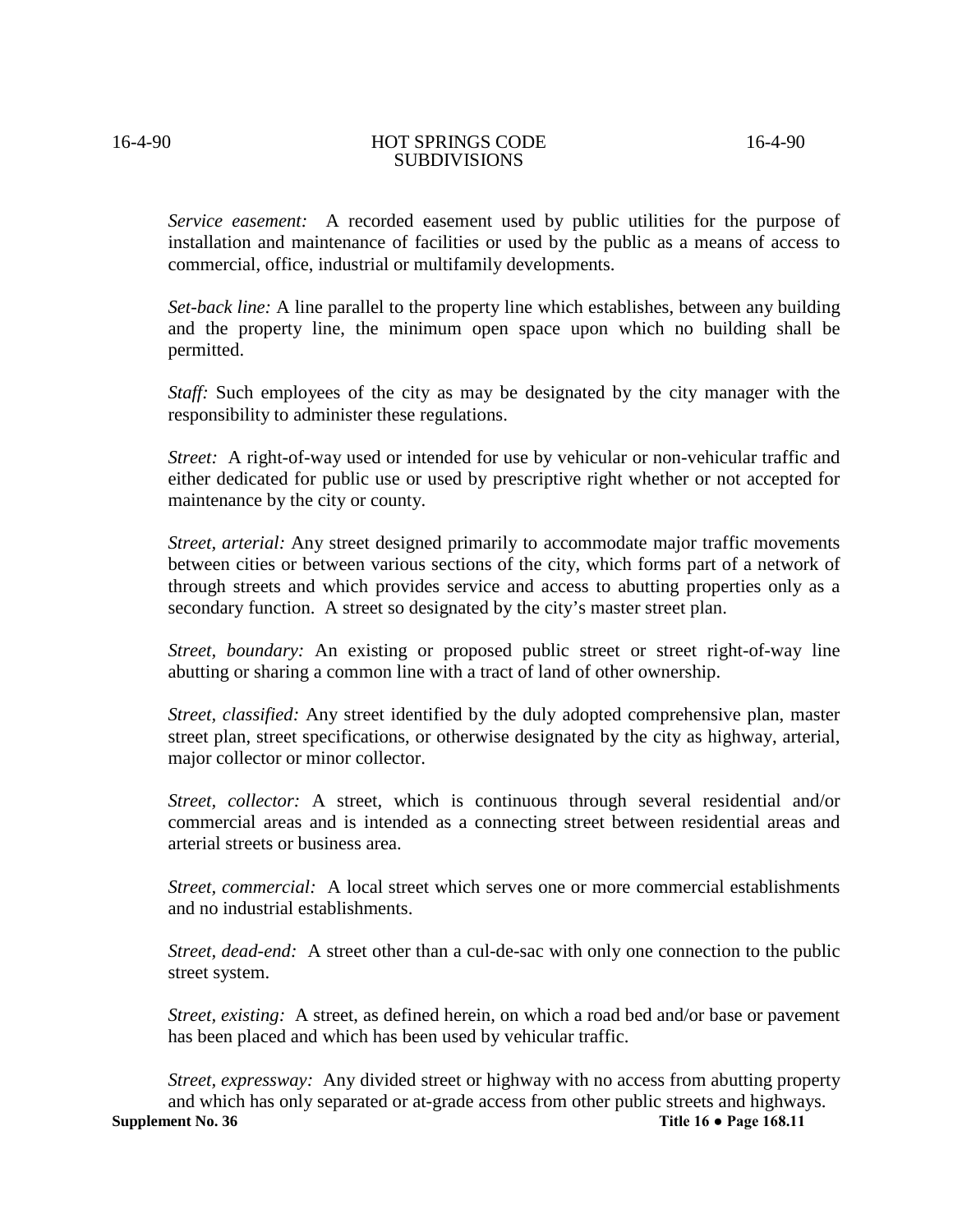*Service easement:* A recorded easement used by public utilities for the purpose of installation and maintenance of facilities or used by the public as a means of access to commercial, office, industrial or multifamily developments.

*Set-back line:* A line parallel to the property line which establishes, between any building and the property line, the minimum open space upon which no building shall be permitted.

*Staff:* Such employees of the city as may be designated by the city manager with the responsibility to administer these regulations.

*Street:* A right-of-way used or intended for use by vehicular or non-vehicular traffic and either dedicated for public use or used by prescriptive right whether or not accepted for maintenance by the city or county.

*Street, arterial:* Any street designed primarily to accommodate major traffic movements between cities or between various sections of the city, which forms part of a network of through streets and which provides service and access to abutting properties only as a secondary function. A street so designated by the city's master street plan.

*Street, boundary:* An existing or proposed public street or street right-of-way line abutting or sharing a common line with a tract of land of other ownership.

*Street, classified:* Any street identified by the duly adopted comprehensive plan, master street plan, street specifications, or otherwise designated by the city as highway, arterial, major collector or minor collector.

*Street, collector:* A street, which is continuous through several residential and/or commercial areas and is intended as a connecting street between residential areas and arterial streets or business area.

*Street, commercial:* A local street which serves one or more commercial establishments and no industrial establishments.

*Street, dead-end:* A street other than a cul-de-sac with only one connection to the public street system.

*Street, existing:* A street, as defined herein, on which a road bed and/or base or pavement has been placed and which has been used by vehicular traffic.

*Street, expressway:* Any divided street or highway with no access from abutting property and which has only separated or at-grade access from other public streets and highways.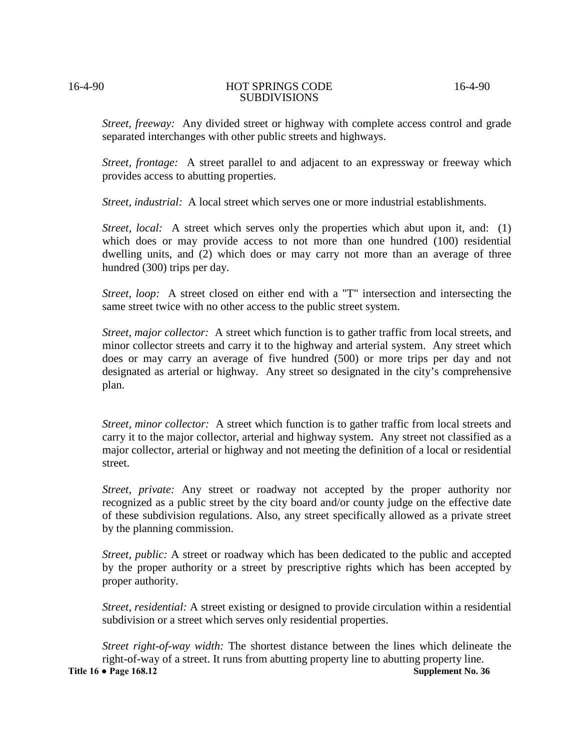*Street, freeway:* Any divided street or highway with complete access control and grade separated interchanges with other public streets and highways.

*Street, frontage:* A street parallel to and adjacent to an expressway or freeway which provides access to abutting properties.

*Street, industrial:* A local street which serves one or more industrial establishments.

*Street, local:* A street which serves only the properties which abut upon it, and: (1) which does or may provide access to not more than one hundred (100) residential dwelling units, and (2) which does or may carry not more than an average of three hundred (300) trips per day.

*Street, loop:* A street closed on either end with a "T" intersection and intersecting the same street twice with no other access to the public street system.

*Street, major collector:* A street which function is to gather traffic from local streets, and minor collector streets and carry it to the highway and arterial system. Any street which does or may carry an average of five hundred (500) or more trips per day and not designated as arterial or highway. Any street so designated in the city's comprehensive plan.

*Street, minor collector:* A street which function is to gather traffic from local streets and carry it to the major collector, arterial and highway system. Any street not classified as a major collector, arterial or highway and not meeting the definition of a local or residential street.

*Street, private:* Any street or roadway not accepted by the proper authority nor recognized as a public street by the city board and/or county judge on the effective date of these subdivision regulations. Also, any street specifically allowed as a private street by the planning commission.

*Street, public:* A street or roadway which has been dedicated to the public and accepted by the proper authority or a street by prescriptive rights which has been accepted by proper authority.

*Street, residential:* A street existing or designed to provide circulation within a residential subdivision or a street which serves only residential properties.

*Street right-of-way width:* The shortest distance between the lines which delineate the right-of-way of a street. It runs from abutting property line to abutting property line.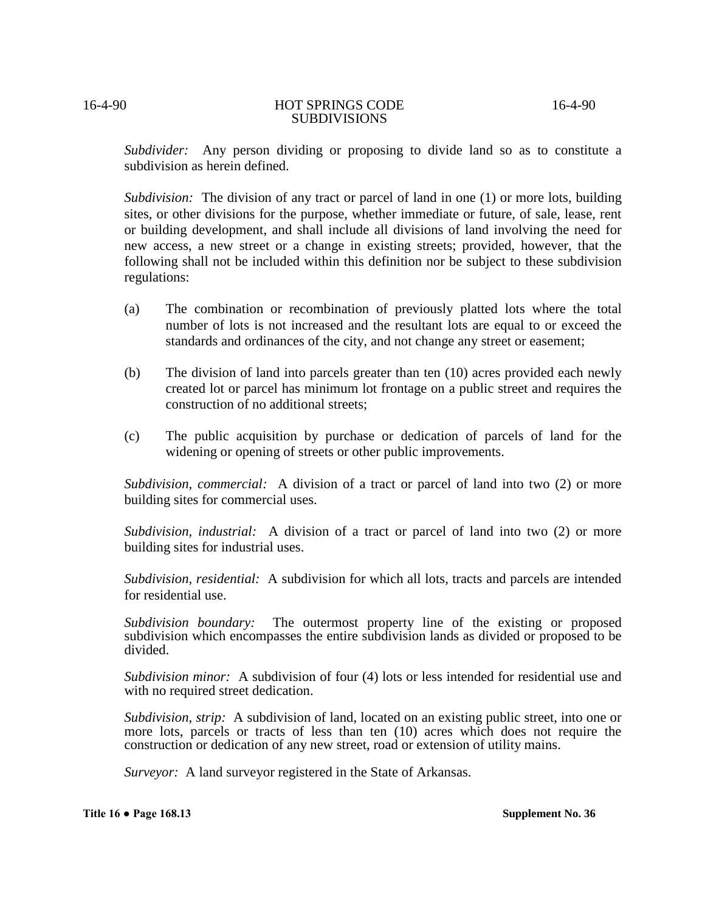*Subdivider:* Any person dividing or proposing to divide land so as to constitute a subdivision as herein defined.

*Subdivision:* The division of any tract or parcel of land in one (1) or more lots, building sites, or other divisions for the purpose, whether immediate or future, of sale, lease, rent or building development, and shall include all divisions of land involving the need for new access, a new street or a change in existing streets; provided, however, that the following shall not be included within this definition nor be subject to these subdivision regulations:

(a) The combination or recombination of previously platted lots where the total number of lots is not increased and the resultant lots are equal to or exceed the standards and ordinances of the city, and not change any street or easement;

(b) The division of land into parcels greater than ten (10) acres provided each newly created lot or parcel has minimum lot frontage on a public street and requires the construction of no additional streets;

(c) The public acquisition by purchase or dedication of parcels of land for the widening or opening of streets or other public improvements.

*Subdivision, commercial:* A division of a tract or parcel of land into two (2) or more building sites for commercial uses.

*Subdivision, industrial:* A division of a tract or parcel of land into two (2) or more building sites for industrial uses.

*Subdivision, residential:* A subdivision for which all lots, tracts and parcels are intended for residential use.

*Subdivision boundary:* The outermost property line of the existing or proposed subdivision which encompasses the entire subdivision lands as divided or proposed to be divided.

*Subdivision minor:* A subdivision of four (4) lots or less intended for residential use and with no required street dedication.

*Subdivision, strip:* A subdivision of land, located on an existing public street, into one or more lots, parcels or tracts of less than ten (10) acres which does not require the construction or dedication of any new street, road or extension of utility mains.

*Surveyor:* A land surveyor registered in the State of Arkansas.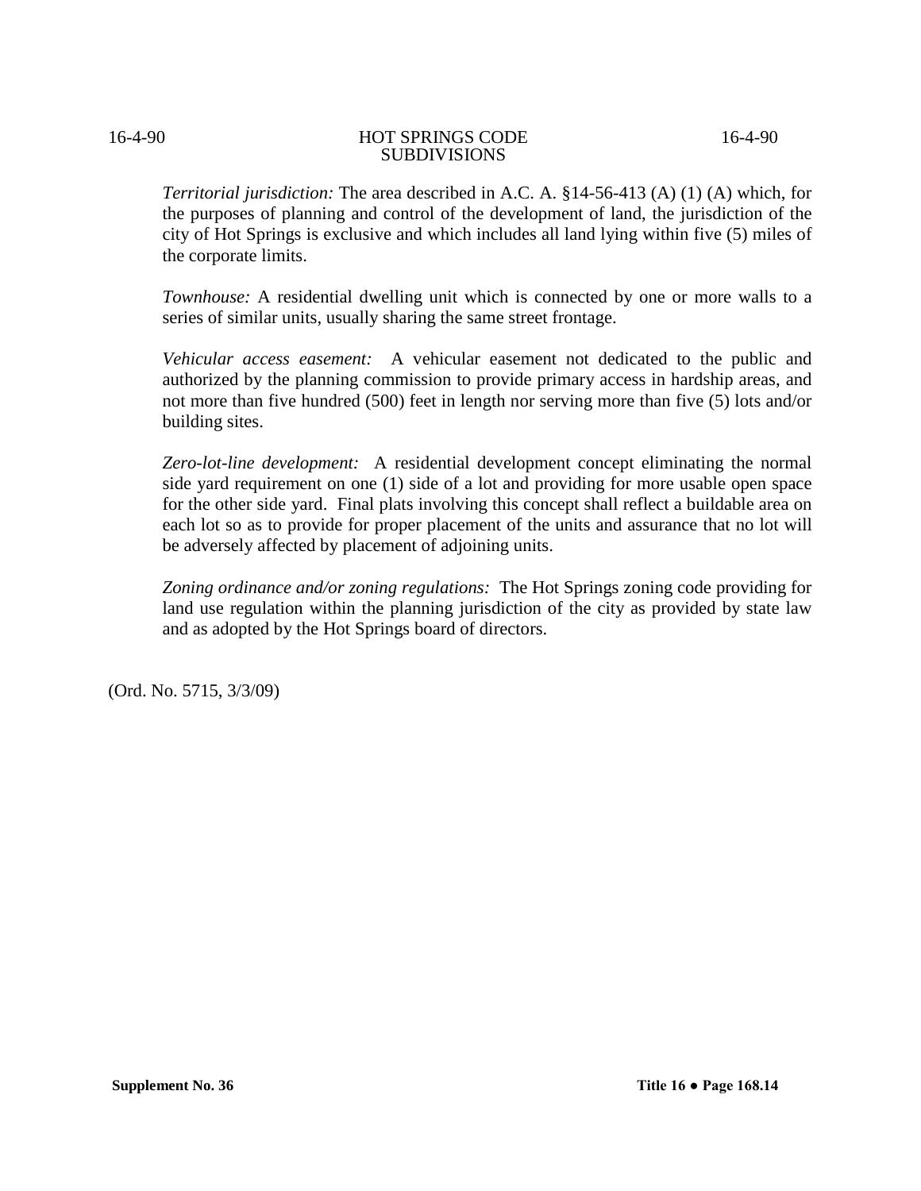*Territorial jurisdiction:* The area described in A.C. A. §14-56-413 (A) (1) (A) which, for the purposes of planning and control of the development of land, the jurisdiction of the city of Hot Springs is exclusive and which includes all land lying within five (5) miles of the corporate limits.

*Townhouse:* A residential dwelling unit which is connected by one or more walls to a series of similar units, usually sharing the same street frontage.

*Vehicular access easement:* A vehicular easement not dedicated to the public and authorized by the planning commission to provide primary access in hardship areas, and not more than five hundred (500) feet in length nor serving more than five (5) lots and/or building sites.

*Zero-lot-line development:* A residential development concept eliminating the normal side yard requirement on one (1) side of a lot and providing for more usable open space for the other side yard. Final plats involving this concept shall reflect a buildable area on each lot so as to provide for proper placement of the units and assurance that no lot will be adversely affected by placement of adjoining units.

*Zoning ordinance and/or zoning regulations:* The Hot Springs zoning code providing for land use regulation within the planning jurisdiction of the city as provided by state law and as adopted by the Hot Springs board of directors.

(Ord. No. 5715, 3/3/09)